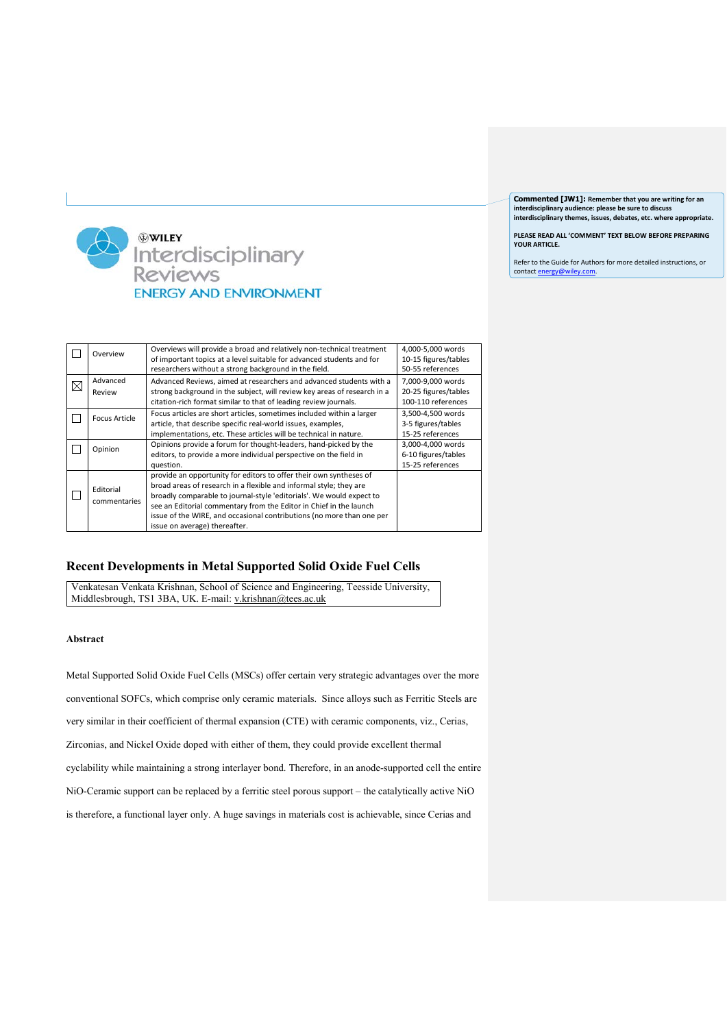Commented [JW1]: Remember that you are writing for an interdisciplinary audience: please be sure to discuss interdisciplinary themes, issues, debates, etc. where appropriate.

PLEASE READ ALL 'COMMENT' TEXT BELOW BEFORE PREPARING YOUR ARTICLE.

Refer to the Guide for Authors for more detailed instructions, or contact energy@wiley.com.

WILEY Interdisciplinary Reviews ENERGY AND ENVIRONMENT

| | | | |
|---|---|---|---|
| ☐ | Overview | Overviews will provide a broad and relatively non-technical treatment of important topics at a level suitable for advanced students and for researchers without a strong background in the field. | 4,000-5,000 words<br>10-15 figures/tables<br>50-55 references |
| ☒ | Advanced Review | Advanced Reviews, aimed at researchers and advanced students with a strong background in the subject, will review key areas of research in a citation-rich format similar to that of leading review journals. | 7,000-9,000 words<br>20-25 figures/tables<br>100-110 references |
| ☐ | Focus Article | Focus articles are short articles, sometimes included within a larger article, that describe specific real-world issues, examples, implementations, etc. These articles will be technical in nature. | 3,500-4,500 words<br>3-5 figures/tables<br>15-25 references |
| ☐ | Opinion | Opinions provide a forum for thought-leaders, hand-picked by the editors, to provide a more individual perspective on the field in question. | 3,000-4,000 words<br>6-10 figures/tables<br>15-25 references |
| ☐ | Editorial commentaries | provide an opportunity for editors to offer their own syntheses of broad areas of research in a flexible and informal style; they are broadly comparable to journal-style 'editorials'. We would expect to see an Editorial commentary from the Editor in Chief in the launch issue of the WIRE, and occasional contributions (no more than one per issue on average) thereafter. | |

# Recent Developments in Metal Supported Solid Oxide Fuel Cells

Venkatesan Venkata Krishnan, School of Science and Engineering, Teesside University, Middlesbrough, TS1 3BA, UK. E-mail: v.krishnan@tees.ac.uk

### Abstract

Metal Supported Solid Oxide Fuel Cells (MSCs) offer certain very strategic advantages over the more conventional SOFCs, which comprise only ceramic materials. Since alloys such as Ferritic Steels are very similar in their coefficient of thermal expansion (CTE) with ceramic components, viz., Cerias, Zirconias, and Nickel Oxide doped with either of them, they could provide excellent thermal cyclability while maintaining a strong interlayer bond. Therefore, in an anode-supported cell the entire NiO-Ceramic support can be replaced by a ferritic steel porous support – the catalytically active NiO is therefore, a functional layer only. A huge savings in materials cost is achievable, since Cerias and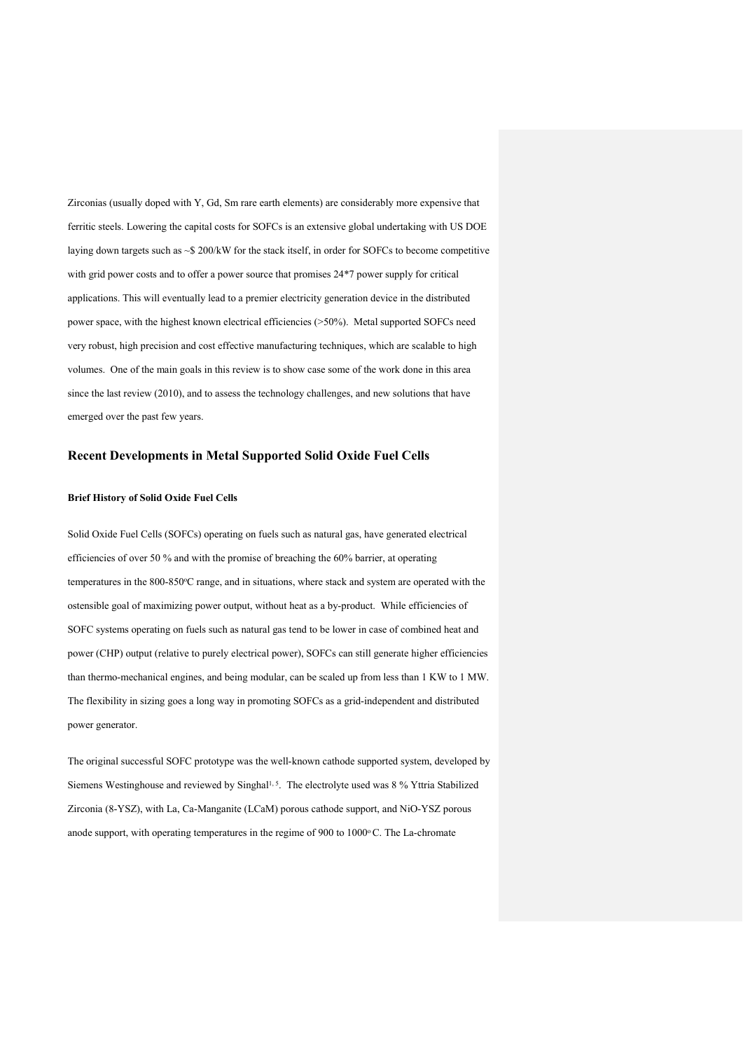Zirconias (usually doped with Y, Gd, Sm rare earth elements) are considerably more expensive that ferritic steels. Lowering the capital costs for SOFCs is an extensive global undertaking with US DOE laying down targets such as ~$ 200/kW for the stack itself, in order for SOFCs to become competitive with grid power costs and to offer a power source that promises 24*7 power supply for critical applications. This will eventually lead to a premier electricity generation device in the distributed power space, with the highest known electrical efficiencies (>50%). Metal supported SOFCs need very robust, high precision and cost effective manufacturing techniques, which are scalable to high volumes. One of the main goals in this review is to show case some of the work done in this area since the last review (2010), and to assess the technology challenges, and new solutions that have emerged over the past few years.

## Recent Developments in Metal Supported Solid Oxide Fuel Cells

### Brief History of Solid Oxide Fuel Cells

Solid Oxide Fuel Cells (SOFCs) operating on fuels such as natural gas, have generated electrical efficiencies of over 50 % and with the promise of breaching the 60% barrier, at operating temperatures in the 800-850°C range, and in situations, where stack and system are operated with the ostensible goal of maximizing power output, without heat as a by-product. While efficiencies of SOFC systems operating on fuels such as natural gas tend to be lower in case of combined heat and power (CHP) output (relative to purely electrical power), SOFCs can still generate higher efficiencies than thermo-mechanical engines, and being modular, can be scaled up from less than 1 KW to 1 MW. The flexibility in sizing goes a long way in promoting SOFCs as a grid-independent and distributed power generator.

The original successful SOFC prototype was the well-known cathode supported system, developed by Siemens Westinghouse and reviewed by Singhal[1, 5]. The electrolyte used was 8 % Yttria Stabilized Zirconia (8-YSZ), with La, Ca-Manganite (LCaM) porous cathode support, and NiO-YSZ porous anode support, with operating temperatures in the regime of 900 to 1000° C. The La-chromate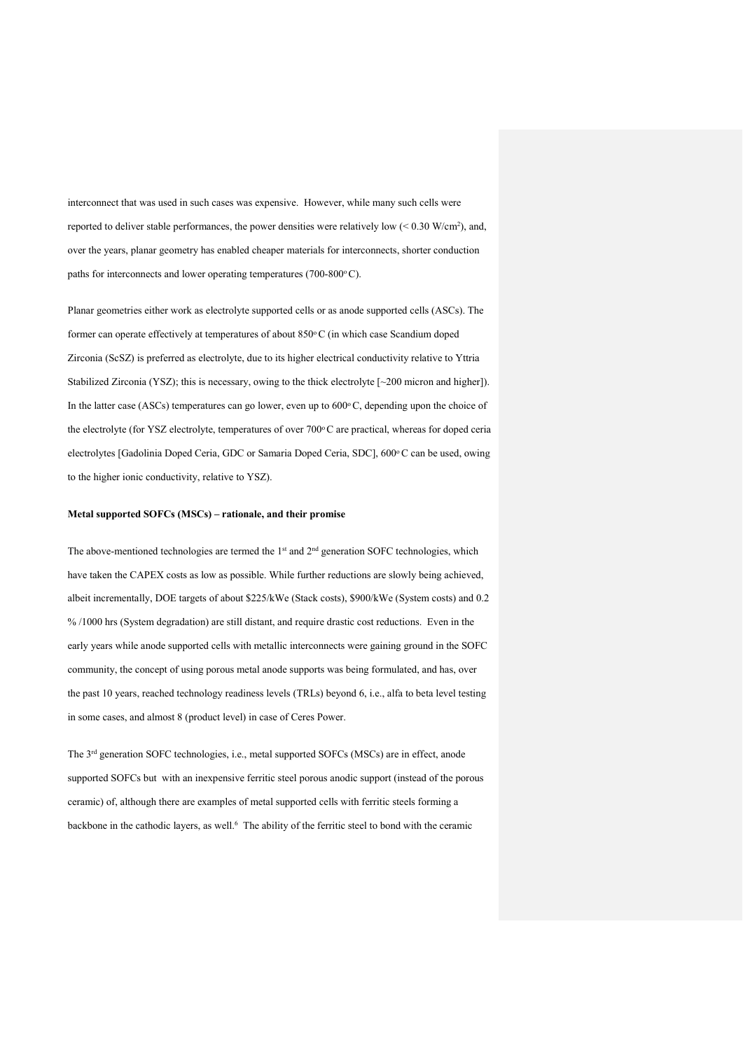interconnect that was used in such cases was expensive. However, while many such cells were reported to deliver stable performances, the power densities were relatively low (< 0.30 W/cm$^2$), and, over the years, planar geometry has enabled cheaper materials for interconnects, shorter conduction paths for interconnects and lower operating temperatures (700-800$^o$ C).

Planar geometries either work as electrolyte supported cells or as anode supported cells (ASCs). The former can operate effectively at temperatures of about 850$^o$ C (in which case Scandium doped Zirconia (ScSZ) is preferred as electrolyte, due to its higher electrical conductivity relative to Yttria Stabilized Zirconia (YSZ); this is necessary, owing to the thick electrolyte [~200 micron and higher]). In the latter case (ASCs) temperatures can go lower, even up to 600$^o$ C, depending upon the choice of the electrolyte (for YSZ electrolyte, temperatures of over 700$^o$ C are practical, whereas for doped ceria electrolytes [Gadolinia Doped Ceria, GDC or Samaria Doped Ceria, SDC], 600$^o$ C can be used, owing to the higher ionic conductivity, relative to YSZ).

**Metal supported SOFCs (MSCs) – rationale, and their promise**

The above-mentioned technologies are termed the 1st and 2nd generation SOFC technologies, which have taken the CAPEX costs as low as possible. While further reductions are slowly being achieved, albeit incrementally, DOE targets of about $225/kWe (Stack costs), $900/kWe (System costs) and 0.2 % /1000 hrs (System degradation) are still distant, and require drastic cost reductions. Even in the early years while anode supported cells with metallic interconnects were gaining ground in the SOFC community, the concept of using porous metal anode supports was being formulated, and has, over the past 10 years, reached technology readiness levels (TRLs) beyond 6, i.e., alfa to beta level testing in some cases, and almost 8 (product level) in case of Ceres Power.

The 3rd generation SOFC technologies, i.e., metal supported SOFCs (MSCs) are in effect, anode supported SOFCs but with an inexpensive ferritic steel porous anodic support (instead of the porous ceramic) of, although there are examples of metal supported cells with ferritic steels forming a backbone in the cathodic layers, as well.[6] The ability of the ferritic steel to bond with the ceramic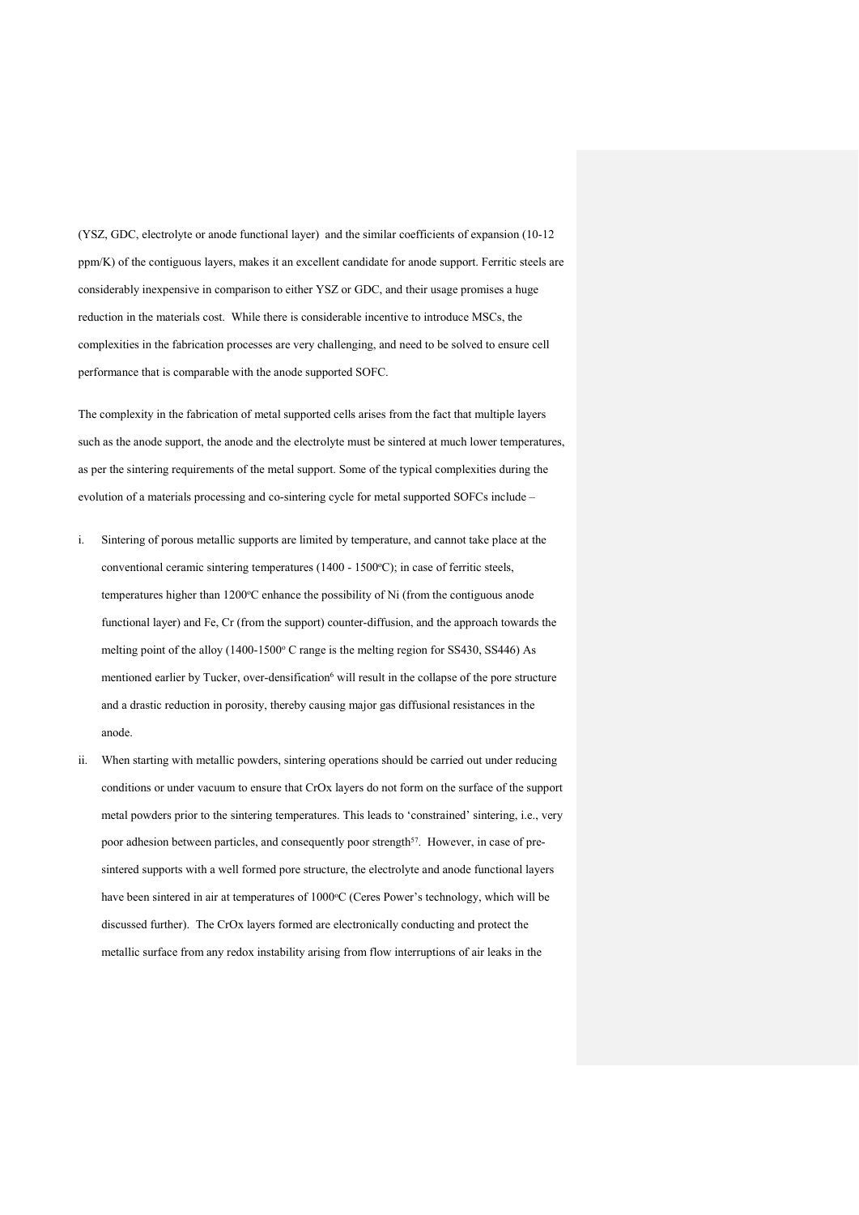(YSZ, GDC, electrolyte or anode functional layer) and the similar coefficients of expansion (10-12 ppm/K) of the contiguous layers, makes it an excellent candidate for anode support. Ferritic steels are considerably inexpensive in comparison to either YSZ or GDC, and their usage promises a huge reduction in the materials cost. While there is considerable incentive to introduce MSCs, the complexities in the fabrication processes are very challenging, and need to be solved to ensure cell performance that is comparable with the anode supported SOFC.

The complexity in the fabrication of metal supported cells arises from the fact that multiple layers such as the anode support, the anode and the electrolyte must be sintered at much lower temperatures, as per the sintering requirements of the metal support. Some of the typical complexities during the evolution of a materials processing and co-sintering cycle for metal supported SOFCs include –

i. Sintering of porous metallic supports are limited by temperature, and cannot take place at the conventional ceramic sintering temperatures (1400 - 1500°C); in case of ferritic steels, temperatures higher than 1200°C enhance the possibility of Ni (from the contiguous anode functional layer) and Fe, Cr (from the support) counter-diffusion, and the approach towards the melting point of the alloy (1400-1500° C range is the melting region for SS430, SS446) As mentioned earlier by Tucker, over-densification[6] will result in the collapse of the pore structure and a drastic reduction in porosity, thereby causing major gas diffusional resistances in the anode.
ii. When starting with metallic powders, sintering operations should be carried out under reducing conditions or under vacuum to ensure that CrOx layers do not form on the surface of the support metal powders prior to the sintering temperatures. This leads to 'constrained' sintering, i.e., very poor adhesion between particles, and consequently poor strength[57]. However, in case of pre-sintered supports with a well formed pore structure, the electrolyte and anode functional layers have been sintered in air at temperatures of 1000°C (Ceres Power's technology, which will be discussed further). The CrOx layers formed are electronically conducting and protect the metallic surface from any redox instability arising from flow interruptions of air leaks in the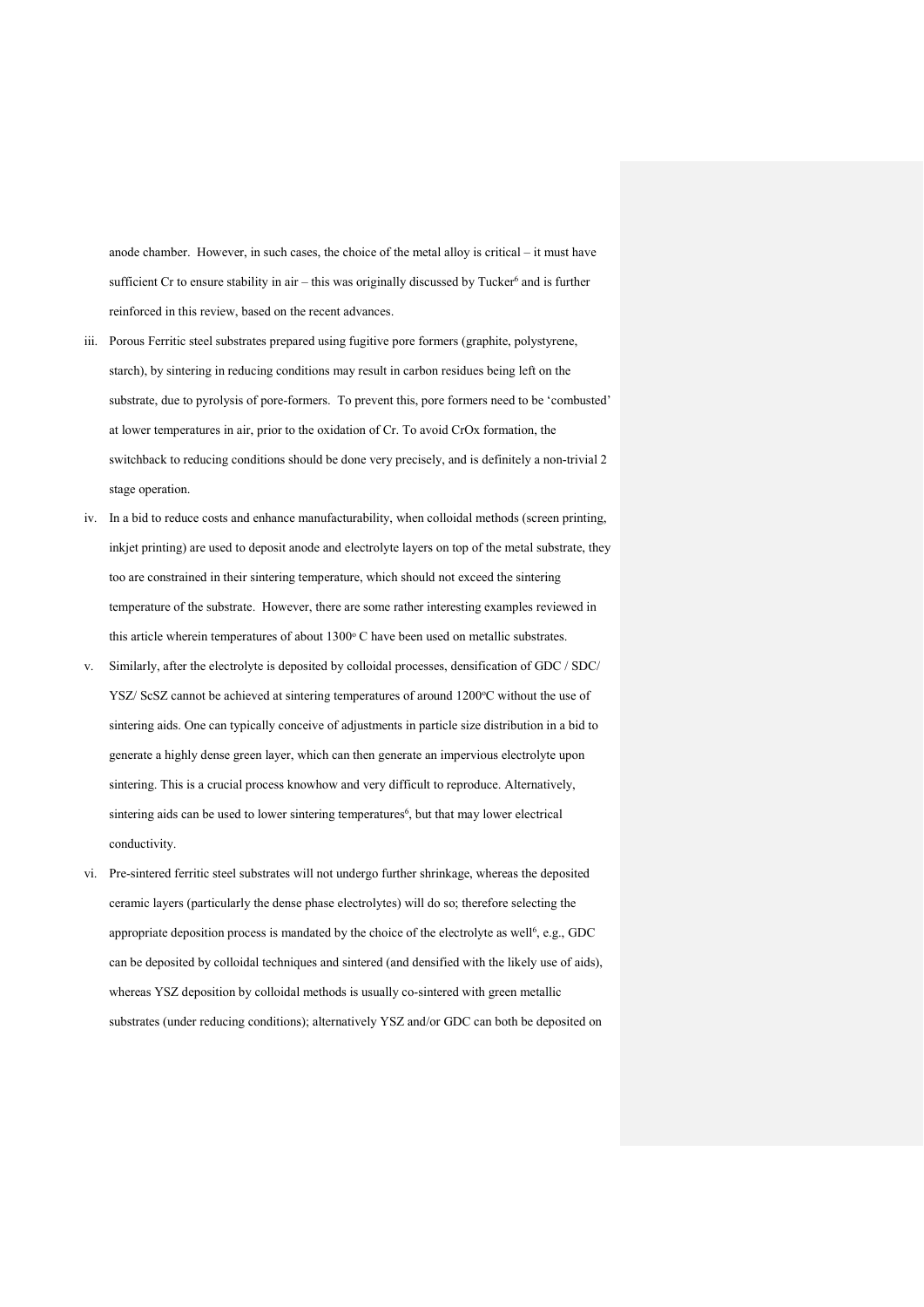anode chamber. However, in such cases, the choice of the metal alloy is critical – it must have sufficient Cr to ensure stability in air – this was originally discussed by Tucker[6] and is further reinforced in this review, based on the recent advances.

iii. Porous Ferritic steel substrates prepared using fugitive pore formers (graphite, polystyrene, starch), by sintering in reducing conditions may result in carbon residues being left on the substrate, due to pyrolysis of pore-formers. To prevent this, pore formers need to be 'combusted' at lower temperatures in air, prior to the oxidation of Cr. To avoid CrOx formation, the switchback to reducing conditions should be done very precisely, and is definitely a non-trivial 2 stage operation.

iv. In a bid to reduce costs and enhance manufacturability, when colloidal methods (screen printing, inkjet printing) are used to deposit anode and electrolyte layers on top of the metal substrate, they too are constrained in their sintering temperature, which should not exceed the sintering temperature of the substrate. However, there are some rather interesting examples reviewed in this article wherein temperatures of about 1300° C have been used on metallic substrates.

v. Similarly, after the electrolyte is deposited by colloidal processes, densification of GDC / SDC/ YSZ/ ScSZ cannot be achieved at sintering temperatures of around 1200°C without the use of sintering aids. One can typically conceive of adjustments in particle size distribution in a bid to generate a highly dense green layer, which can then generate an impervious electrolyte upon sintering. This is a crucial process knowhow and very difficult to reproduce. Alternatively, sintering aids can be used to lower sintering temperatures[6], but that may lower electrical conductivity.

vi. Pre-sintered ferritic steel substrates will not undergo further shrinkage, whereas the deposited ceramic layers (particularly the dense phase electrolytes) will do so; therefore selecting the appropriate deposition process is mandated by the choice of the electrolyte as well[6], e.g., GDC can be deposited by colloidal techniques and sintered (and densified with the likely use of aids), whereas YSZ deposition by colloidal methods is usually co-sintered with green metallic substrates (under reducing conditions); alternatively YSZ and/or GDC can both be deposited on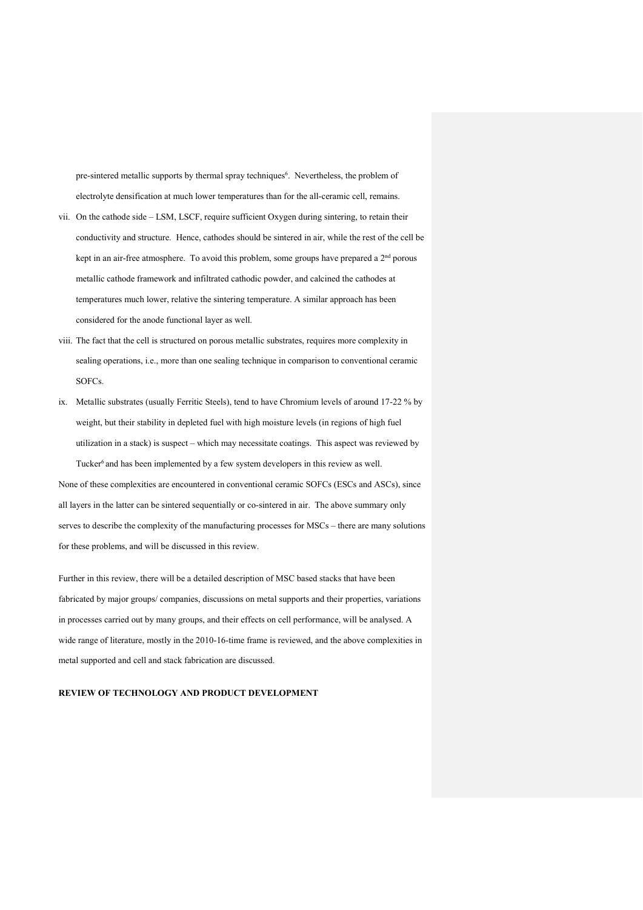pre-sintered metallic supports by thermal spray techniques[6]. Nevertheless, the problem of electrolyte densification at much lower temperatures than for the all-ceramic cell, remains.

vii. On the cathode side – LSM, LSCF, require sufficient Oxygen during sintering, to retain their conductivity and structure. Hence, cathodes should be sintered in air, while the rest of the cell be kept in an air-free atmosphere. To avoid this problem, some groups have prepared a 2nd porous metallic cathode framework and infiltrated cathodic powder, and calcined the cathodes at temperatures much lower, relative the sintering temperature. A similar approach has been considered for the anode functional layer as well.

viii. The fact that the cell is structured on porous metallic substrates, requires more complexity in sealing operations, i.e., more than one sealing technique in comparison to conventional ceramic SOFCs.

ix. Metallic substrates (usually Ferritic Steels), tend to have Chromium levels of around 17-22 % by weight, but their stability in depleted fuel with high moisture levels (in regions of high fuel utilization in a stack) is suspect – which may necessitate coatings. This aspect was reviewed by Tucker[6] and has been implemented by a few system developers in this review as well.

None of these complexities are encountered in conventional ceramic SOFCs (ESCs and ASCs), since all layers in the latter can be sintered sequentially or co-sintered in air. The above summary only serves to describe the complexity of the manufacturing processes for MSCs – there are many solutions for these problems, and will be discussed in this review.

Further in this review, there will be a detailed description of MSC based stacks that have been fabricated by major groups/ companies, discussions on metal supports and their properties, variations in processes carried out by many groups, and their effects on cell performance, will be analysed. A wide range of literature, mostly in the 2010-16-time frame is reviewed, and the above complexities in metal supported and cell and stack fabrication are discussed.

## REVIEW OF TECHNOLOGY AND PRODUCT DEVELOPMENT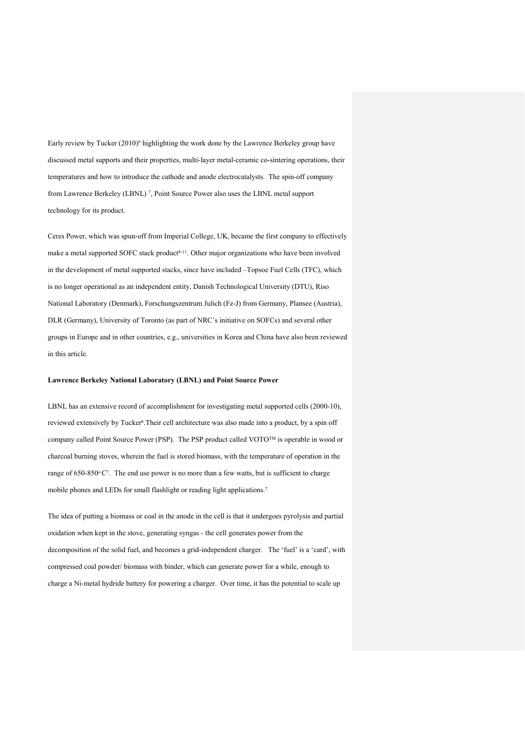Early review by Tucker (2010)[6] highlighting the work done by the Lawrence Berkeley group have discussed metal supports and their properties, multi-layer metal-ceramic co-sintering operations, their temperatures and how to introduce the cathode and anode electrocatalysts. The spin-off company from Lawrence Berkeley (LBNL) [7], Point Source Power also uses the LBNL metal support technology for its product.

Ceres Power, which was spun-off from Imperial College, UK, became the first company to effectively make a metal supported SOFC stack product[8-11]. Other major organizations who have been involved in the development of metal supported stacks, since have included –Topsoe Fuel Cells (TFC), which is no longer operational as an independent entity, Danish Technological University (DTU), Riso National Laboratory (Denmark), Forschungszentrum Julich (Fz-J) from Germany, Plansee (Austria), DLR (Germany), University of Toronto (as part of NRC's initiative on SOFCs) and several other groups in Europe and in other countries, e.g., universities in Korea and China have also been reviewed in this article.

**Lawrence Berkeley National Laboratory (LBNL) and Point Source Power**

LBNL has an extensive record of accomplishment for investigating metal supported cells (2000-10), reviewed extensively by Tucker[6].Their cell architecture was also made into a product, by a spin off company called Point Source Power (PSP). The PSP product called VOTO™ is operable in wood or charcoal burning stoves, wherein the fuel is stored biomass, with the temperature of operation in the range of 650-850°C[7]. The end use power is no more than a few watts, but is sufficient to charge mobile phones and LEDs for small flashlight or reading light applications.[7]

The idea of putting a biomass or coal in the anode in the cell is that it undergoes pyrolysis and partial oxidation when kept in the stove, generating syngas - the cell generates power from the decomposition of the solid fuel, and becomes a grid-independent charger. The 'fuel' is a 'card', with compressed coal powder/ biomass with binder, which can generate power for a while, enough to charge a Ni-metal hydride battery for powering a charger. Over time, it has the potential to scale up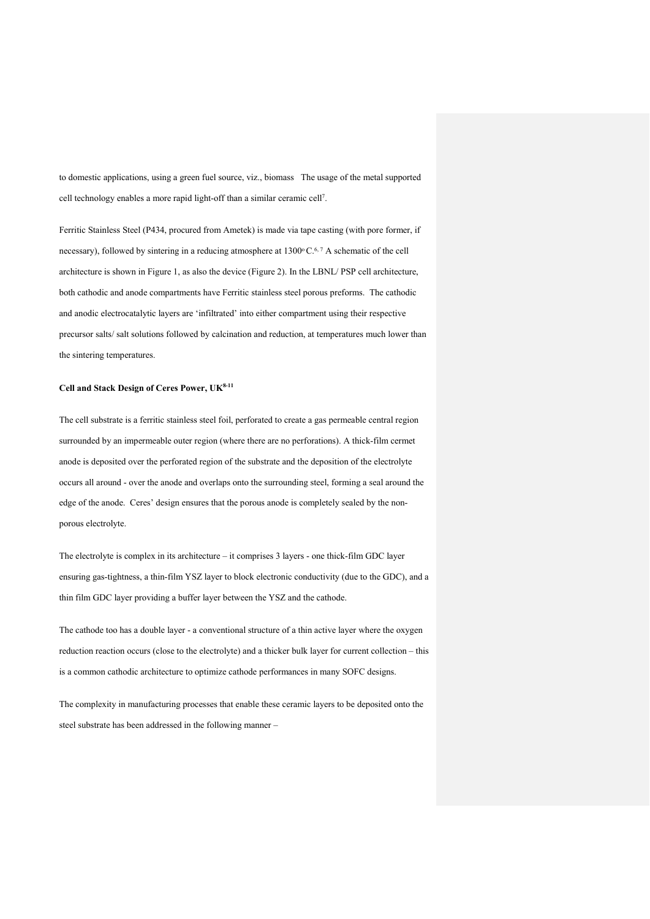to domestic applications, using a green fuel source, viz., biomass The usage of the metal supported cell technology enables a more rapid light-off than a similar ceramic cell[7].

Ferritic Stainless Steel (P434, procured from Ametek) is made via tape casting (with pore former, if necessary), followed by sintering in a reducing atmosphere at 1300$^{o}$C.[6, 7] A schematic of the cell architecture is shown in Figure 1, as also the device (Figure 2). In the LBNL/ PSP cell architecture, both cathodic and anode compartments have Ferritic stainless steel porous preforms. The cathodic and anodic electrocatalytic layers are 'infiltrated' into either compartment using their respective precursor salts/ salt solutions followed by calcination and reduction, at temperatures much lower than the sintering temperatures.

**Cell and Stack Design of Ceres Power, UK[8-11]**

The cell substrate is a ferritic stainless steel foil, perforated to create a gas permeable central region surrounded by an impermeable outer region (where there are no perforations). A thick-film cermet anode is deposited over the perforated region of the substrate and the deposition of the electrolyte occurs all around - over the anode and overlaps onto the surrounding steel, forming a seal around the edge of the anode. Ceres' design ensures that the porous anode is completely sealed by the non-porous electrolyte.

The electrolyte is complex in its architecture – it comprises 3 layers - one thick-film GDC layer ensuring gas-tightness, a thin-film YSZ layer to block electronic conductivity (due to the GDC), and a thin film GDC layer providing a buffer layer between the YSZ and the cathode.

The cathode too has a double layer - a conventional structure of a thin active layer where the oxygen reduction reaction occurs (close to the electrolyte) and a thicker bulk layer for current collection – this is a common cathodic architecture to optimize cathode performances in many SOFC designs.

The complexity in manufacturing processes that enable these ceramic layers to be deposited onto the steel substrate has been addressed in the following manner –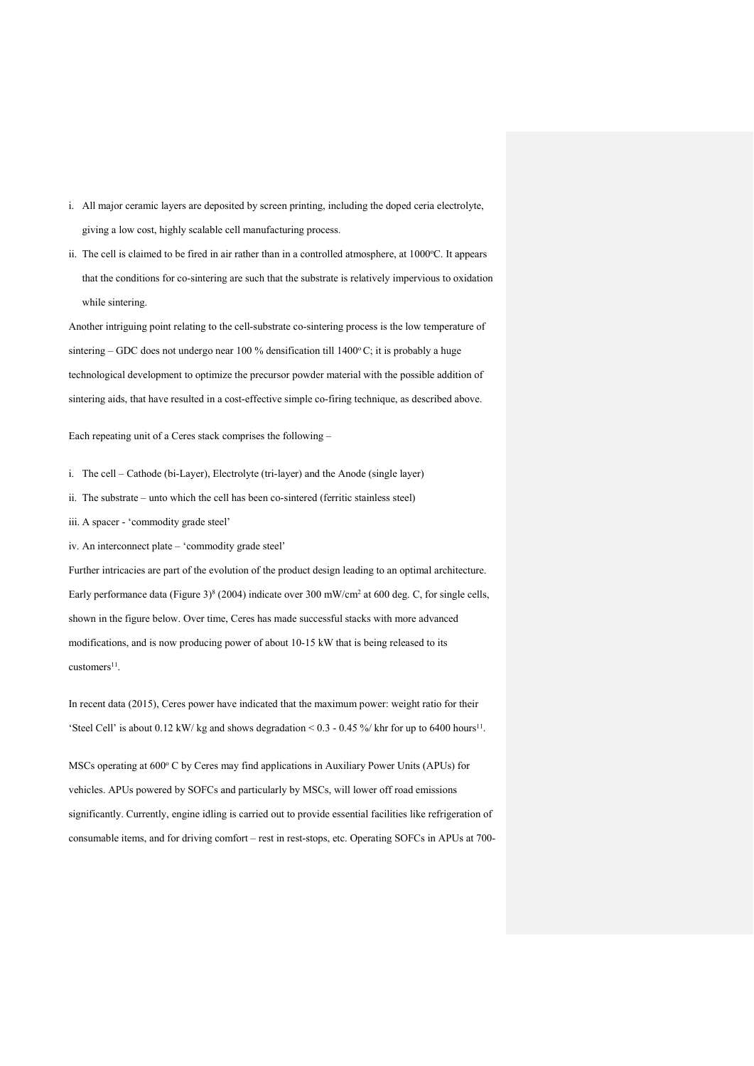i. All major ceramic layers are deposited by screen printing, including the doped ceria electrolyte, giving a low cost, highly scalable cell manufacturing process.

ii. The cell is claimed to be fired in air rather than in a controlled atmosphere, at 1000°C. It appears that the conditions for co-sintering are such that the substrate is relatively impervious to oxidation while sintering.

Another intriguing point relating to the cell-substrate co-sintering process is the low temperature of sintering – GDC does not undergo near 100 % densification till 1400° C; it is probably a huge technological development to optimize the precursor powder material with the possible addition of sintering aids, that have resulted in a cost-effective simple co-firing technique, as described above.

Each repeating unit of a Ceres stack comprises the following –

i. The cell – Cathode (bi-Layer), Electrolyte (tri-layer) and the Anode (single layer)

ii. The substrate – unto which the cell has been co-sintered (ferritic stainless steel)

iii. A spacer - 'commodity grade steel'

iv. An interconnect plate – 'commodity grade steel'

Further intricacies are part of the evolution of the product design leading to an optimal architecture. Early performance data (Figure 3)[8] (2004) indicate over 300 mW/cm$^2$ at 600 deg. C, for single cells, shown in the figure below. Over time, Ceres has made successful stacks with more advanced modifications, and is now producing power of about 10-15 kW that is being released to its customers[11].

In recent data (2015), Ceres power have indicated that the maximum power: weight ratio for their 'Steel Cell' is about 0.12 kW/ kg and shows degradation < 0.3 - 0.45 %/ khr for up to 6400 hours[11].

MSCs operating at 600° C by Ceres may find applications in Auxiliary Power Units (APUs) for vehicles. APUs powered by SOFCs and particularly by MSCs, will lower off road emissions significantly. Currently, engine idling is carried out to provide essential facilities like refrigeration of consumable items, and for driving comfort – rest in rest-stops, etc. Operating SOFCs in APUs at 700-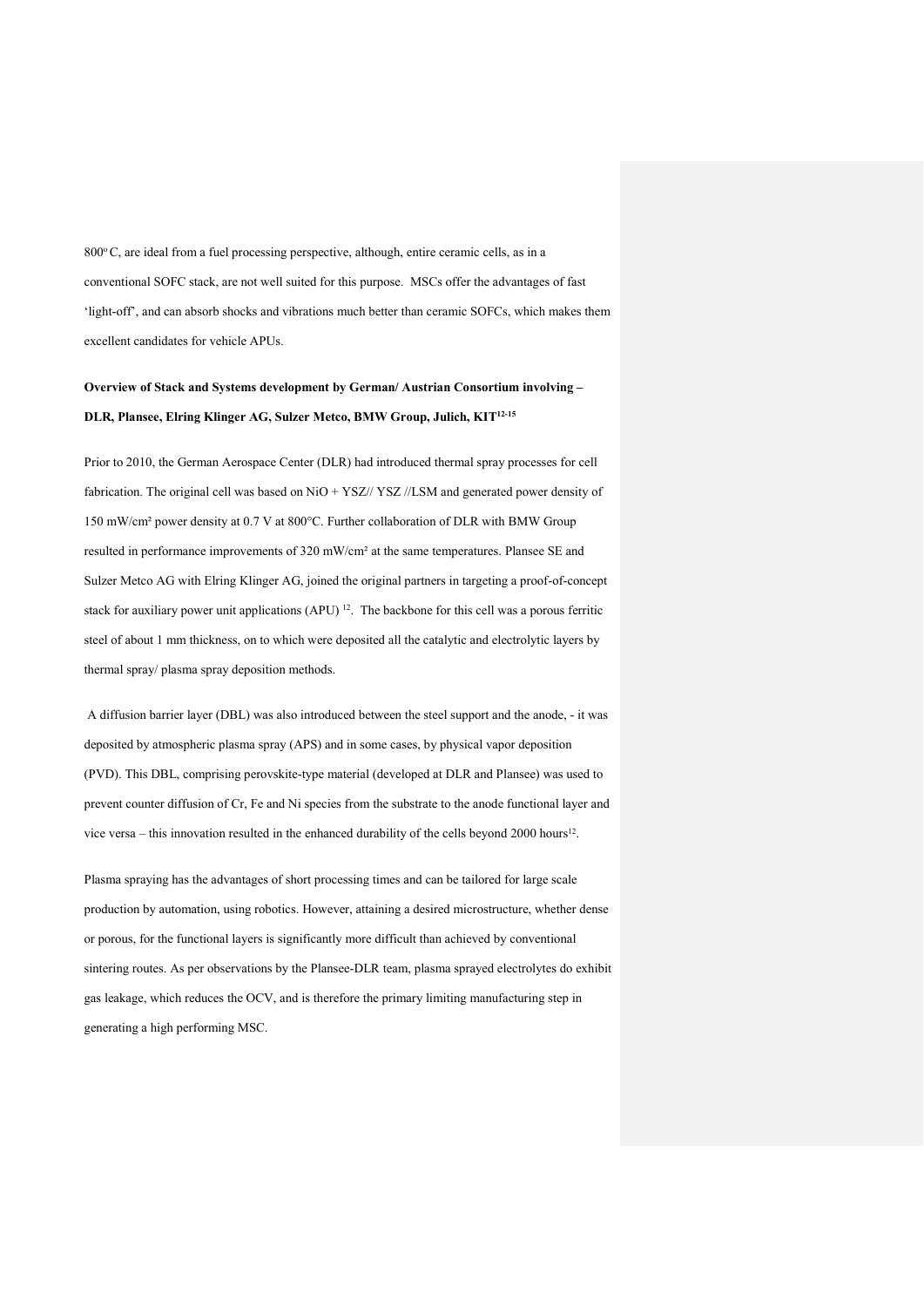800° C, are ideal from a fuel processing perspective, although, entire ceramic cells, as in a conventional SOFC stack, are not well suited for this purpose. MSCs offer the advantages of fast 'light-off', and can absorb shocks and vibrations much better than ceramic SOFCs, which makes them excellent candidates for vehicle APUs.

**Overview of Stack and Systems development by German/ Austrian Consortium involving – DLR, Plansee, Elring Klinger AG, Sulzer Metco, BMW Group, Julich, KIT[12-15]**

Prior to 2010, the German Aerospace Center (DLR) had introduced thermal spray processes for cell fabrication. The original cell was based on NiO + YSZ// YSZ //LSM and generated power density of 150 mW/cm² power density at 0.7 V at 800°C. Further collaboration of DLR with BMW Group resulted in performance improvements of 320 mW/cm² at the same temperatures. Plansee SE and Sulzer Metco AG with Elring Klinger AG, joined the original partners in targeting a proof-of-concept stack for auxiliary power unit applications (APU) [12]. The backbone for this cell was a porous ferritic steel of about 1 mm thickness, on to which were deposited all the catalytic and electrolytic layers by thermal spray/ plasma spray deposition methods.

A diffusion barrier layer (DBL) was also introduced between the steel support and the anode, - it was deposited by atmospheric plasma spray (APS) and in some cases, by physical vapor deposition (PVD). This DBL, comprising perovskite-type material (developed at DLR and Plansee) was used to prevent counter diffusion of Cr, Fe and Ni species from the substrate to the anode functional layer and vice versa – this innovation resulted in the enhanced durability of the cells beyond 2000 hours[12].

Plasma spraying has the advantages of short processing times and can be tailored for large scale production by automation, using robotics. However, attaining a desired microstructure, whether dense or porous, for the functional layers is significantly more difficult than achieved by conventional sintering routes. As per observations by the Plansee-DLR team, plasma sprayed electrolytes do exhibit gas leakage, which reduces the OCV, and is therefore the primary limiting manufacturing step in generating a high performing MSC.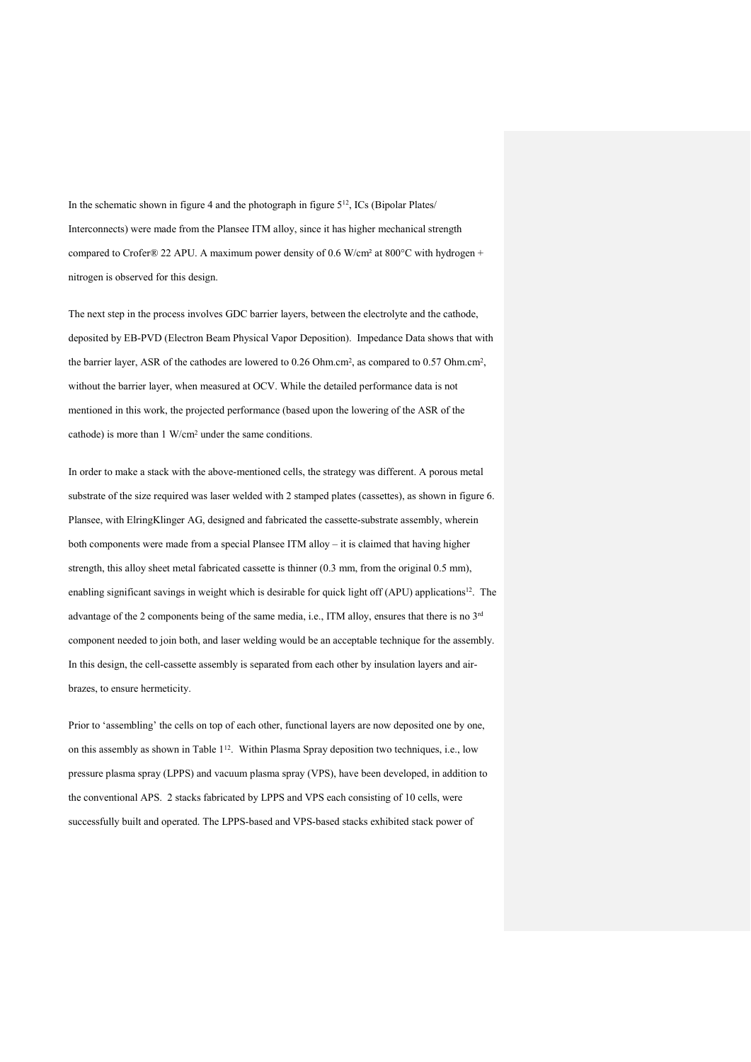In the schematic shown in figure 4 and the photograph in figure 5[12], ICs (Bipolar Plates/ Interconnects) were made from the Plansee ITM alloy, since it has higher mechanical strength compared to Crofer® 22 APU. A maximum power density of 0.6 W/cm² at 800°C with hydrogen + nitrogen is observed for this design.

The next step in the process involves GDC barrier layers, between the electrolyte and the cathode, deposited by EB-PVD (Electron Beam Physical Vapor Deposition). Impedance Data shows that with the barrier layer, ASR of the cathodes are lowered to 0.26 Ohm.cm², as compared to 0.57 Ohm.cm², without the barrier layer, when measured at OCV. While the detailed performance data is not mentioned in this work, the projected performance (based upon the lowering of the ASR of the cathode) is more than 1 W/cm² under the same conditions.

In order to make a stack with the above-mentioned cells, the strategy was different. A porous metal substrate of the size required was laser welded with 2 stamped plates (cassettes), as shown in figure 6. Plansee, with ElringKlinger AG, designed and fabricated the cassette-substrate assembly, wherein both components were made from a special Plansee ITM alloy – it is claimed that having higher strength, this alloy sheet metal fabricated cassette is thinner (0.3 mm, from the original 0.5 mm), enabling significant savings in weight which is desirable for quick light off (APU) applications[12]. The advantage of the 2 components being of the same media, i.e., ITM alloy, ensures that there is no 3rd component needed to join both, and laser welding would be an acceptable technique for the assembly. In this design, the cell-cassette assembly is separated from each other by insulation layers and air-brazes, to ensure hermeticity.

Prior to 'assembling' the cells on top of each other, functional layers are now deposited one by one, on this assembly as shown in Table 1[12]. Within Plasma Spray deposition two techniques, i.e., low pressure plasma spray (LPPS) and vacuum plasma spray (VPS), have been developed, in addition to the conventional APS. 2 stacks fabricated by LPPS and VPS each consisting of 10 cells, were successfully built and operated. The LPPS-based and VPS-based stacks exhibited stack power of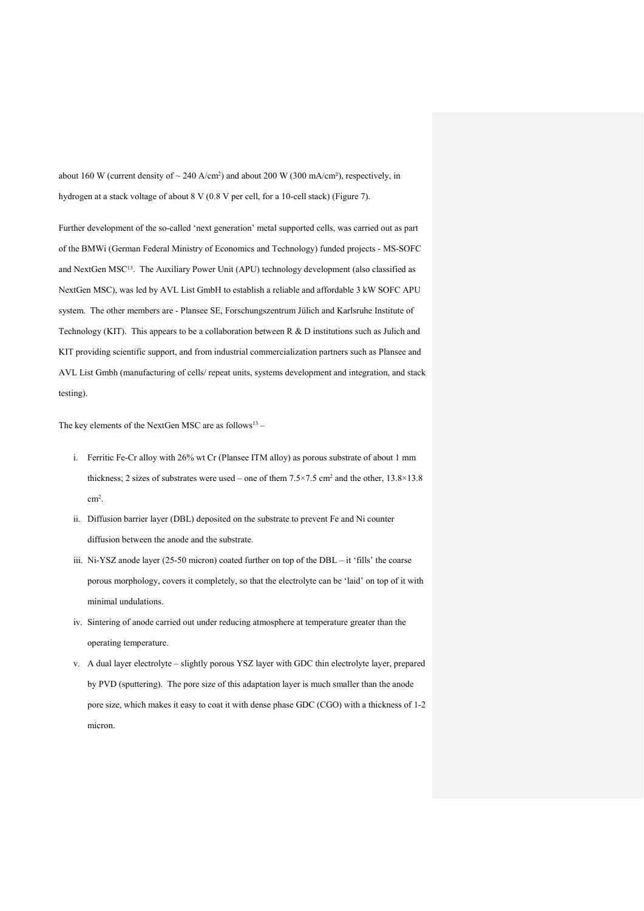about 160 W (current density of ~ 240 A/cm$^2$) and about 200 W (300 mA/cm²), respectively, in hydrogen at a stack voltage of about 8 V (0.8 V per cell, for a 10-cell stack) (Figure 7).

Further development of the so-called 'next generation' metal supported cells, was carried out as part of the BMWi (German Federal Ministry of Economics and Technology) funded projects - MS-SOFC and NextGen MSC[13]. The Auxiliary Power Unit (APU) technology development (also classified as NextGen MSC), was led by AVL List GmbH to establish a reliable and affordable 3 kW SOFC APU system. The other members are - Plansee SE, Forschungszentrum Jülich and Karlsruhe Institute of Technology (KIT). This appears to be a collaboration between R & D institutions such as Julich and KIT providing scientific support, and from industrial commercialization partners such as Plansee and AVL List Gmbh (manufacturing of cells/ repeat units, systems development and integration, and stack testing).

The key elements of the NextGen MSC are as follows[13] –

i. Ferritic Fe-Cr alloy with 26% wt Cr (Plansee ITM alloy) as porous substrate of about 1 mm thickness; 2 sizes of substrates were used – one of them 7.5×7.5 cm$^2$ and the other, 13.8×13.8 cm$^2$.
ii. Diffusion barrier layer (DBL) deposited on the substrate to prevent Fe and Ni counter diffusion between the anode and the substrate.
iii. Ni-YSZ anode layer (25-50 micron) coated further on top of the DBL – it 'fills' the coarse porous morphology, covers it completely, so that the electrolyte can be 'laid' on top of it with minimal undulations.
iv. Sintering of anode carried out under reducing atmosphere at temperature greater than the operating temperature.
v. A dual layer electrolyte – slightly porous YSZ layer with GDC thin electrolyte layer, prepared by PVD (sputtering). The pore size of this adaptation layer is much smaller than the anode pore size, which makes it easy to coat it with dense phase GDC (CGO) with a thickness of 1-2 micron.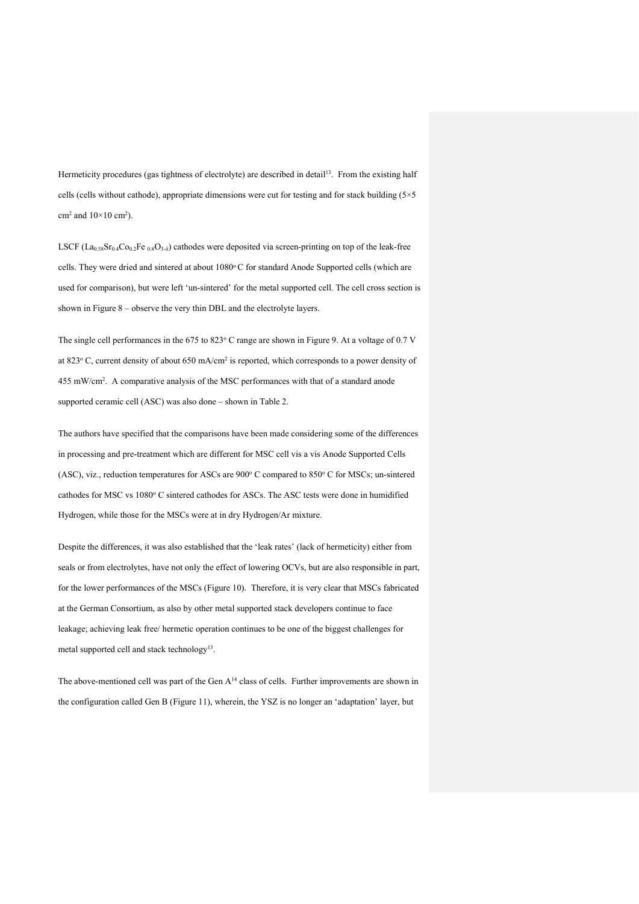Hermeticity procedures (gas tightness of electrolyte) are described in detail[13]. From the existing half cells (cells without cathode), appropriate dimensions were cut for testing and for stack building (5×5 $cm^2$ and 10×10 $cm^2$).

LSCF ($La_{0.58}Sr_{0.4}Co_{0.2}Fe_{0.8}O_{3-\delta}$) cathodes were deposited via screen-printing on top of the leak-free cells. They were dried and sintered at about 1080° C for standard Anode Supported cells (which are used for comparison), but were left 'un-sintered' for the metal supported cell. The cell cross section is shown in Figure 8 – observe the very thin DBL and the electrolyte layers.

The single cell performances in the 675 to 823° C range are shown in Figure 9. At a voltage of 0.7 V at 823° C, current density of about 650 mA/$cm^2$ is reported, which corresponds to a power density of 455 mW/$cm^2$. A comparative analysis of the MSC performances with that of a standard anode supported ceramic cell (ASC) was also done – shown in Table 2.

The authors have specified that the comparisons have been made considering some of the differences in processing and pre-treatment which are different for MSC cell vis a vis Anode Supported Cells (ASC), viz., reduction temperatures for ASCs are 900° C compared to 850° C for MSCs; un-sintered cathodes for MSC vs 1080° C sintered cathodes for ASCs. The ASC tests were done in humidified Hydrogen, while those for the MSCs were at in dry Hydrogen/Ar mixture.

Despite the differences, it was also established that the 'leak rates' (lack of hermeticity) either from seals or from electrolytes, have not only the effect of lowering OCVs, but are also responsible in part, for the lower performances of the MSCs (Figure 10). Therefore, it is very clear that MSCs fabricated at the German Consortium, as also by other metal supported stack developers continue to face leakage; achieving leak free/ hermetic operation continues to be one of the biggest challenges for metal supported cell and stack technology[13].

The above-mentioned cell was part of the Gen A[14] class of cells. Further improvements are shown in the configuration called Gen B (Figure 11), wherein, the YSZ is no longer an 'adaptation' layer, but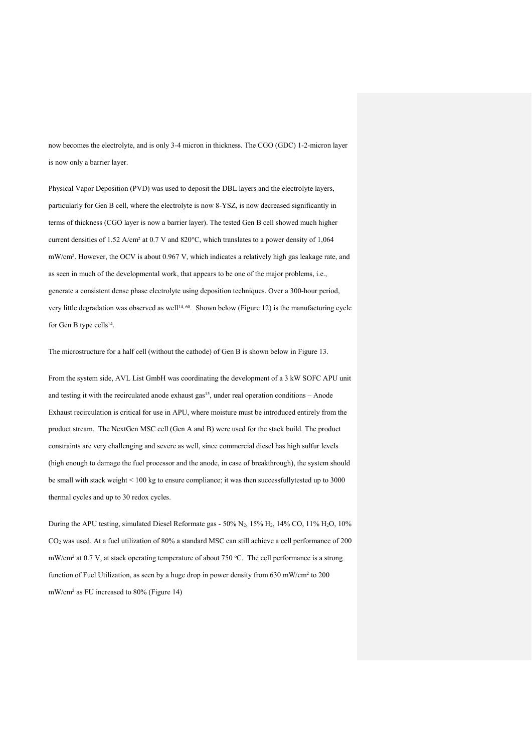now becomes the electrolyte, and is only 3-4 micron in thickness. The CGO (GDC) 1-2-micron layer is now only a barrier layer.

Physical Vapor Deposition (PVD) was used to deposit the DBL layers and the electrolyte layers, particularly for Gen B cell, where the electrolyte is now 8-YSZ, is now decreased significantly in terms of thickness (CGO layer is now a barrier layer). The tested Gen B cell showed much higher current densities of 1.52 A/cm² at 0.7 V and 820°C, which translates to a power density of 1,064 mW/cm². However, the OCV is about 0.967 V, which indicates a relatively high gas leakage rate, and as seen in much of the developmental work, that appears to be one of the major problems, i.e., generate a consistent dense phase electrolyte using deposition techniques. Over a 300-hour period, very little degradation was observed as well[14, 60]. Shown below (Figure 12) is the manufacturing cycle for Gen B type cells[14].

The microstructure for a half cell (without the cathode) of Gen B is shown below in Figure 13.

From the system side, AVL List GmbH was coordinating the development of a 3 kW SOFC APU unit and testing it with the recirculated anode exhaust gas[15], under real operation conditions – Anode Exhaust recirculation is critical for use in APU, where moisture must be introduced entirely from the product stream. The NextGen MSC cell (Gen A and B) were used for the stack build. The product constraints are very challenging and severe as well, since commercial diesel has high sulfur levels (high enough to damage the fuel processor and the anode, in case of breakthrough), the system should be small with stack weight < 100 kg to ensure compliance; it was then successfullytested up to 3000 thermal cycles and up to 30 redox cycles.

During the APU testing, simulated Diesel Reformate gas - 50% $N_2$, 15% $H_2$, 14% CO, 11% $H_2O$, 10% $CO_2$ was used. At a fuel utilization of 80% a standard MSC can still achieve a cell performance of 200 mW/cm² at 0.7 V, at stack operating temperature of about 750 °C. The cell performance is a strong function of Fuel Utilization, as seen by a huge drop in power density from 630 mW/cm² to 200 mW/cm² as FU increased to 80% (Figure 14)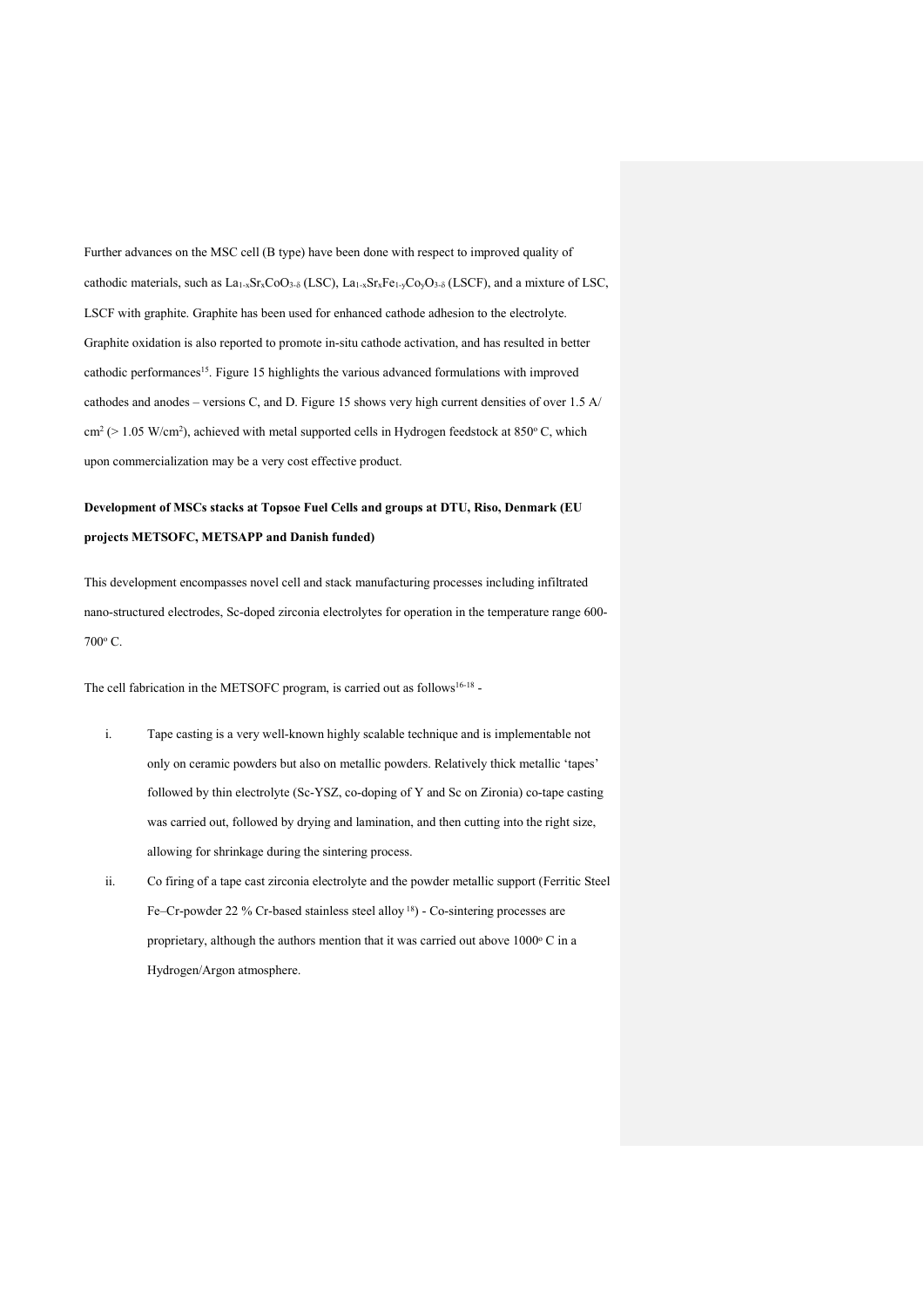Further advances on the MSC cell (B type) have been done with respect to improved quality of cathodic materials, such as $La_{1-x}Sr_xCoO_{3-\delta}$ (LSC), $La_{1-x}Sr_xFe_{1-y}Co_yO_{3-\delta}$ (LSCF), and a mixture of LSC, LSCF with graphite. Graphite has been used for enhanced cathode adhesion to the electrolyte. Graphite oxidation is also reported to promote in-situ cathode activation, and has resulted in better cathodic performances[15]. Figure 15 highlights the various advanced formulations with improved cathodes and anodes – versions C, and D. Figure 15 shows very high current densities of over 1.5 A/ $cm^2$ (> 1.05 W/$cm^2$), achieved with metal supported cells in Hydrogen feedstock at 850$^o$ C, which upon commercialization may be a very cost effective product.

**Development of MSCs stacks at Topsoe Fuel Cells and groups at DTU, Riso, Denmark (EU projects METSOFC, METSAPP and Danish funded)**

This development encompasses novel cell and stack manufacturing processes including infiltrated nano-structured electrodes, Sc-doped zirconia electrolytes for operation in the temperature range 600-700$^o$ C.

The cell fabrication in the METSOFC program, is carried out as follows[16-18] -

i. Tape casting is a very well-known highly scalable technique and is implementable not only on ceramic powders but also on metallic powders. Relatively thick metallic 'tapes' followed by thin electrolyte (Sc-YSZ, co-doping of Y and Sc on Zironia) co-tape casting was carried out, followed by drying and lamination, and then cutting into the right size, allowing for shrinkage during the sintering process.

ii. Co firing of a tape cast zirconia electrolyte and the powder metallic support (Ferritic Steel Fe–Cr-powder 22 % Cr-based stainless steel alloy [18]) - Co-sintering processes are proprietary, although the authors mention that it was carried out above 1000$^o$ C in a Hydrogen/Argon atmosphere.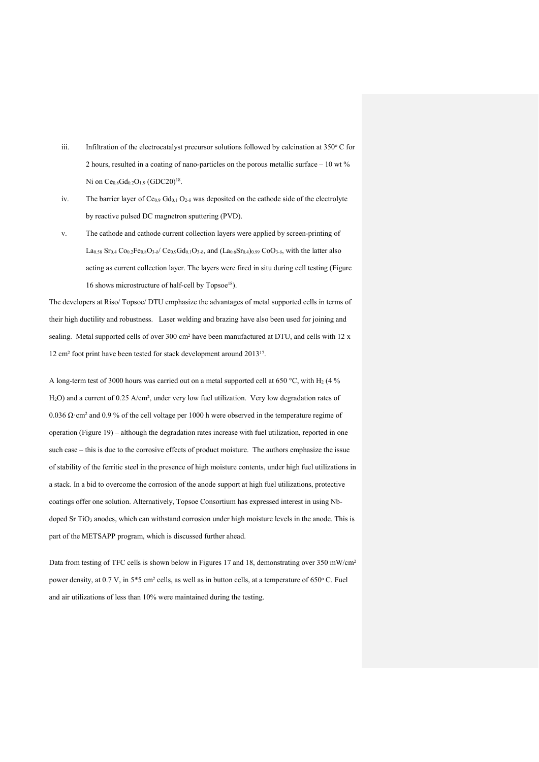iii. Infiltration of the electrocatalyst precursor solutions followed by calcination at 350$^o$ C for 2 hours, resulted in a coating of nano-particles on the porous metallic surface – 10 wt % Ni on $Ce_{0.8}Gd_{0.2}O_{1.9}$ (GDC20)[18].

iv. The barrier layer of $Ce_{0.9}$ $Gd_{0.1}$ $O_{2-\delta}$ was deposited on the cathode side of the electrolyte by reactive pulsed DC magnetron sputtering (PVD).

v. The cathode and cathode current collection layers were applied by screen-printing of $La_{0.58}$ $Sr_{0.4}$ $Co_{0.2}Fe_{0.8}O_{3-\delta}$/ $Ce_{0.9}Gd_{0.1}O_{3-\delta}$, and $(La_{0.6}Sr_{0.4})_{0.99}$ $CoO_{3-\delta}$, with the latter also acting as current collection layer. The layers were fired in situ during cell testing (Figure 16 shows microstructure of half-cell by Topsoe[18]).

The developers at Riso/ Topsoe/ DTU emphasize the advantages of metal supported cells in terms of their high ductility and robustness. Laser welding and brazing have also been used for joining and sealing. Metal supported cells of over 300 cm² have been manufactured at DTU, and cells with 12 x 12 cm² foot print have been tested for stack development around 2013[17].

A long-term test of 3000 hours was carried out on a metal supported cell at 650 °C, with $H_2$ (4 % $H_2O$) and a current of 0.25 A/cm², under very low fuel utilization. Very low degradation rates of 0.036 Ω·cm² and 0.9 % of the cell voltage per 1000 h were observed in the temperature regime of operation (Figure 19) – although the degradation rates increase with fuel utilization, reported in one such case – this is due to the corrosive effects of product moisture. The authors emphasize the issue of stability of the ferritic steel in the presence of high moisture contents, under high fuel utilizations in a stack. In a bid to overcome the corrosion of the anode support at high fuel utilizations, protective coatings offer one solution. Alternatively, Topsoe Consortium has expressed interest in using Nb-doped Sr $TiO_3$ anodes, which can withstand corrosion under high moisture levels in the anode. This is part of the METSAPP program, which is discussed further ahead.

Data from testing of TFC cells is shown below in Figures 17 and 18, demonstrating over 350 mW/cm² power density, at 0.7 V, in 5*5 cm² cells, as well as in button cells, at a temperature of 650$^o$ C. Fuel and air utilizations of less than 10% were maintained during the testing.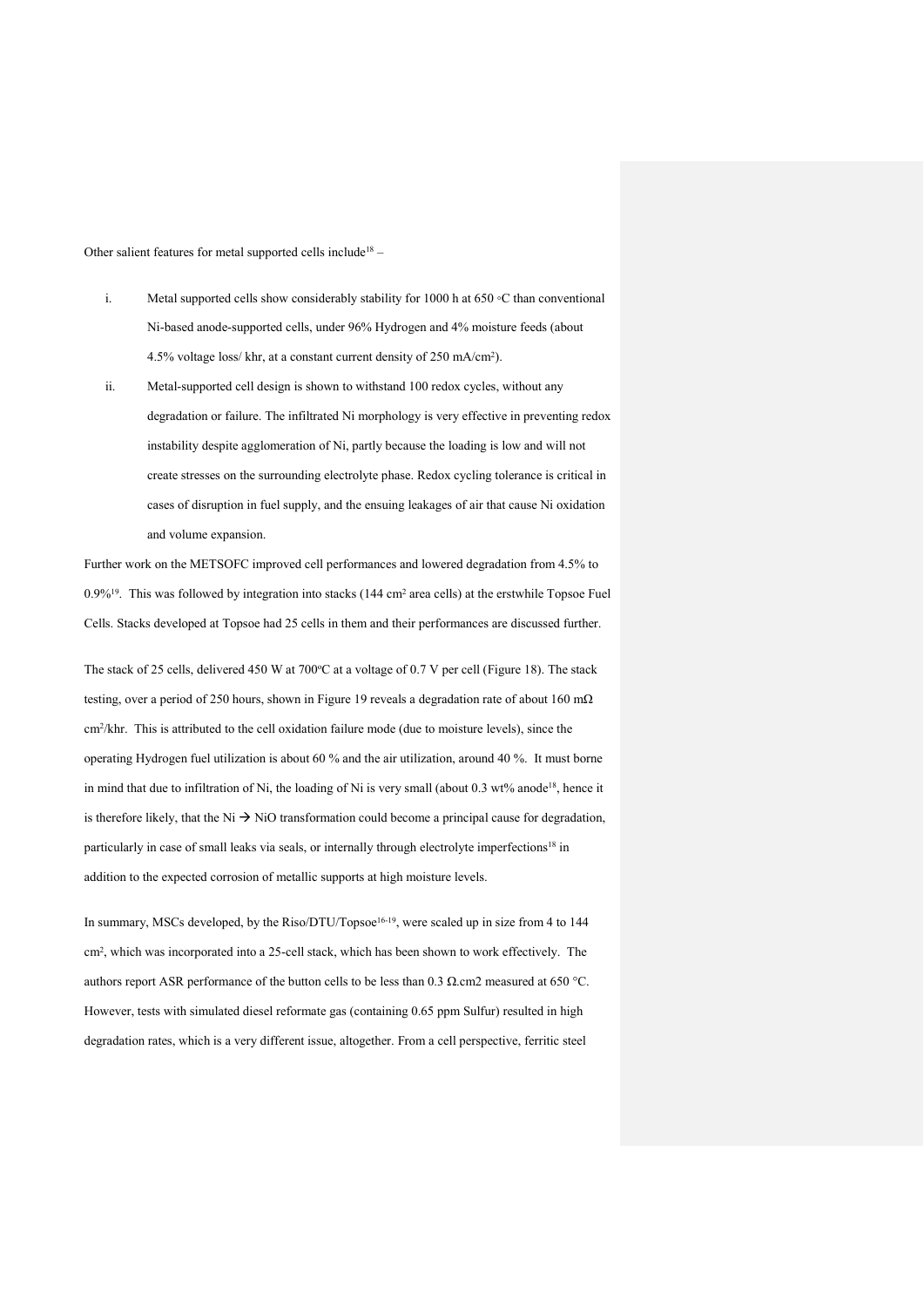Other salient features for metal supported cells include[18] –

i. Metal supported cells show considerably stability for 1000 h at 650 ◦C than conventional Ni-based anode-supported cells, under 96% Hydrogen and 4% moisture feeds (about 4.5% voltage loss/ khr, at a constant current density of 250 mA/cm$^2$).

ii. Metal-supported cell design is shown to withstand 100 redox cycles, without any degradation or failure. The infiltrated Ni morphology is very effective in preventing redox instability despite agglomeration of Ni, partly because the loading is low and will not create stresses on the surrounding electrolyte phase. Redox cycling tolerance is critical in cases of disruption in fuel supply, and the ensuing leakages of air that cause Ni oxidation and volume expansion.

Further work on the METSOFC improved cell performances and lowered degradation from 4.5% to 0.9%[19]. This was followed by integration into stacks (144 cm$^2$ area cells) at the erstwhile Topsoe Fuel Cells. Stacks developed at Topsoe had 25 cells in them and their performances are discussed further.

The stack of 25 cells, delivered 450 W at 700$^o$C at a voltage of 0.7 V per cell (Figure 18). The stack testing, over a period of 250 hours, shown in Figure 19 reveals a degradation rate of about 160 mΩ cm$^2$/khr. This is attributed to the cell oxidation failure mode (due to moisture levels), since the operating Hydrogen fuel utilization is about 60 % and the air utilization, around 40 %. It must borne in mind that due to infiltration of Ni, the loading of Ni is very small (about 0.3 wt% anode[18], hence it is therefore likely, that the Ni → NiO transformation could become a principal cause for degradation, particularly in case of small leaks via seals, or internally through electrolyte imperfections[18] in addition to the expected corrosion of metallic supports at high moisture levels.

In summary, MSCs developed, by the Riso/DTU/Topsoe[16-19], were scaled up in size from 4 to 144 cm$^2$, which was incorporated into a 25-cell stack, which has been shown to work effectively. The authors report ASR performance of the button cells to be less than 0.3 Ω.cm2 measured at 650 °C. However, tests with simulated diesel reformate gas (containing 0.65 ppm Sulfur) resulted in high degradation rates, which is a very different issue, altogether. From a cell perspective, ferritic steel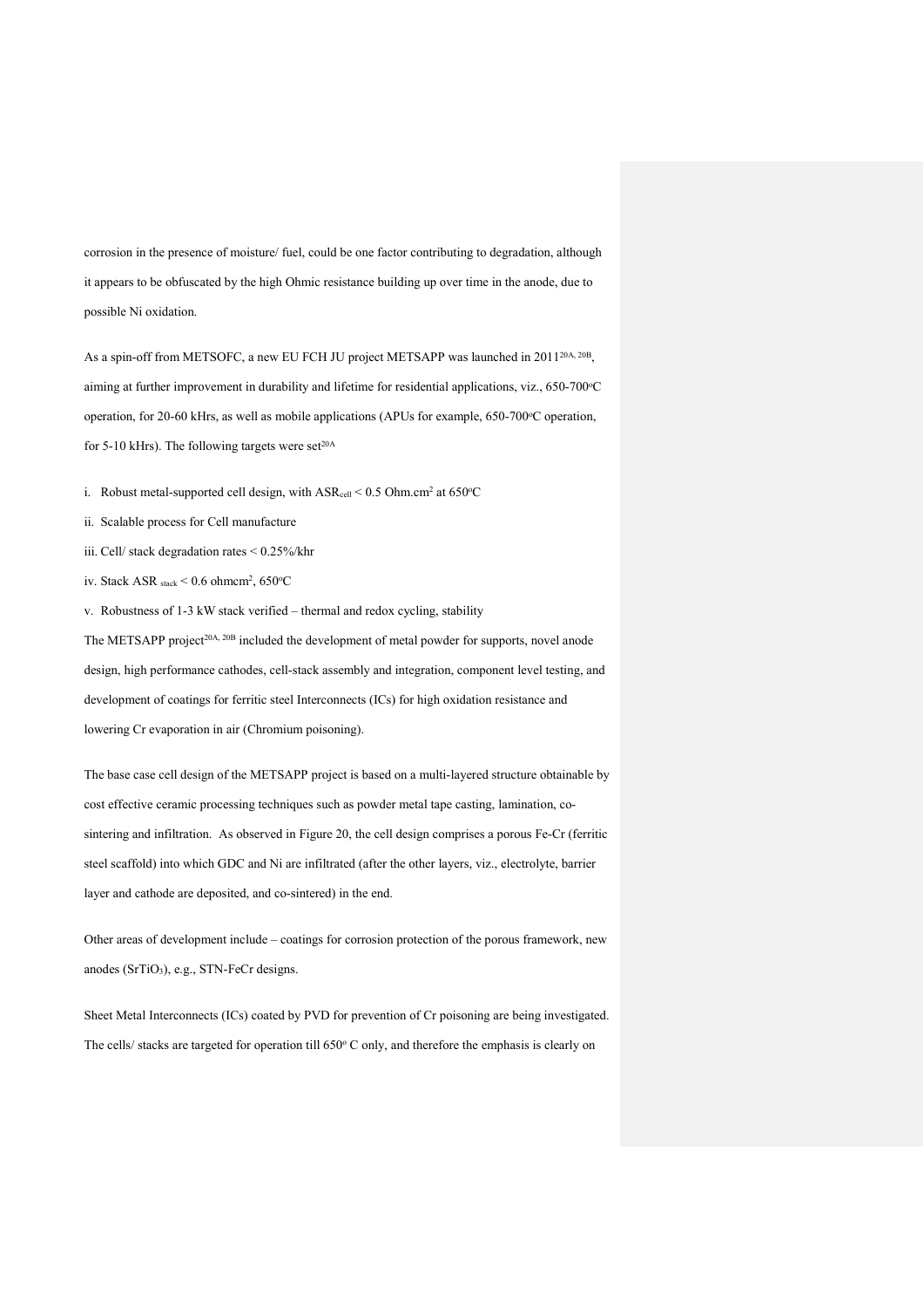corrosion in the presence of moisture/ fuel, could be one factor contributing to degradation, although it appears to be obfuscated by the high Ohmic resistance building up over time in the anode, due to possible Ni oxidation.

As a spin-off from METSOFC, a new EU FCH JU project METSAPP was launched in 2011[20A, 20B], aiming at further improvement in durability and lifetime for residential applications, viz., 650-700$^o$C operation, for 20-60 kHrs, as well as mobile applications (APUs for example, 650-700$^o$C operation, for 5-10 kHrs). The following targets were set[20A]

i. Robust metal-supported cell design, with $ASR_{cell} < 0.5$ Ohm.cm$^2$ at 650$^o$C

ii. Scalable process for Cell manufacture

iii. Cell/ stack degradation rates < 0.25%/khr

iv. Stack $ASR_{stack} < 0.6$ ohmcm$^2$, 650$^o$C

v. Robustness of 1-3 kW stack verified – thermal and redox cycling, stability

The METSAPP project[20A, 20B] included the development of metal powder for supports, novel anode design, high performance cathodes, cell-stack assembly and integration, component level testing, and development of coatings for ferritic steel Interconnects (ICs) for high oxidation resistance and lowering Cr evaporation in air (Chromium poisoning).

The base case cell design of the METSAPP project is based on a multi-layered structure obtainable by cost effective ceramic processing techniques such as powder metal tape casting, lamination, co-sintering and infiltration. As observed in Figure 20, the cell design comprises a porous Fe-Cr (ferritic steel scaffold) into which GDC and Ni are infiltrated (after the other layers, viz., electrolyte, barrier layer and cathode are deposited, and co-sintered) in the end.

Other areas of development include – coatings for corrosion protection of the porous framework, new anodes ($SrTiO_3$), e.g., STN-FeCr designs.

Sheet Metal Interconnects (ICs) coated by PVD for prevention of Cr poisoning are being investigated. The cells/ stacks are targeted for operation till 650$^o$ C only, and therefore the emphasis is clearly on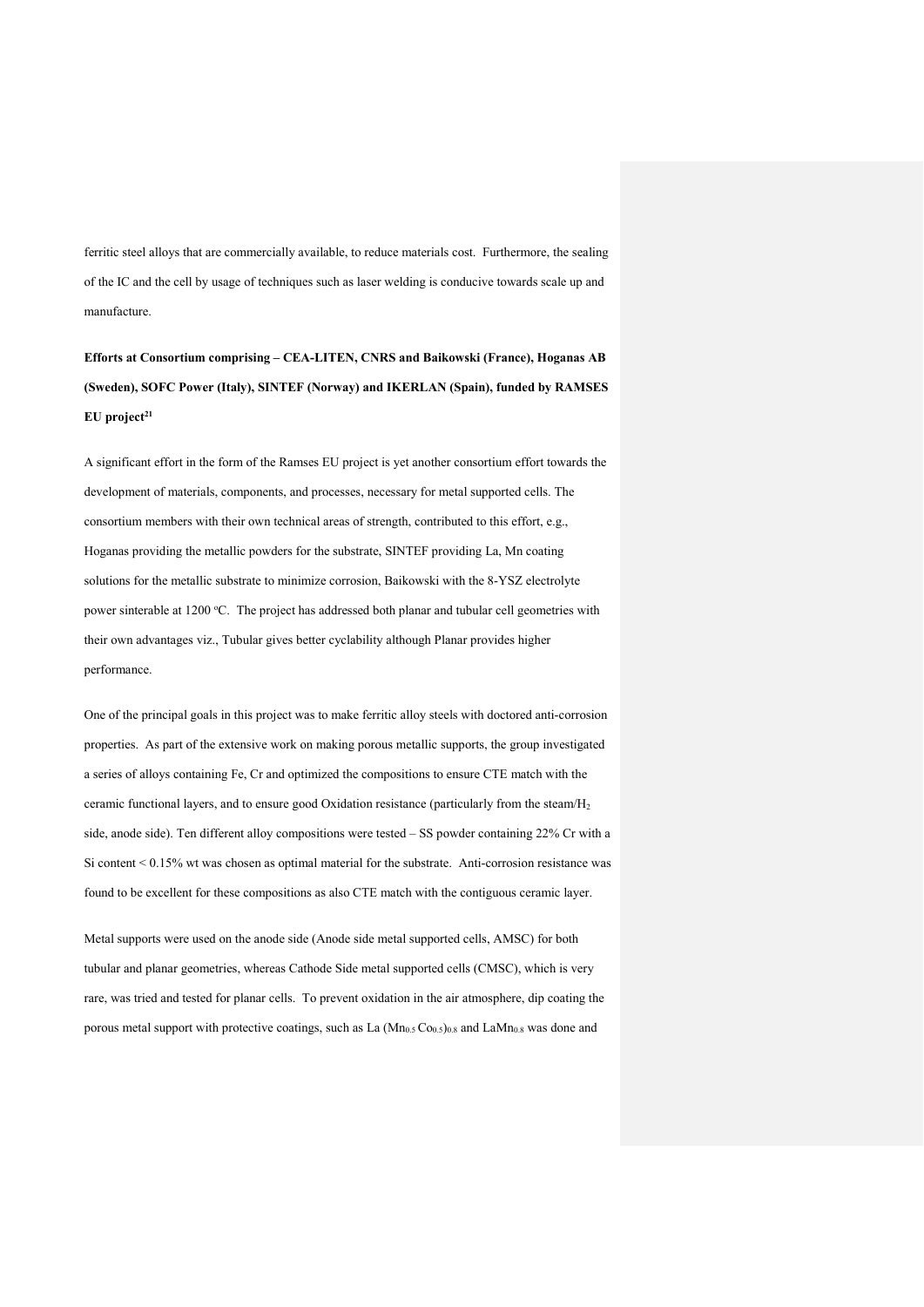ferritic steel alloys that are commercially available, to reduce materials cost. Furthermore, the sealing of the IC and the cell by usage of techniques such as laser welding is conducive towards scale up and manufacture.

**Efforts at Consortium comprising – CEA-LITEN, CNRS and Baikowski (France), Hoganas AB (Sweden), SOFC Power (Italy), SINTEF (Norway) and IKERLAN (Spain), funded by RAMSES EU project[21]**

A significant effort in the form of the Ramses EU project is yet another consortium effort towards the development of materials, components, and processes, necessary for metal supported cells. The consortium members with their own technical areas of strength, contributed to this effort, e.g., Hoganas providing the metallic powders for the substrate, SINTEF providing La, Mn coating solutions for the metallic substrate to minimize corrosion, Baikowski with the 8-YSZ electrolyte power sinterable at 1200 $^{o}$C. The project has addressed both planar and tubular cell geometries with their own advantages viz., Tubular gives better cyclability although Planar provides higher performance.

One of the principal goals in this project was to make ferritic alloy steels with doctored anti-corrosion properties. As part of the extensive work on making porous metallic supports, the group investigated a series of alloys containing Fe, Cr and optimized the compositions to ensure CTE match with the ceramic functional layers, and to ensure good Oxidation resistance (particularly from the steam/$H_2$ side, anode side). Ten different alloy compositions were tested – SS powder containing 22% Cr with a Si content < 0.15% wt was chosen as optimal material for the substrate. Anti-corrosion resistance was found to be excellent for these compositions as also CTE match with the contiguous ceramic layer.

Metal supports were used on the anode side (Anode side metal supported cells, AMSC) for both tubular and planar geometries, whereas Cathode Side metal supported cells (CMSC), which is very rare, was tried and tested for planar cells. To prevent oxidation in the air atmosphere, dip coating the porous metal support with protective coatings, such as La $(Mn_{0.5}Co_{0.5})_{0.8}$ and $LaMn_{0.8}$ was done and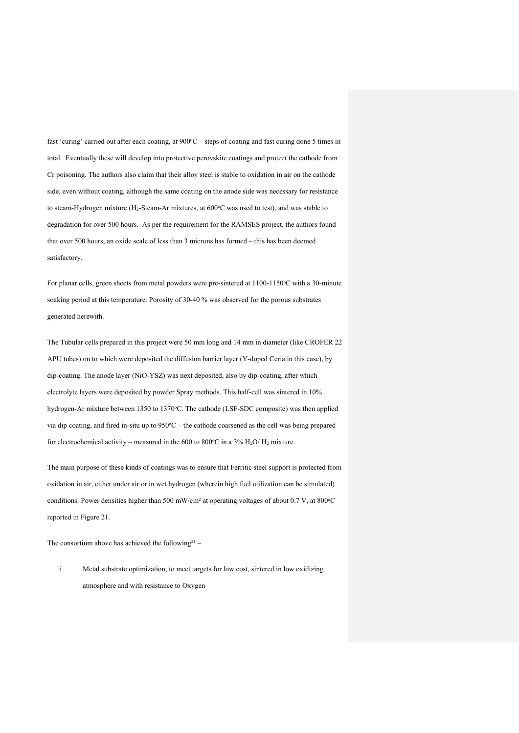fast 'curing' carried out after each coating, at 900°C – steps of coating and fast curing done 5 times in total. Eventually these will develop into protective perovskite coatings and protect the cathode from Cr poisoning. The authors also claim that their alloy steel is stable to oxidation in air on the cathode side, even without coating, although the same coating on the anode side was necessary for resistance to steam-Hydrogen mixture ($H_2$-Steam-Ar mixtures, at 600°C was used to test), and was stable to degradation for over 500 hours. As per the requirement for the RAMSES project, the authors found that over 500 hours, an oxide scale of less than 3 microns has formed – this has been deemed satisfactory.

For planar cells, green sheets from metal powders were pre-sintered at 1100-1150°C with a 30-minute soaking period at this temperature. Porosity of 30-40 % was observed for the porous substrates generated herewith.

The Tubular cells prepared in this project were 50 mm long and 14 mm in diameter (like CROFER 22 APU tubes) on to which were deposited the diffusion barrier layer (Y-doped Ceria in this case), by dip-coating. The anode layer (NiO-YSZ) was next deposited, also by dip-coating, after which electrolyte layers were deposited by powder Spray methods. This half-cell was sintered in 10% hydrogen-Ar mixture between 1350 to 1370°C. The cathode (LSF-SDC composite) was then applied via dip coating, and fired in-situ up to 950°C – the cathode coarsened as the cell was being prepared for electrochemical activity – measured in the 600 to 800°C in a 3% $H_2O$/ $H_2$ mixture.

The main purpose of these kinds of coatings was to ensure that Ferritic steel support is protected from oxidation in air, either under air or in wet hydrogen (wherein high fuel utilization can be simulated) conditions. Power densities higher than 500 mW/cm$^2$ at operating voltages of about 0.7 V, at 800°C reported in Figure 21.

The consortium above has achieved the following[21] –

i. Metal substrate optimization, to meet targets for low cost, sintered in low oxidizing atmosphere and with resistance to Oxygen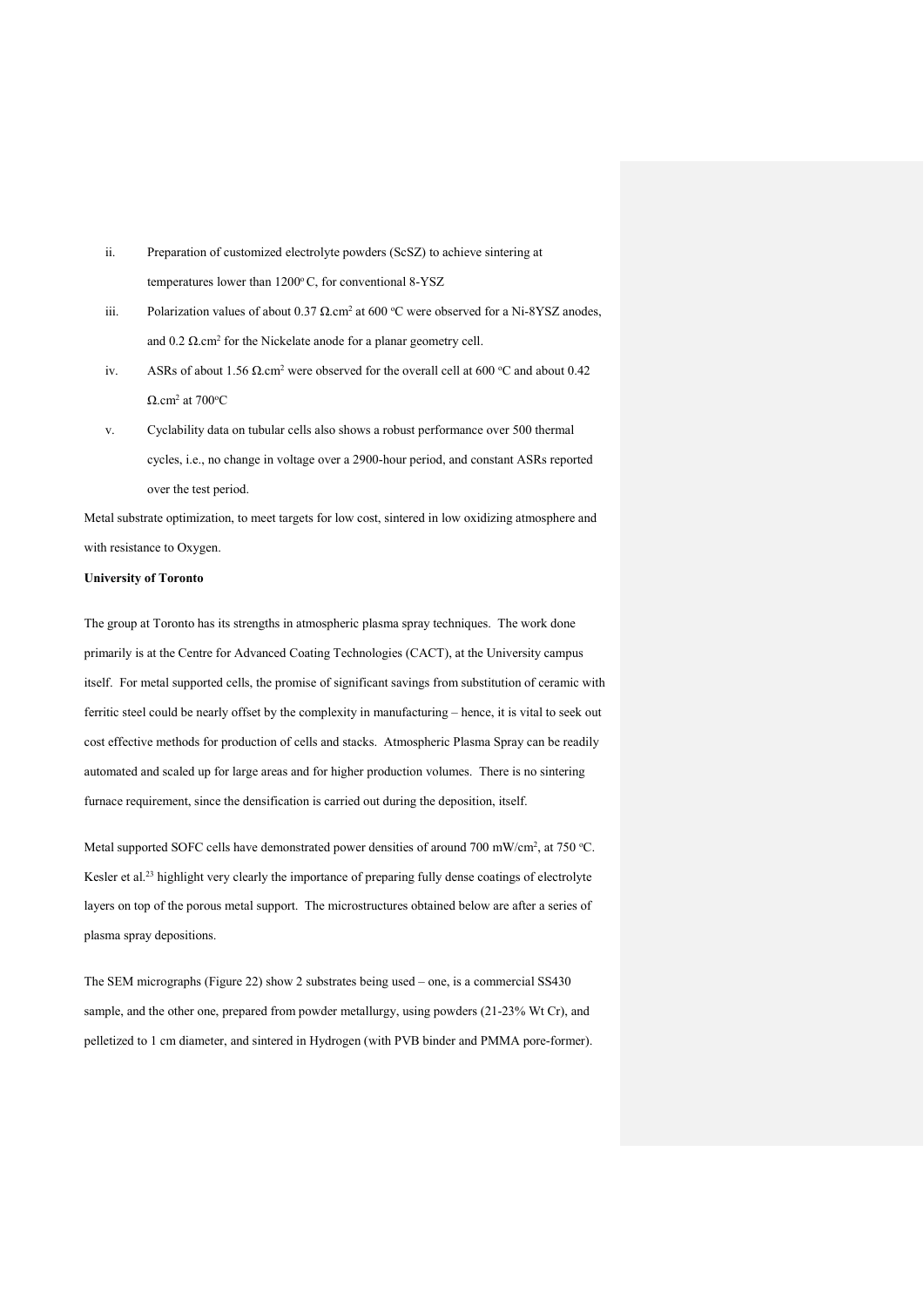ii. Preparation of customized electrolyte powders (ScSZ) to achieve sintering at temperatures lower than 1200° C, for conventional 8-YSZ

iii. Polarization values of about 0.37 Ω.cm$^2$ at 600 °C were observed for a Ni-8YSZ anodes, and 0.2 Ω.cm$^2$ for the Nickelate anode for a planar geometry cell.

iv. ASRs of about 1.56 Ω.cm$^2$ were observed for the overall cell at 600 °C and about 0.42 Ω.cm$^2$ at 700°C

v. Cyclability data on tubular cells also shows a robust performance over 500 thermal cycles, i.e., no change in voltage over a 2900-hour period, and constant ASRs reported over the test period.

Metal substrate optimization, to meet targets for low cost, sintered in low oxidizing atmosphere and with resistance to Oxygen.

**University of Toronto**

The group at Toronto has its strengths in atmospheric plasma spray techniques. The work done primarily is at the Centre for Advanced Coating Technologies (CACT), at the University campus itself. For metal supported cells, the promise of significant savings from substitution of ceramic with ferritic steel could be nearly offset by the complexity in manufacturing – hence, it is vital to seek out cost effective methods for production of cells and stacks. Atmospheric Plasma Spray can be readily automated and scaled up for large areas and for higher production volumes. There is no sintering furnace requirement, since the densification is carried out during the deposition, itself.

Metal supported SOFC cells have demonstrated power densities of around 700 mW/cm$^2$, at 750 °C. Kesler et al.[23] highlight very clearly the importance of preparing fully dense coatings of electrolyte layers on top of the porous metal support. The microstructures obtained below are after a series of plasma spray depositions.

The SEM micrographs (Figure 22) show 2 substrates being used – one, is a commercial SS430 sample, and the other one, prepared from powder metallurgy, using powders (21-23% Wt Cr), and pelletized to 1 cm diameter, and sintered in Hydrogen (with PVB binder and PMMA pore-former).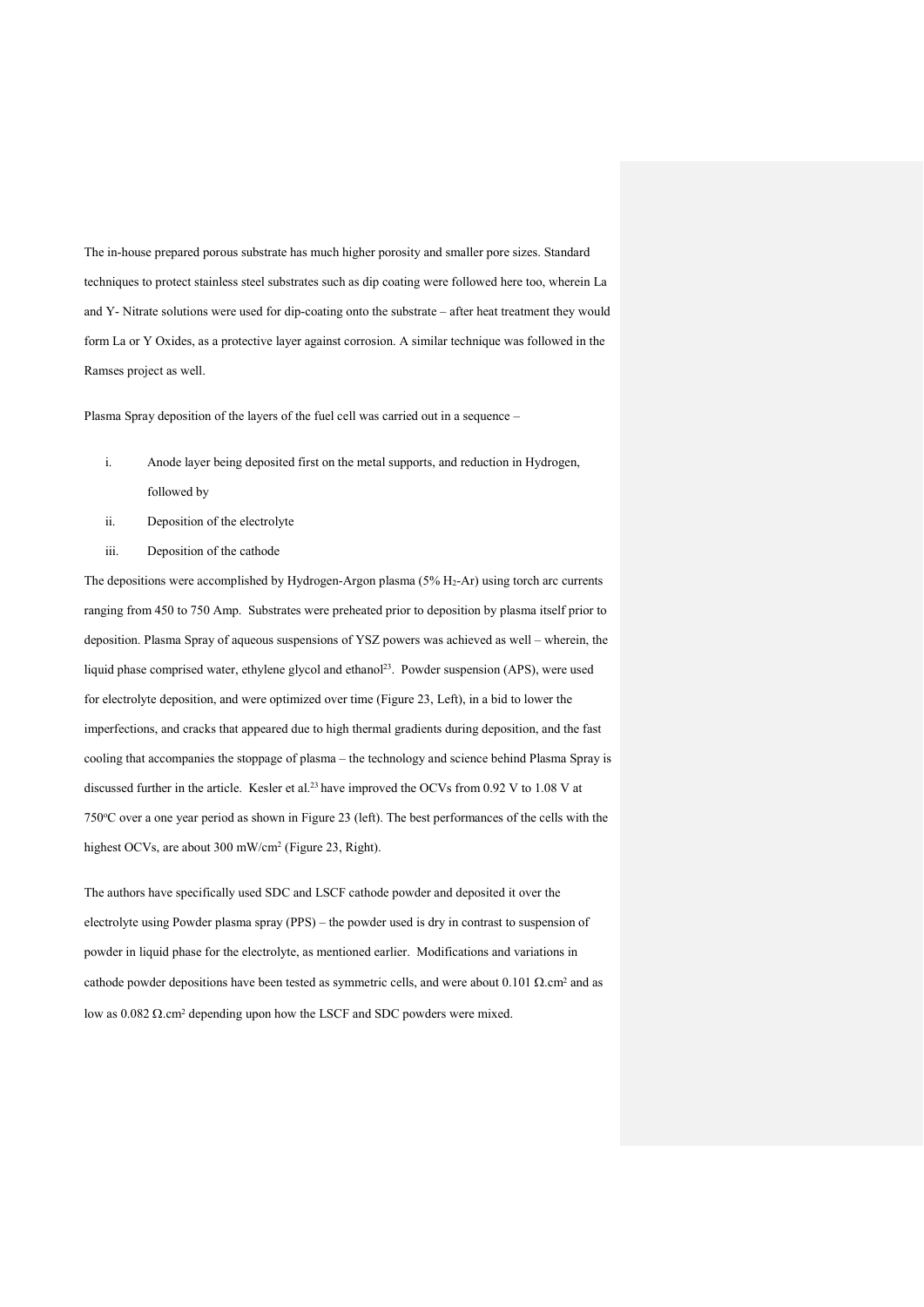The in-house prepared porous substrate has much higher porosity and smaller pore sizes. Standard techniques to protect stainless steel substrates such as dip coating were followed here too, wherein La and Y- Nitrate solutions were used for dip-coating onto the substrate – after heat treatment they would form La or Y Oxides, as a protective layer against corrosion. A similar technique was followed in the Ramses project as well.

Plasma Spray deposition of the layers of the fuel cell was carried out in a sequence –

i. Anode layer being deposited first on the metal supports, and reduction in Hydrogen, followed by
ii. Deposition of the electrolyte
iii. Deposition of the cathode

The depositions were accomplished by Hydrogen-Argon plasma (5% $H_2$-Ar) using torch arc currents ranging from 450 to 750 Amp. Substrates were preheated prior to deposition by plasma itself prior to deposition. Plasma Spray of aqueous suspensions of YSZ powers was achieved as well – wherein, the liquid phase comprised water, ethylene glycol and ethanol[23]. Powder suspension (APS), were used for electrolyte deposition, and were optimized over time (Figure 23, Left), in a bid to lower the imperfections, and cracks that appeared due to high thermal gradients during deposition, and the fast cooling that accompanies the stoppage of plasma – the technology and science behind Plasma Spray is discussed further in the article. Kesler et al.[23] have improved the OCVs from 0.92 V to 1.08 V at 750°C over a one year period as shown in Figure 23 (left). The best performances of the cells with the highest OCVs, are about 300 mW/cm$^2$ (Figure 23, Right).

The authors have specifically used SDC and LSCF cathode powder and deposited it over the electrolyte using Powder plasma spray (PPS) – the powder used is dry in contrast to suspension of powder in liquid phase for the electrolyte, as mentioned earlier. Modifications and variations in cathode powder depositions have been tested as symmetric cells, and were about 0.101 Ω.cm$^2$ and as low as 0.082 Ω.cm$^2$ depending upon how the LSCF and SDC powders were mixed.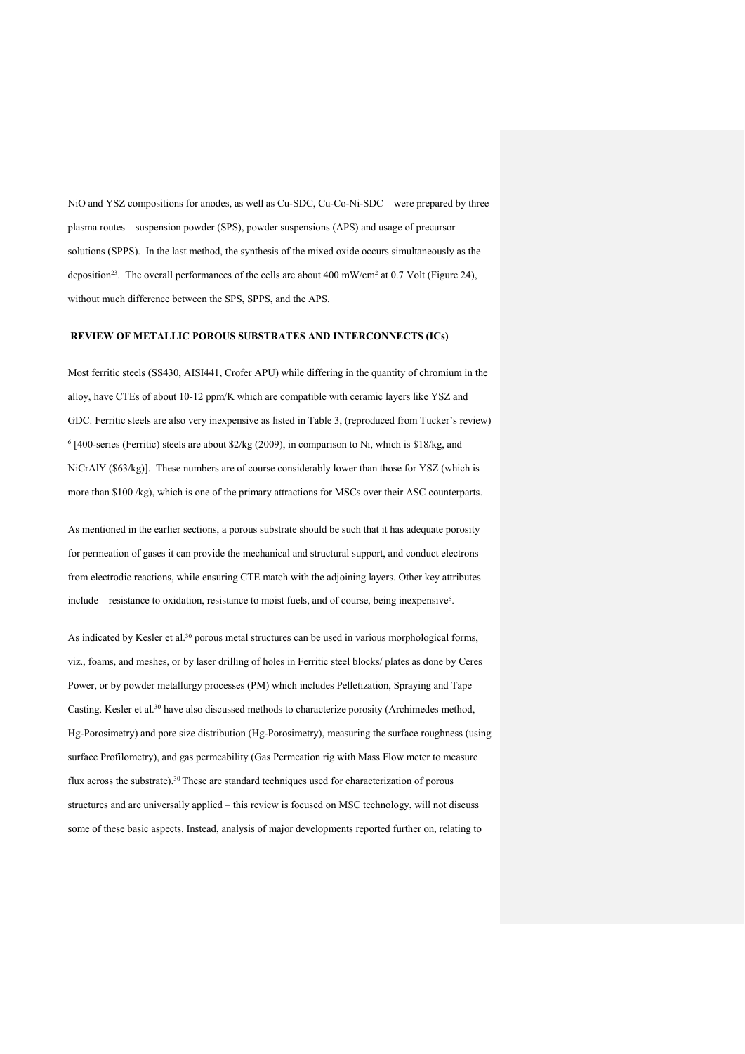NiO and YSZ compositions for anodes, as well as Cu-SDC, Cu-Co-Ni-SDC – were prepared by three plasma routes – suspension powder (SPS), powder suspensions (APS) and usage of precursor solutions (SPPS). In the last method, the synthesis of the mixed oxide occurs simultaneously as the deposition[23]. The overall performances of the cells are about 400 mW/cm$^2$ at 0.7 Volt (Figure 24), without much difference between the SPS, SPPS, and the APS.

## REVIEW OF METALLIC POROUS SUBSTRATES AND INTERCONNECTS (ICs)

Most ferritic steels (SS430, AISI441, Crofer APU) while differing in the quantity of chromium in the alloy, have CTEs of about 10-12 ppm/K which are compatible with ceramic layers like YSZ and GDC. Ferritic steels are also very inexpensive as listed in Table 3, (reproduced from Tucker's review) [6] [400-series (Ferritic) steels are about $2/kg (2009), in comparison to Ni, which is $18/kg, and NiCrAlY ($63/kg)]. These numbers are of course considerably lower than those for YSZ (which is more than $100 /kg), which is one of the primary attractions for MSCs over their ASC counterparts.

As mentioned in the earlier sections, a porous substrate should be such that it has adequate porosity for permeation of gases it can provide the mechanical and structural support, and conduct electrons from electrodic reactions, while ensuring CTE match with the adjoining layers. Other key attributes include – resistance to oxidation, resistance to moist fuels, and of course, being inexpensive[6].

As indicated by Kesler et al.[30] porous metal structures can be used in various morphological forms, viz., foams, and meshes, or by laser drilling of holes in Ferritic steel blocks/ plates as done by Ceres Power, or by powder metallurgy processes (PM) which includes Pelletization, Spraying and Tape Casting. Kesler et al.[30] have also discussed methods to characterize porosity (Archimedes method, Hg-Porosimetry) and pore size distribution (Hg-Porosimetry), measuring the surface roughness (using surface Profilometry), and gas permeability (Gas Permeation rig with Mass Flow meter to measure flux across the substrate).[30] These are standard techniques used for characterization of porous structures and are universally applied – this review is focused on MSC technology, will not discuss some of these basic aspects. Instead, analysis of major developments reported further on, relating to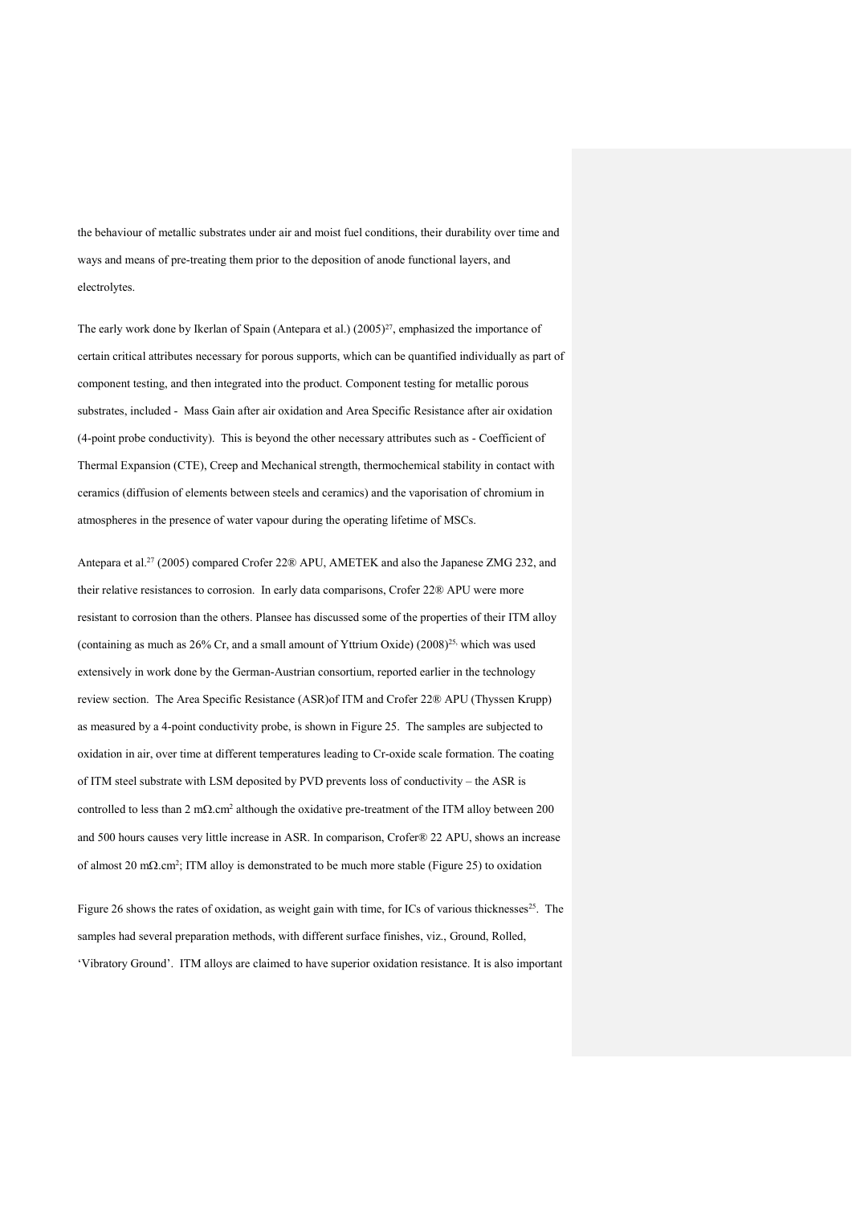the behaviour of metallic substrates under air and moist fuel conditions, their durability over time and ways and means of pre-treating them prior to the deposition of anode functional layers, and electrolytes.

The early work done by Ikerlan of Spain (Antepara et al.) (2005)[27], emphasized the importance of certain critical attributes necessary for porous supports, which can be quantified individually as part of component testing, and then integrated into the product. Component testing for metallic porous substrates, included - Mass Gain after air oxidation and Area Specific Resistance after air oxidation (4-point probe conductivity). This is beyond the other necessary attributes such as - Coefficient of Thermal Expansion (CTE), Creep and Mechanical strength, thermochemical stability in contact with ceramics (diffusion of elements between steels and ceramics) and the vaporisation of chromium in atmospheres in the presence of water vapour during the operating lifetime of MSCs.

Antepara et al.[27] (2005) compared Crofer 22® APU, AMETEK and also the Japanese ZMG 232, and their relative resistances to corrosion. In early data comparisons, Crofer 22® APU were more resistant to corrosion than the others. Plansee has discussed some of the properties of their ITM alloy (containing as much as 26% Cr, and a small amount of Yttrium Oxide) (2008)[25], which was used extensively in work done by the German-Austrian consortium, reported earlier in the technology review section. The Area Specific Resistance (ASR)of ITM and Crofer 22® APU (Thyssen Krupp) as measured by a 4-point conductivity probe, is shown in Figure 25. The samples are subjected to oxidation in air, over time at different temperatures leading to Cr-oxide scale formation. The coating of ITM steel substrate with LSM deposited by PVD prevents loss of conductivity – the ASR is controlled to less than 2 m$\Omega$.cm$^2$ although the oxidative pre-treatment of the ITM alloy between 200 and 500 hours causes very little increase in ASR. In comparison, Crofer® 22 APU, shows an increase of almost 20 m$\Omega$.cm$^2$; ITM alloy is demonstrated to be much more stable (Figure 25) to oxidation

Figure 26 shows the rates of oxidation, as weight gain with time, for ICs of various thicknesses[25]. The samples had several preparation methods, with different surface finishes, viz., Ground, Rolled, 'Vibratory Ground'. ITM alloys are claimed to have superior oxidation resistance. It is also important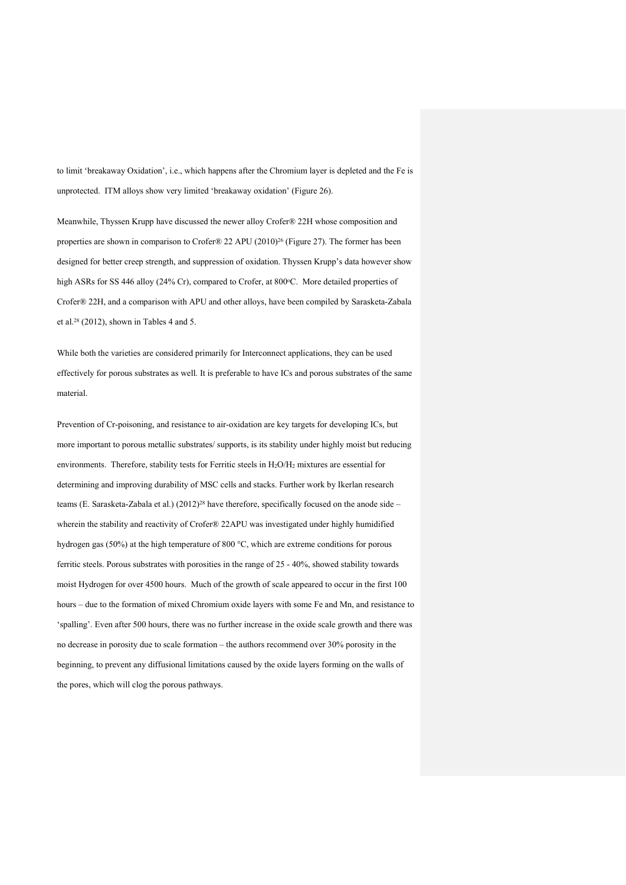to limit 'breakaway Oxidation', i.e., which happens after the Chromium layer is depleted and the Fe is unprotected. ITM alloys show very limited 'breakaway oxidation' (Figure 26).

Meanwhile, Thyssen Krupp have discussed the newer alloy Crofer® 22H whose composition and properties are shown in comparison to Crofer® 22 APU (2010)[26] (Figure 27). The former has been designed for better creep strength, and suppression of oxidation. Thyssen Krupp's data however show high ASRs for SS 446 alloy (24% Cr), compared to Crofer, at 800°C. More detailed properties of Crofer® 22H, and a comparison with APU and other alloys, have been compiled by Sarasketa-Zabala et al.[28] (2012), shown in Tables 4 and 5.

While both the varieties are considered primarily for Interconnect applications, they can be used effectively for porous substrates as well. It is preferable to have ICs and porous substrates of the same material.

Prevention of Cr-poisoning, and resistance to air-oxidation are key targets for developing ICs, but more important to porous metallic substrates/ supports, is its stability under highly moist but reducing environments. Therefore, stability tests for Ferritic steels in $H_2O/H_2$ mixtures are essential for determining and improving durability of MSC cells and stacks. Further work by Ikerlan research teams (E. Sarasketa-Zabala et al.) (2012)[28] have therefore, specifically focused on the anode side – wherein the stability and reactivity of Crofer® 22APU was investigated under highly humidified hydrogen gas (50%) at the high temperature of 800 °C, which are extreme conditions for porous ferritic steels. Porous substrates with porosities in the range of 25 - 40%, showed stability towards moist Hydrogen for over 4500 hours. Much of the growth of scale appeared to occur in the first 100 hours – due to the formation of mixed Chromium oxide layers with some Fe and Mn, and resistance to 'spalling'. Even after 500 hours, there was no further increase in the oxide scale growth and there was no decrease in porosity due to scale formation – the authors recommend over 30% porosity in the beginning, to prevent any diffusional limitations caused by the oxide layers forming on the walls of the pores, which will clog the porous pathways.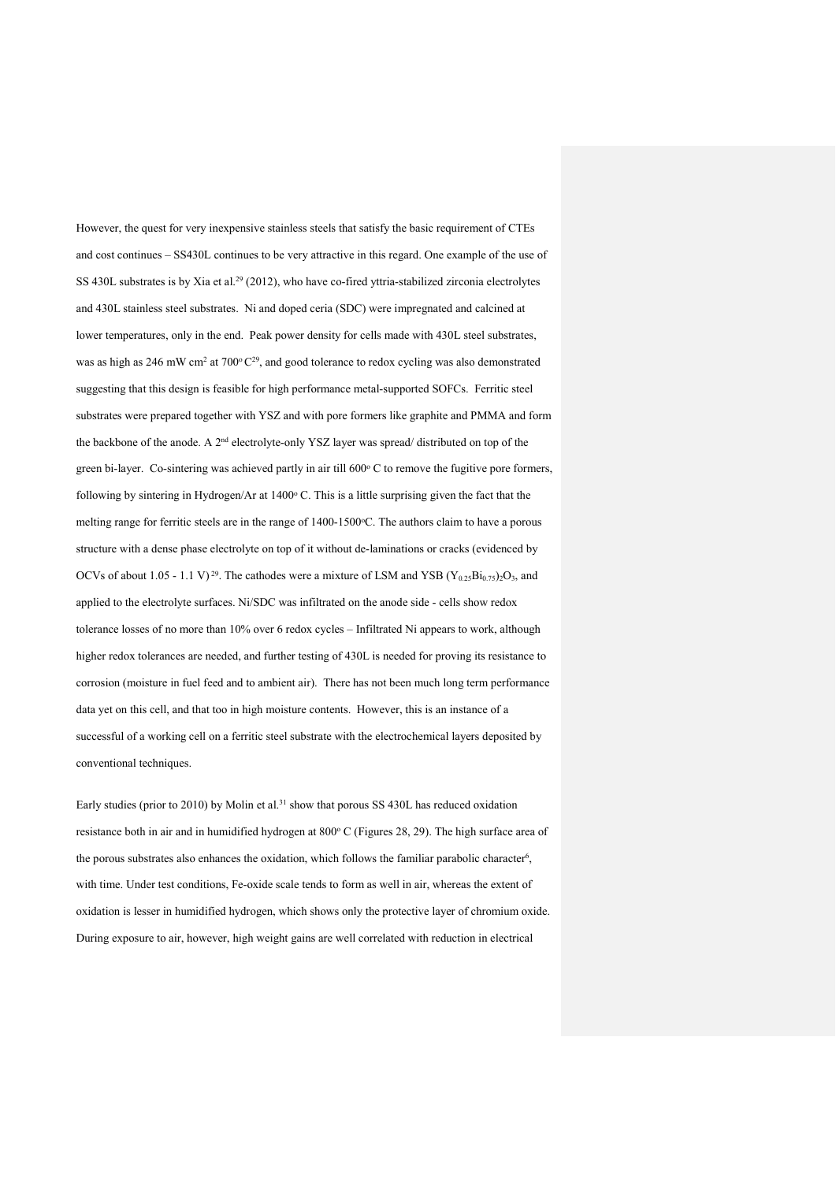However, the quest for very inexpensive stainless steels that satisfy the basic requirement of CTEs and cost continues – SS430L continues to be very attractive in this regard. One example of the use of SS 430L substrates is by Xia et al.[29] (2012), who have co-fired yttria-stabilized zirconia electrolytes and 430L stainless steel substrates. Ni and doped ceria (SDC) were impregnated and calcined at lower temperatures, only in the end. Peak power density for cells made with 430L steel substrates, was as high as 246 mW cm$^2$ at 700$^o$ C[29], and good tolerance to redox cycling was also demonstrated suggesting that this design is feasible for high performance metal-supported SOFCs. Ferritic steel substrates were prepared together with YSZ and with pore formers like graphite and PMMA and form the backbone of the anode. A 2$^{nd}$ electrolyte-only YSZ layer was spread/ distributed on top of the green bi-layer. Co-sintering was achieved partly in air till 600$^o$ C to remove the fugitive pore formers, following by sintering in Hydrogen/Ar at 1400$^o$ C. This is a little surprising given the fact that the melting range for ferritic steels are in the range of 1400-1500$^o$C. The authors claim to have a porous structure with a dense phase electrolyte on top of it without de-laminations or cracks (evidenced by OCVs of about 1.05 - 1.1 V)[29]. The cathodes were a mixture of LSM and YSB $(Y_{0.25}Bi_{0.75})_2O_3$, and applied to the electrolyte surfaces. Ni/SDC was infiltrated on the anode side - cells show redox tolerance losses of no more than 10% over 6 redox cycles – Infiltrated Ni appears to work, although higher redox tolerances are needed, and further testing of 430L is needed for proving its resistance to corrosion (moisture in fuel feed and to ambient air). There has not been much long term performance data yet on this cell, and that too in high moisture contents. However, this is an instance of a successful of a working cell on a ferritic steel substrate with the electrochemical layers deposited by conventional techniques.

Early studies (prior to 2010) by Molin et al.[31] show that porous SS 430L has reduced oxidation resistance both in air and in humidified hydrogen at 800$^o$ C (Figures 28, 29). The high surface area of the porous substrates also enhances the oxidation, which follows the familiar parabolic character[6], with time. Under test conditions, Fe-oxide scale tends to form as well in air, whereas the extent of oxidation is lesser in humidified hydrogen, which shows only the protective layer of chromium oxide. During exposure to air, however, high weight gains are well correlated with reduction in electrical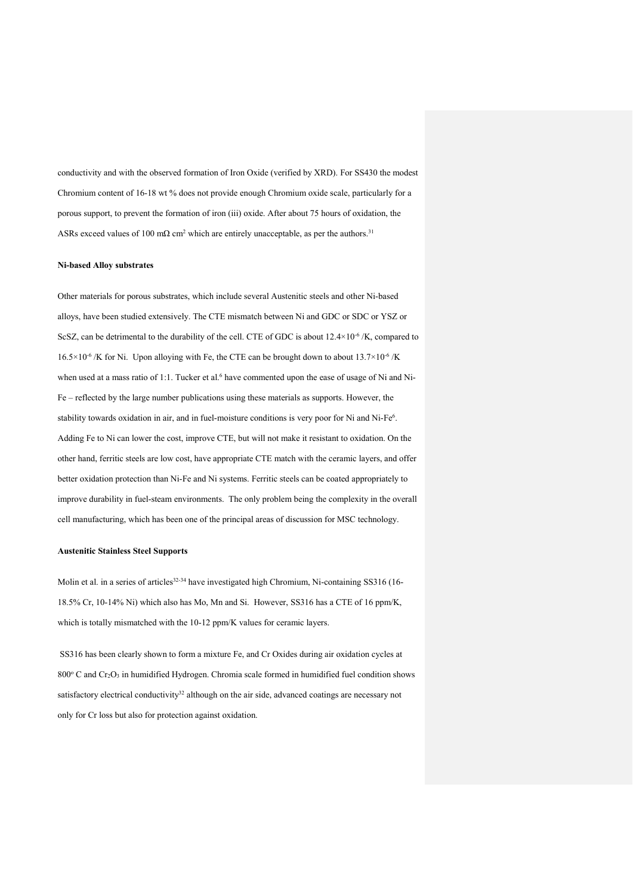conductivity and with the observed formation of Iron Oxide (verified by XRD). For SS430 the modest Chromium content of 16-18 wt % does not provide enough Chromium oxide scale, particularly for a porous support, to prevent the formation of iron (iii) oxide. After about 75 hours of oxidation, the ASRs exceed values of 100 mΩ cm$^2$ which are entirely unacceptable, as per the authors.[31]

**Ni-based Alloy substrates**

Other materials for porous substrates, which include several Austenitic steels and other Ni-based alloys, have been studied extensively. The CTE mismatch between Ni and GDC or SDC or YSZ or ScSZ, can be detrimental to the durability of the cell. CTE of GDC is about $12.4\times10^{-6}$ /K, compared to $16.5\times10^{-6}$ /K for Ni. Upon alloying with Fe, the CTE can be brought down to about $13.7\times10^{-6}$ /K when used at a mass ratio of 1:1. Tucker et al.[6] have commented upon the ease of usage of Ni and Ni-Fe – reflected by the large number publications using these materials as supports. However, the stability towards oxidation in air, and in fuel-moisture conditions is very poor for Ni and Ni-Fe[6]. Adding Fe to Ni can lower the cost, improve CTE, but will not make it resistant to oxidation. On the other hand, ferritic steels are low cost, have appropriate CTE match with the ceramic layers, and offer better oxidation protection than Ni-Fe and Ni systems. Ferritic steels can be coated appropriately to improve durability in fuel-steam environments. The only problem being the complexity in the overall cell manufacturing, which has been one of the principal areas of discussion for MSC technology.

**Austenitic Stainless Steel Supports**

Molin et al. in a series of articles[32-34] have investigated high Chromium, Ni-containing SS316 (16-18.5% Cr, 10-14% Ni) which also has Mo, Mn and Si. However, SS316 has a CTE of 16 ppm/K, which is totally mismatched with the 10-12 ppm/K values for ceramic layers.

SS316 has been clearly shown to form a mixture Fe, and Cr Oxides during air oxidation cycles at 800$^{o}$ C and $Cr_2O_3$ in humidified Hydrogen. Chromia scale formed in humidified fuel condition shows satisfactory electrical conductivity[32] although on the air side, advanced coatings are necessary not only for Cr loss but also for protection against oxidation.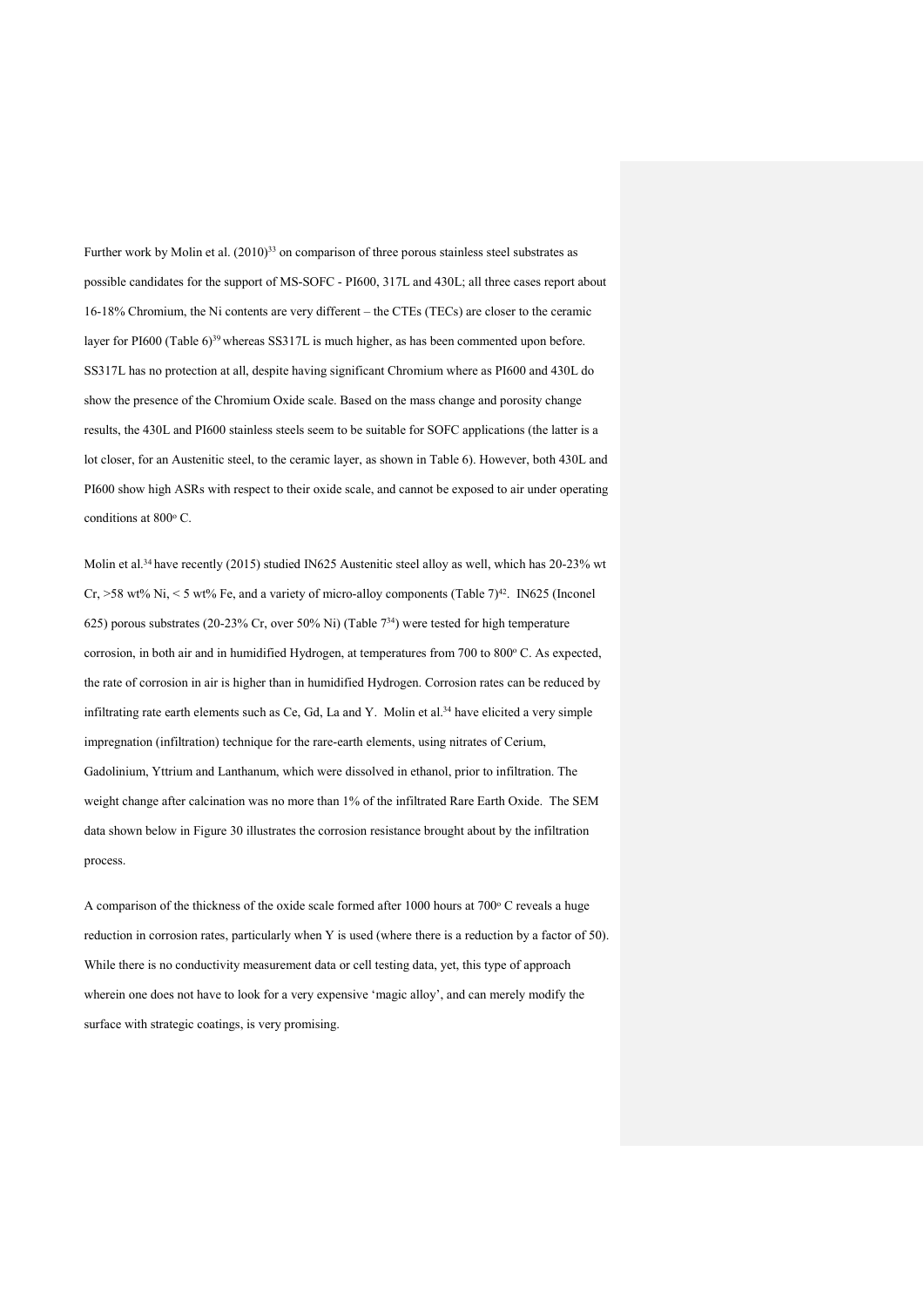Further work by Molin et al. (2010)[33] on comparison of three porous stainless steel substrates as possible candidates for the support of MS-SOFC - PI600, 317L and 430L; all three cases report about 16-18% Chromium, the Ni contents are very different – the CTEs (TECs) are closer to the ceramic layer for PI600 (Table 6)[39] whereas SS317L is much higher, as has been commented upon before. SS317L has no protection at all, despite having significant Chromium where as PI600 and 430L do show the presence of the Chromium Oxide scale. Based on the mass change and porosity change results, the 430L and PI600 stainless steels seem to be suitable for SOFC applications (the latter is a lot closer, for an Austenitic steel, to the ceramic layer, as shown in Table 6). However, both 430L and PI600 show high ASRs with respect to their oxide scale, and cannot be exposed to air under operating conditions at 800° C.

Molin et al.[34] have recently (2015) studied IN625 Austenitic steel alloy as well, which has 20-23% wt Cr, >58 wt% Ni, < 5 wt% Fe, and a variety of micro-alloy components (Table 7)[42]. IN625 (Inconel 625) porous substrates (20-23% Cr, over 50% Ni) (Table 7[34]) were tested for high temperature corrosion, in both air and in humidified Hydrogen, at temperatures from 700 to 800° C. As expected, the rate of corrosion in air is higher than in humidified Hydrogen. Corrosion rates can be reduced by infiltrating rate earth elements such as Ce, Gd, La and Y. Molin et al.[34] have elicited a very simple impregnation (infiltration) technique for the rare-earth elements, using nitrates of Cerium, Gadolinium, Yttrium and Lanthanum, which were dissolved in ethanol, prior to infiltration. The weight change after calcination was no more than 1% of the infiltrated Rare Earth Oxide. The SEM data shown below in Figure 30 illustrates the corrosion resistance brought about by the infiltration process.

A comparison of the thickness of the oxide scale formed after 1000 hours at 700° C reveals a huge reduction in corrosion rates, particularly when Y is used (where there is a reduction by a factor of 50). While there is no conductivity measurement data or cell testing data, yet, this type of approach wherein one does not have to look for a very expensive 'magic alloy', and can merely modify the surface with strategic coatings, is very promising.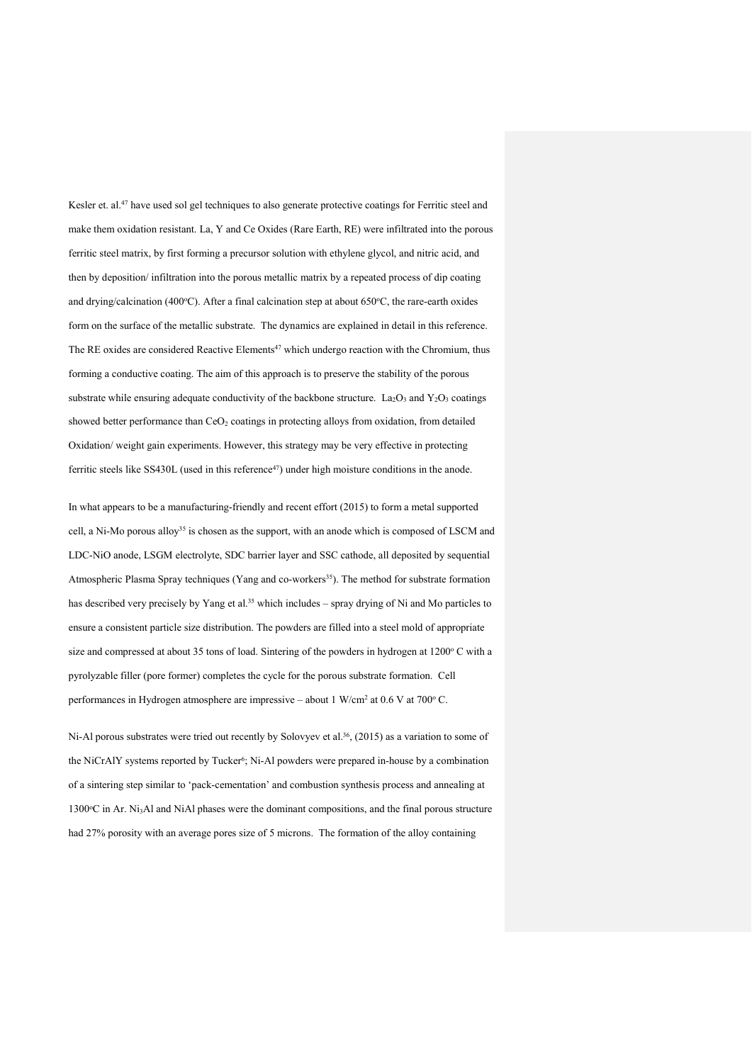Kesler et. al.[47] have used sol gel techniques to also generate protective coatings for Ferritic steel and make them oxidation resistant. La, Y and Ce Oxides (Rare Earth, RE) were infiltrated into the porous ferritic steel matrix, by first forming a precursor solution with ethylene glycol, and nitric acid, and then by deposition/ infiltration into the porous metallic matrix by a repeated process of dip coating and drying/calcination (400$^{o}$C). After a final calcination step at about 650$^{o}$C, the rare-earth oxides form on the surface of the metallic substrate. The dynamics are explained in detail in this reference. The RE oxides are considered Reactive Elements[47] which undergo reaction with the Chromium, thus forming a conductive coating. The aim of this approach is to preserve the stability of the porous substrate while ensuring adequate conductivity of the backbone structure. $La_2O_3$ and $Y_2O_3$ coatings showed better performance than $CeO_2$ coatings in protecting alloys from oxidation, from detailed Oxidation/ weight gain experiments. However, this strategy may be very effective in protecting ferritic steels like SS430L (used in this reference[47]) under high moisture conditions in the anode.

In what appears to be a manufacturing-friendly and recent effort (2015) to form a metal supported cell, a Ni-Mo porous alloy[35] is chosen as the support, with an anode which is composed of LSCM and LDC-NiO anode, LSGM electrolyte, SDC barrier layer and SSC cathode, all deposited by sequential Atmospheric Plasma Spray techniques (Yang and co-workers[35]). The method for substrate formation has described very precisely by Yang et al.[35] which includes – spray drying of Ni and Mo particles to ensure a consistent particle size distribution. The powders are filled into a steel mold of appropriate size and compressed at about 35 tons of load. Sintering of the powders in hydrogen at 1200$^{o}$ C with a pyrolyzable filler (pore former) completes the cycle for the porous substrate formation. Cell performances in Hydrogen atmosphere are impressive – about 1 W/cm$^2$ at 0.6 V at 700$^{o}$ C.

Ni-Al porous substrates were tried out recently by Solovyev et al.[36], (2015) as a variation to some of the NiCrAlY systems reported by Tucker[6]; Ni-Al powders were prepared in-house by a combination of a sintering step similar to 'pack-cementation' and combustion synthesis process and annealing at 1300$^{o}$C in Ar. $Ni_3Al$ and NiAl phases were the dominant compositions, and the final porous structure had 27% porosity with an average pores size of 5 microns. The formation of the alloy containing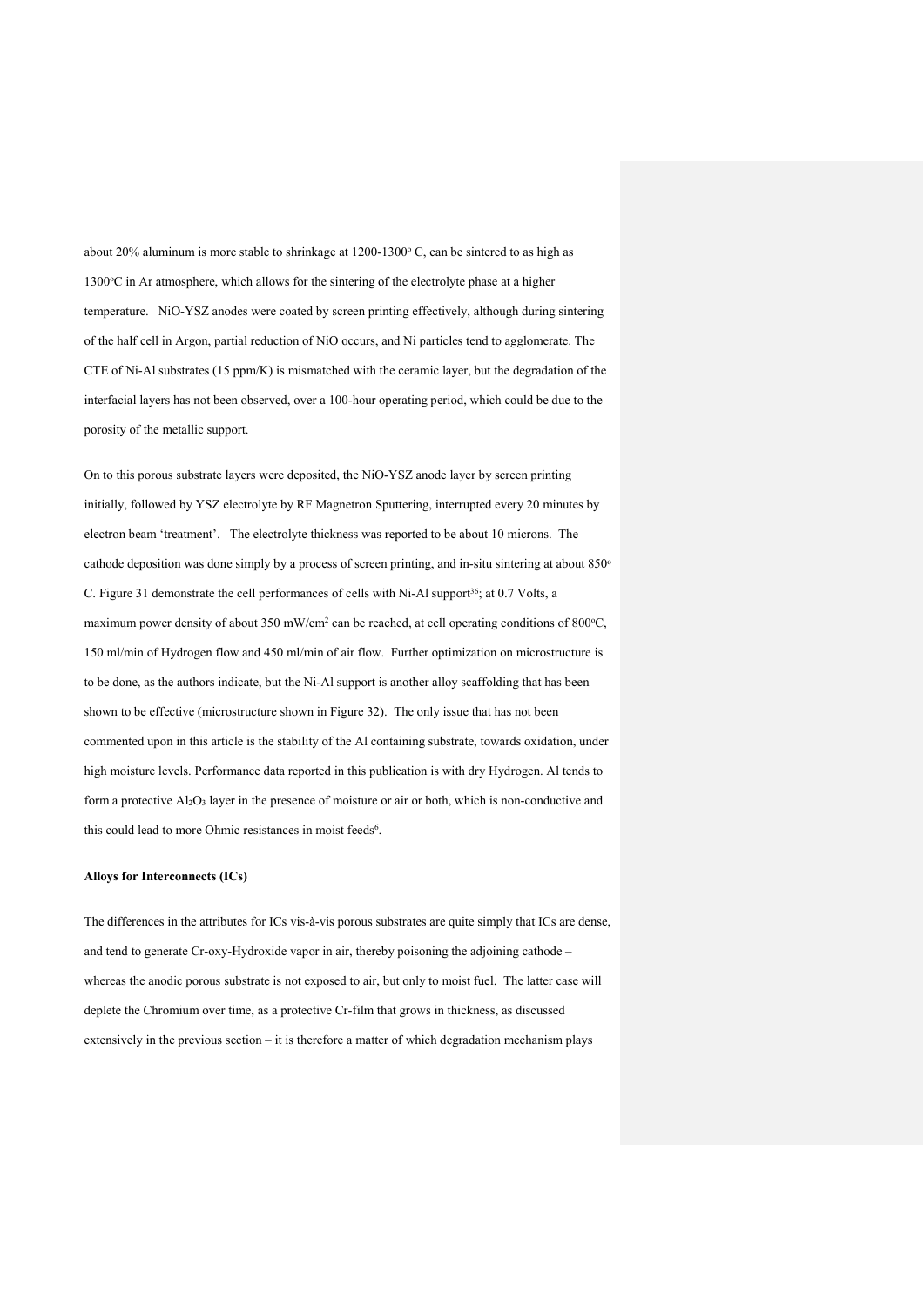about 20% aluminum is more stable to shrinkage at 1200-1300$^o$ C, can be sintered to as high as 1300$^o$C in Ar atmosphere, which allows for the sintering of the electrolyte phase at a higher temperature. NiO-YSZ anodes were coated by screen printing effectively, although during sintering of the half cell in Argon, partial reduction of NiO occurs, and Ni particles tend to agglomerate. The CTE of Ni-Al substrates (15 ppm/K) is mismatched with the ceramic layer, but the degradation of the interfacial layers has not been observed, over a 100-hour operating period, which could be due to the porosity of the metallic support.

On to this porous substrate layers were deposited, the NiO-YSZ anode layer by screen printing initially, followed by YSZ electrolyte by RF Magnetron Sputtering, interrupted every 20 minutes by electron beam 'treatment'. The electrolyte thickness was reported to be about 10 microns. The cathode deposition was done simply by a process of screen printing, and in-situ sintering at about 850$^o$ C. Figure 31 demonstrate the cell performances of cells with Ni-Al support[36]; at 0.7 Volts, a maximum power density of about 350 mW/cm$^2$ can be reached, at cell operating conditions of 800$^o$C, 150 ml/min of Hydrogen flow and 450 ml/min of air flow. Further optimization on microstructure is to be done, as the authors indicate, but the Ni-Al support is another alloy scaffolding that has been shown to be effective (microstructure shown in Figure 32). The only issue that has not been commented upon in this article is the stability of the Al containing substrate, towards oxidation, under high moisture levels. Performance data reported in this publication is with dry Hydrogen. Al tends to form a protective $Al_2O_3$ layer in the presence of moisture or air or both, which is non-conductive and this could lead to more Ohmic resistances in moist feeds[6].

**Alloys for Interconnects (ICs)**

The differences in the attributes for ICs vis-à-vis porous substrates are quite simply that ICs are dense, and tend to generate Cr-oxy-Hydroxide vapor in air, thereby poisoning the adjoining cathode – whereas the anodic porous substrate is not exposed to air, but only to moist fuel. The latter case will deplete the Chromium over time, as a protective Cr-film that grows in thickness, as discussed extensively in the previous section – it is therefore a matter of which degradation mechanism plays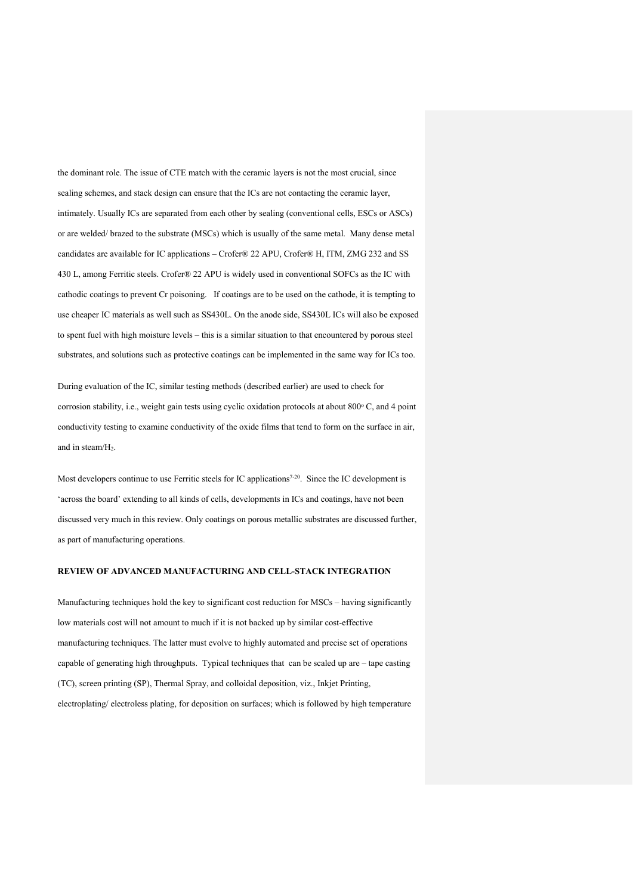the dominant role. The issue of CTE match with the ceramic layers is not the most crucial, since sealing schemes, and stack design can ensure that the ICs are not contacting the ceramic layer, intimately. Usually ICs are separated from each other by sealing (conventional cells, ESCs or ASCs) or are welded/ brazed to the substrate (MSCs) which is usually of the same metal. Many dense metal candidates are available for IC applications – Crofer® 22 APU, Crofer® H, ITM, ZMG 232 and SS 430 L, among Ferritic steels. Crofer® 22 APU is widely used in conventional SOFCs as the IC with cathodic coatings to prevent Cr poisoning. If coatings are to be used on the cathode, it is tempting to use cheaper IC materials as well such as SS430L. On the anode side, SS430L ICs will also be exposed to spent fuel with high moisture levels – this is a similar situation to that encountered by porous steel substrates, and solutions such as protective coatings can be implemented in the same way for ICs too.

During evaluation of the IC, similar testing methods (described earlier) are used to check for corrosion stability, i.e., weight gain tests using cyclic oxidation protocols at about 800° C, and 4 point conductivity testing to examine conductivity of the oxide films that tend to form on the surface in air, and in steam/$H_2$.

Most developers continue to use Ferritic steels for IC applications[7-20]. Since the IC development is 'across the board' extending to all kinds of cells, developments in ICs and coatings, have not been discussed very much in this review. Only coatings on porous metallic substrates are discussed further, as part of manufacturing operations.

## REVIEW OF ADVANCED MANUFACTURING AND CELL-STACK INTEGRATION

Manufacturing techniques hold the key to significant cost reduction for MSCs – having significantly low materials cost will not amount to much if it is not backed up by similar cost-effective manufacturing techniques. The latter must evolve to highly automated and precise set of operations capable of generating high throughputs. Typical techniques that can be scaled up are – tape casting (TC), screen printing (SP), Thermal Spray, and colloidal deposition, viz., Inkjet Printing, electroplating/ electroless plating, for deposition on surfaces; which is followed by high temperature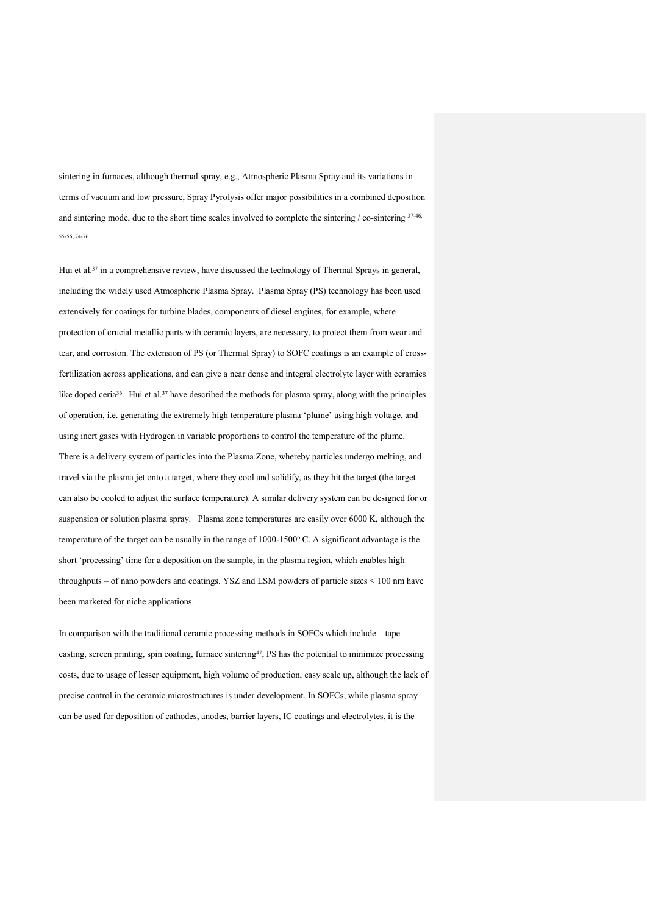sintering in furnaces, although thermal spray, e.g., Atmospheric Plasma Spray and its variations in terms of vacuum and low pressure, Spray Pyrolysis offer major possibilities in a combined deposition and sintering mode, due to the short time scales involved to complete the sintering / co-sintering [37-46, 55-56, 74-76].

Hui et al.[37] in a comprehensive review, have discussed the technology of Thermal Sprays in general, including the widely used Atmospheric Plasma Spray. Plasma Spray (PS) technology has been used extensively for coatings for turbine blades, components of diesel engines, for example, where protection of crucial metallic parts with ceramic layers, are necessary, to protect them from wear and tear, and corrosion. The extension of PS (or Thermal Spray) to SOFC coatings is an example of cross-fertilization across applications, and can give a near dense and integral electrolyte layer with ceramics like doped ceria[36]. Hui et al.[37] have described the methods for plasma spray, along with the principles of operation, i.e. generating the extremely high temperature plasma 'plume' using high voltage, and using inert gases with Hydrogen in variable proportions to control the temperature of the plume. There is a delivery system of particles into the Plasma Zone, whereby particles undergo melting, and travel via the plasma jet onto a target, where they cool and solidify, as they hit the target (the target can also be cooled to adjust the surface temperature). A similar delivery system can be designed for or suspension or solution plasma spray. Plasma zone temperatures are easily over 6000 K, although the temperature of the target can be usually in the range of 1000-1500$^{o}$ C. A significant advantage is the short 'processing' time for a deposition on the sample, in the plasma region, which enables high throughputs – of nano powders and coatings. YSZ and LSM powders of particle sizes < 100 nm have been marketed for niche applications.

In comparison with the traditional ceramic processing methods in SOFCs which include – tape casting, screen printing, spin coating, furnace sintering[47], PS has the potential to minimize processing costs, due to usage of lesser equipment, high volume of production, easy scale up, although the lack of precise control in the ceramic microstructures is under development. In SOFCs, while plasma spray can be used for deposition of cathodes, anodes, barrier layers, IC coatings and electrolytes, it is the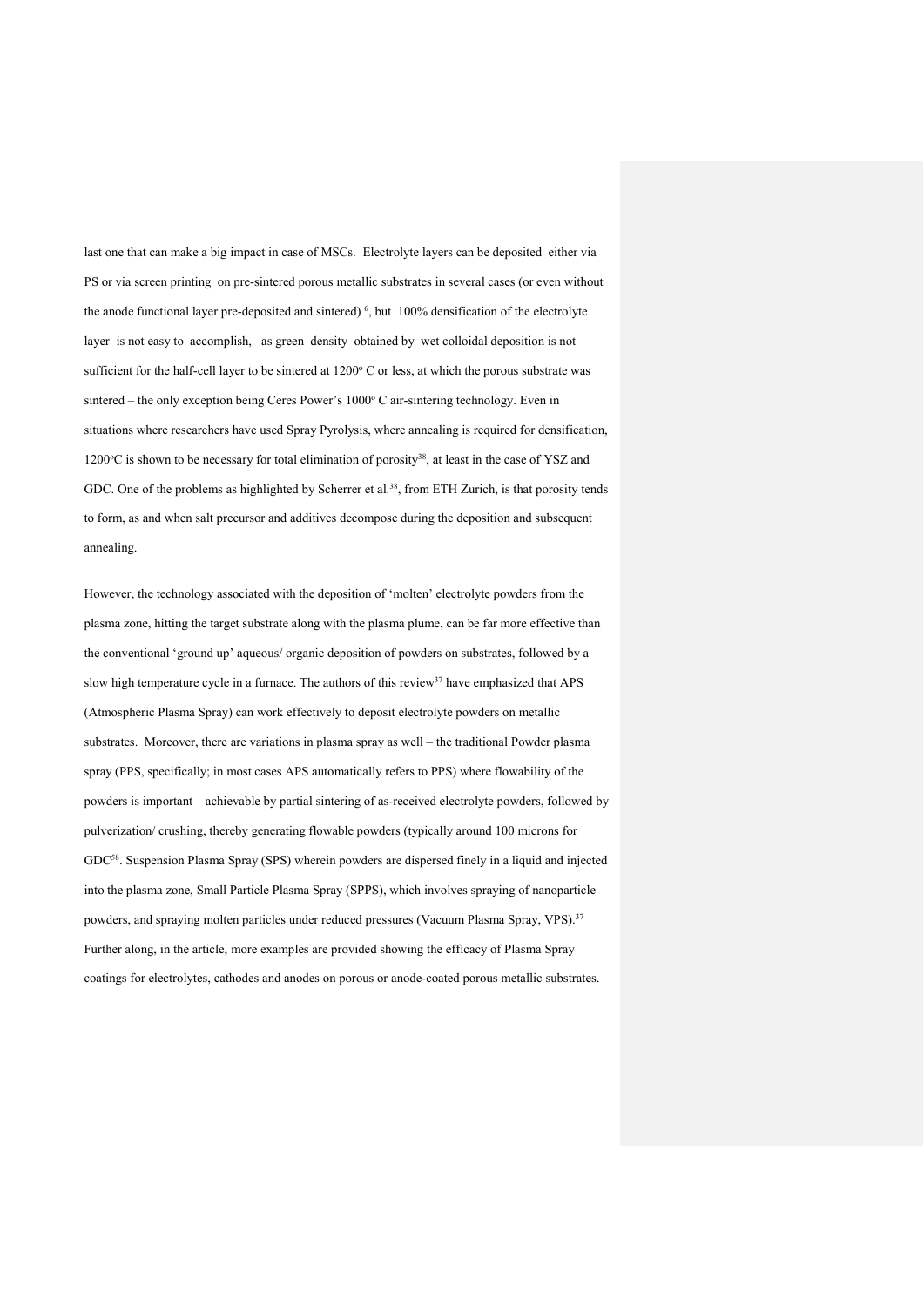last one that can make a big impact in case of MSCs. Electrolyte layers can be deposited either via PS or via screen printing on pre-sintered porous metallic substrates in several cases (or even without the anode functional layer pre-deposited and sintered) [6], but 100% densification of the electrolyte layer is not easy to accomplish, as green density obtained by wet colloidal deposition is not sufficient for the half-cell layer to be sintered at 1200° C or less, at which the porous substrate was sintered – the only exception being Ceres Power's 1000° C air-sintering technology. Even in situations where researchers have used Spray Pyrolysis, where annealing is required for densification, 1200°C is shown to be necessary for total elimination of porosity[38], at least in the case of YSZ and GDC. One of the problems as highlighted by Scherrer et al.[38], from ETH Zurich, is that porosity tends to form, as and when salt precursor and additives decompose during the deposition and subsequent annealing.

However, the technology associated with the deposition of 'molten' electrolyte powders from the plasma zone, hitting the target substrate along with the plasma plume, can be far more effective than the conventional 'ground up' aqueous/ organic deposition of powders on substrates, followed by a slow high temperature cycle in a furnace. The authors of this review[37] have emphasized that APS (Atmospheric Plasma Spray) can work effectively to deposit electrolyte powders on metallic substrates. Moreover, there are variations in plasma spray as well – the traditional Powder plasma spray (PPS, specifically; in most cases APS automatically refers to PPS) where flowability of the powders is important – achievable by partial sintering of as-received electrolyte powders, followed by pulverization/ crushing, thereby generating flowable powders (typically around 100 microns for GDC[58]. Suspension Plasma Spray (SPS) wherein powders are dispersed finely in a liquid and injected into the plasma zone, Small Particle Plasma Spray (SPPS), which involves spraying of nanoparticle powders, and spraying molten particles under reduced pressures (Vacuum Plasma Spray, VPS).[37] Further along, in the article, more examples are provided showing the efficacy of Plasma Spray coatings for electrolytes, cathodes and anodes on porous or anode-coated porous metallic substrates.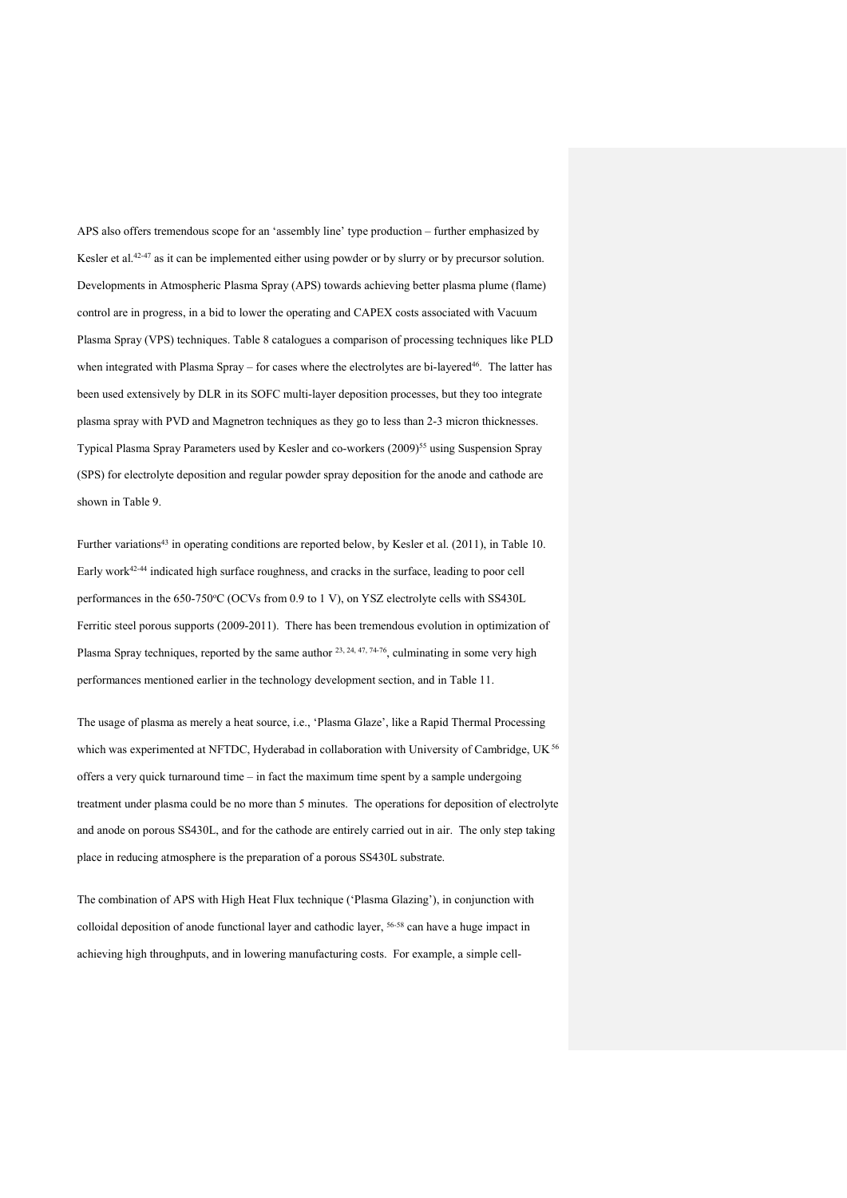APS also offers tremendous scope for an 'assembly line' type production – further emphasized by Kesler et al.[42-47] as it can be implemented either using powder or by slurry or by precursor solution. Developments in Atmospheric Plasma Spray (APS) towards achieving better plasma plume (flame) control are in progress, in a bid to lower the operating and CAPEX costs associated with Vacuum Plasma Spray (VPS) techniques. Table 8 catalogues a comparison of processing techniques like PLD when integrated with Plasma Spray – for cases where the electrolytes are bi-layered[46]. The latter has been used extensively by DLR in its SOFC multi-layer deposition processes, but they too integrate plasma spray with PVD and Magnetron techniques as they go to less than 2-3 micron thicknesses. Typical Plasma Spray Parameters used by Kesler and co-workers (2009)[55] using Suspension Spray (SPS) for electrolyte deposition and regular powder spray deposition for the anode and cathode are shown in Table 9.

Further variations[43] in operating conditions are reported below, by Kesler et al. (2011), in Table 10. Early work[42-44] indicated high surface roughness, and cracks in the surface, leading to poor cell performances in the 650-750ºC (OCVs from 0.9 to 1 V), on YSZ electrolyte cells with SS430L Ferritic steel porous supports (2009-2011). There has been tremendous evolution in optimization of Plasma Spray techniques, reported by the same author [23, 24, 47, 74-76], culminating in some very high performances mentioned earlier in the technology development section, and in Table 11.

The usage of plasma as merely a heat source, i.e., 'Plasma Glaze', like a Rapid Thermal Processing which was experimented at NFTDC, Hyderabad in collaboration with University of Cambridge, UK [56] offers a very quick turnaround time – in fact the maximum time spent by a sample undergoing treatment under plasma could be no more than 5 minutes. The operations for deposition of electrolyte and anode on porous SS430L, and for the cathode are entirely carried out in air. The only step taking place in reducing atmosphere is the preparation of a porous SS430L substrate.

The combination of APS with High Heat Flux technique ('Plasma Glazing'), in conjunction with colloidal deposition of anode functional layer and cathodic layer, [56-58] can have a huge impact in achieving high throughputs, and in lowering manufacturing costs. For example, a simple cell-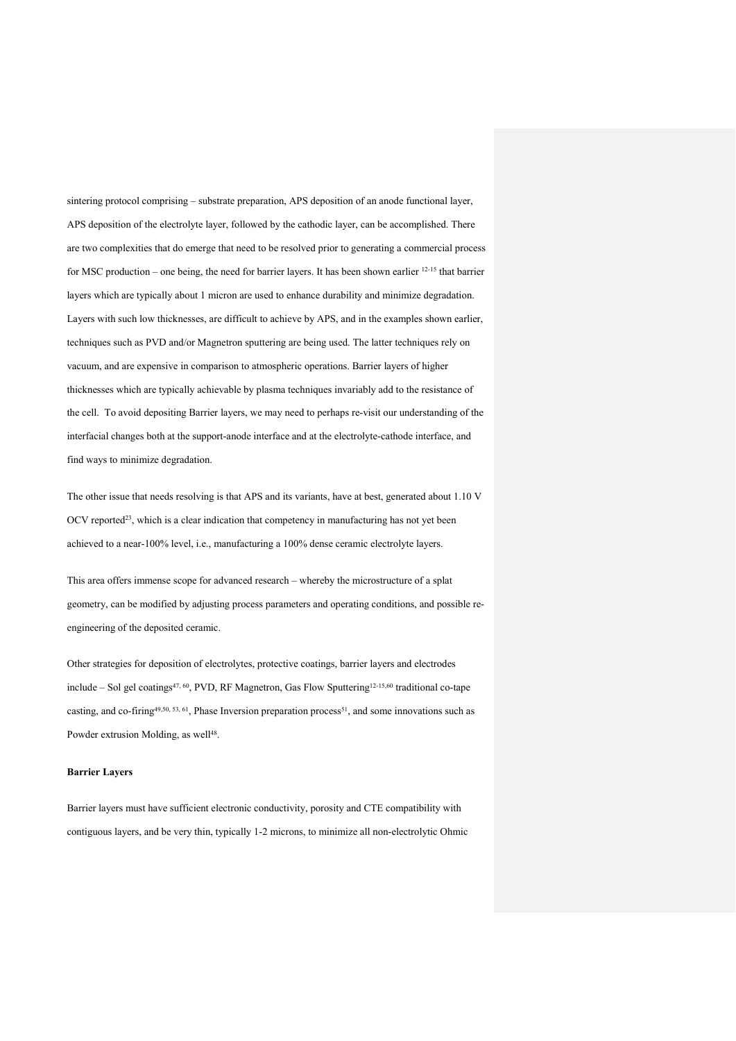sintering protocol comprising – substrate preparation, APS deposition of an anode functional layer, APS deposition of the electrolyte layer, followed by the cathodic layer, can be accomplished. There are two complexities that do emerge that need to be resolved prior to generating a commercial process for MSC production – one being, the need for barrier layers. It has been shown earlier [12-15] that barrier layers which are typically about 1 micron are used to enhance durability and minimize degradation. Layers with such low thicknesses, are difficult to achieve by APS, and in the examples shown earlier, techniques such as PVD and/or Magnetron sputtering are being used. The latter techniques rely on vacuum, and are expensive in comparison to atmospheric operations. Barrier layers of higher thicknesses which are typically achievable by plasma techniques invariably add to the resistance of the cell. To avoid depositing Barrier layers, we may need to perhaps re-visit our understanding of the interfacial changes both at the support-anode interface and at the electrolyte-cathode interface, and find ways to minimize degradation.

The other issue that needs resolving is that APS and its variants, have at best, generated about 1.10 V OCV reported[23], which is a clear indication that competency in manufacturing has not yet been achieved to a near-100% level, i.e., manufacturing a 100% dense ceramic electrolyte layers.

This area offers immense scope for advanced research – whereby the microstructure of a splat geometry, can be modified by adjusting process parameters and operating conditions, and possible re-engineering of the deposited ceramic.

Other strategies for deposition of electrolytes, protective coatings, barrier layers and electrodes include – Sol gel coatings[47, 60], PVD, RF Magnetron, Gas Flow Sputtering[12-15,60] traditional co-tape casting, and co-firing[49,50, 53, 61], Phase Inversion preparation process[51], and some innovations such as Powder extrusion Molding, as well[48].

**Barrier Layers**

Barrier layers must have sufficient electronic conductivity, porosity and CTE compatibility with contiguous layers, and be very thin, typically 1-2 microns, to minimize all non-electrolytic Ohmic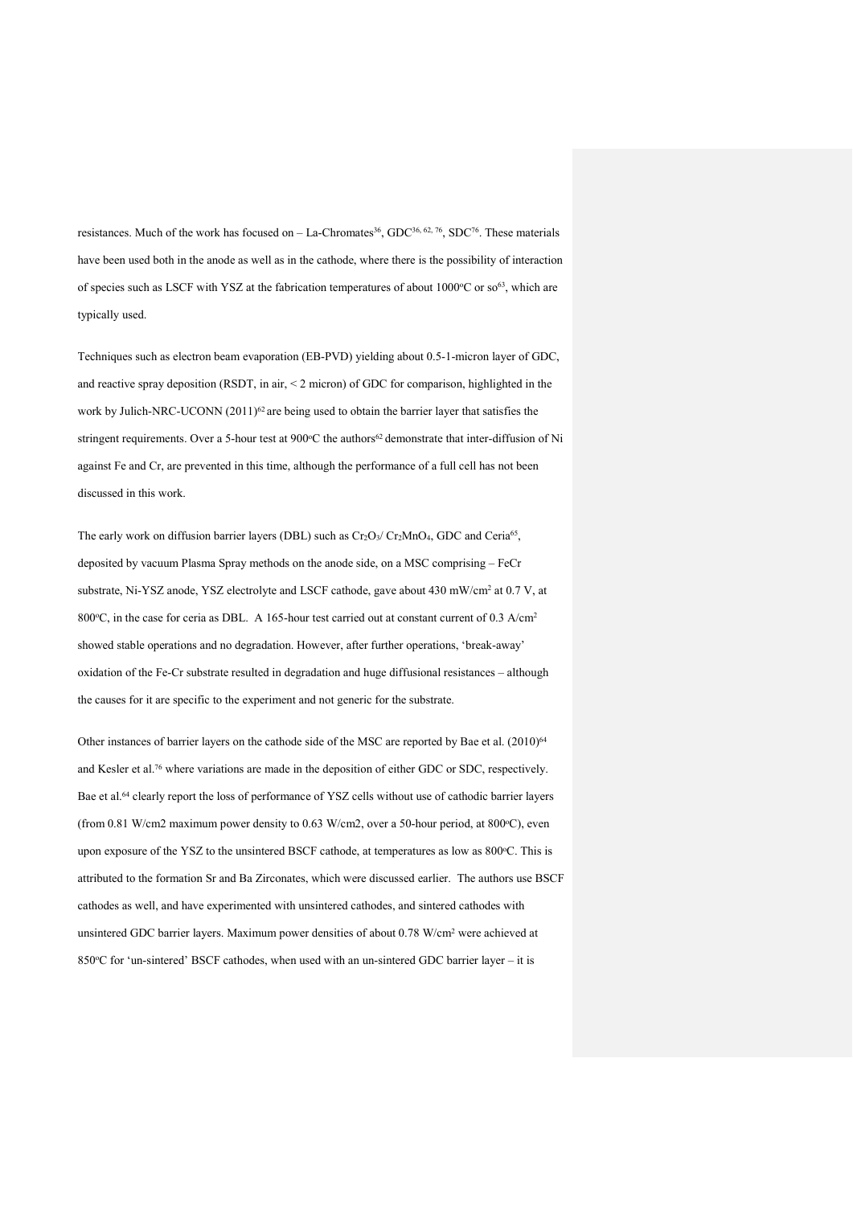resistances. Much of the work has focused on – La-Chromates[36], GDC[36, 62, 76], SDC[76]. These materials have been used both in the anode as well as in the cathode, where there is the possibility of interaction of species such as LSCF with YSZ at the fabrication temperatures of about 1000°C or so[63], which are typically used.

Techniques such as electron beam evaporation (EB-PVD) yielding about 0.5-1-micron layer of GDC, and reactive spray deposition (RSDT, in air, < 2 micron) of GDC for comparison, highlighted in the work by Julich-NRC-UCONN (2011)[62] are being used to obtain the barrier layer that satisfies the stringent requirements. Over a 5-hour test at 900°C the authors[62] demonstrate that inter-diffusion of Ni against Fe and Cr, are prevented in this time, although the performance of a full cell has not been discussed in this work.

The early work on diffusion barrier layers (DBL) such as $Cr_2O_3$/ $Cr_2MnO_4$, GDC and Ceria[65], deposited by vacuum Plasma Spray methods on the anode side, on a MSC comprising – FeCr substrate, Ni-YSZ anode, YSZ electrolyte and LSCF cathode, gave about 430 mW/cm$^2$ at 0.7 V, at 800°C, in the case for ceria as DBL. A 165-hour test carried out at constant current of 0.3 A/cm$^2$ showed stable operations and no degradation. However, after further operations, 'break-away' oxidation of the Fe-Cr substrate resulted in degradation and huge diffusional resistances – although the causes for it are specific to the experiment and not generic for the substrate.

Other instances of barrier layers on the cathode side of the MSC are reported by Bae et al. (2010)[64] and Kesler et al.[76] where variations are made in the deposition of either GDC or SDC, respectively. Bae et al.[64] clearly report the loss of performance of YSZ cells without use of cathodic barrier layers (from 0.81 W/cm2 maximum power density to 0.63 W/cm2, over a 50-hour period, at 800°C), even upon exposure of the YSZ to the unsintered BSCF cathode, at temperatures as low as 800°C. This is attributed to the formation Sr and Ba Zirconates, which were discussed earlier. The authors use BSCF cathodes as well, and have experimented with unsintered cathodes, and sintered cathodes with unsintered GDC barrier layers. Maximum power densities of about 0.78 W/cm$^2$ were achieved at 850°C for 'un-sintered' BSCF cathodes, when used with an un-sintered GDC barrier layer – it is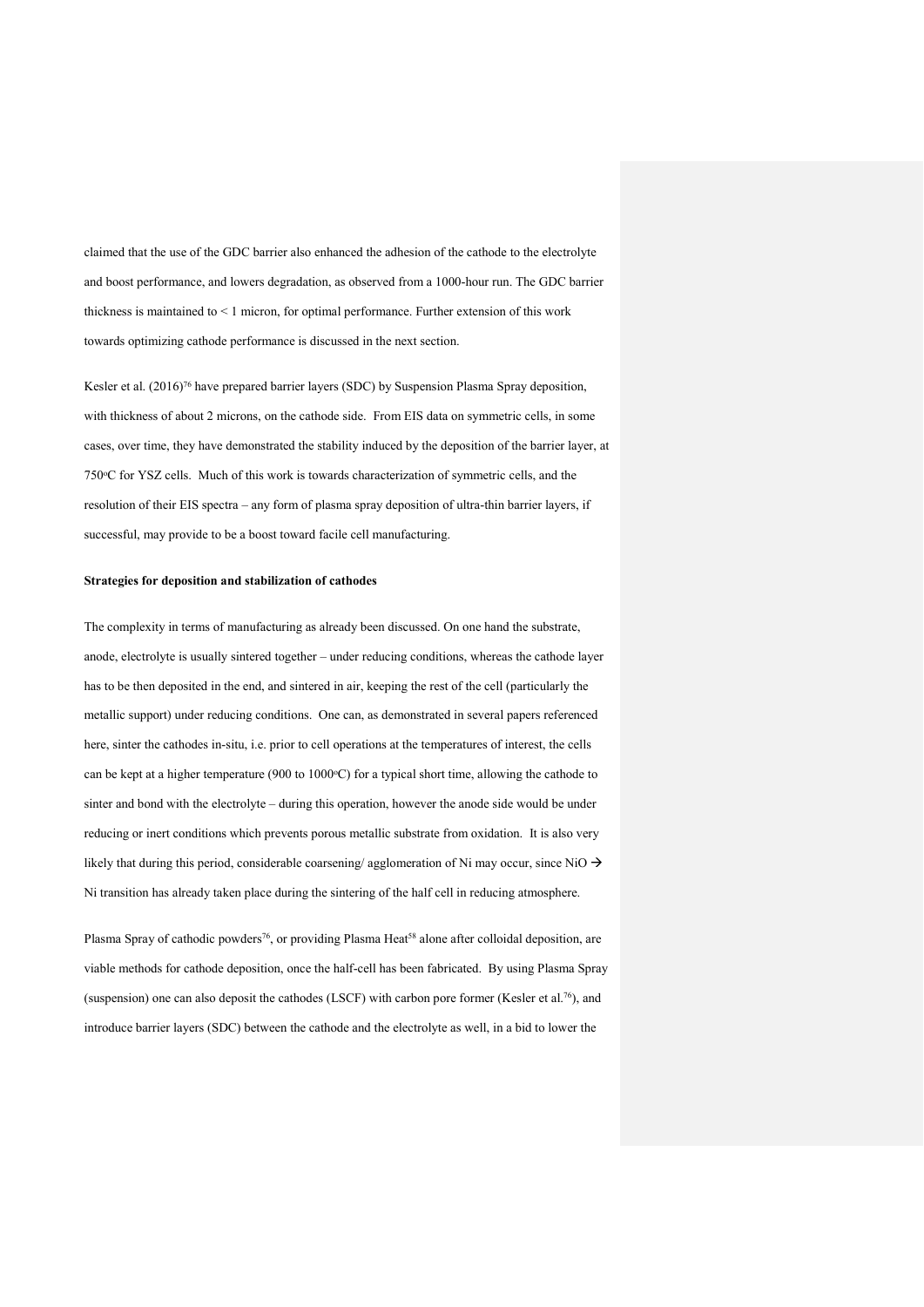claimed that the use of the GDC barrier also enhanced the adhesion of the cathode to the electrolyte and boost performance, and lowers degradation, as observed from a 1000-hour run. The GDC barrier thickness is maintained to < 1 micron, for optimal performance. Further extension of this work towards optimizing cathode performance is discussed in the next section.

Kesler et al. (2016)[76] have prepared barrier layers (SDC) by Suspension Plasma Spray deposition, with thickness of about 2 microns, on the cathode side. From EIS data on symmetric cells, in some cases, over time, they have demonstrated the stability induced by the deposition of the barrier layer, at 750°C for YSZ cells. Much of this work is towards characterization of symmetric cells, and the resolution of their EIS spectra – any form of plasma spray deposition of ultra-thin barrier layers, if successful, may provide to be a boost toward facile cell manufacturing.

**Strategies for deposition and stabilization of cathodes**

The complexity in terms of manufacturing as already been discussed. On one hand the substrate, anode, electrolyte is usually sintered together – under reducing conditions, whereas the cathode layer has to be then deposited in the end, and sintered in air, keeping the rest of the cell (particularly the metallic support) under reducing conditions. One can, as demonstrated in several papers referenced here, sinter the cathodes in-situ, i.e. prior to cell operations at the temperatures of interest, the cells can be kept at a higher temperature (900 to 1000°C) for a typical short time, allowing the cathode to sinter and bond with the electrolyte – during this operation, however the anode side would be under reducing or inert conditions which prevents porous metallic substrate from oxidation. It is also very likely that during this period, considerable coarsening/ agglomeration of Ni may occur, since NiO → Ni transition has already taken place during the sintering of the half cell in reducing atmosphere.

Plasma Spray of cathodic powders[76], or providing Plasma Heat[58] alone after colloidal deposition, are viable methods for cathode deposition, once the half-cell has been fabricated. By using Plasma Spray (suspension) one can also deposit the cathodes (LSCF) with carbon pore former (Kesler et al.[76]), and introduce barrier layers (SDC) between the cathode and the electrolyte as well, in a bid to lower the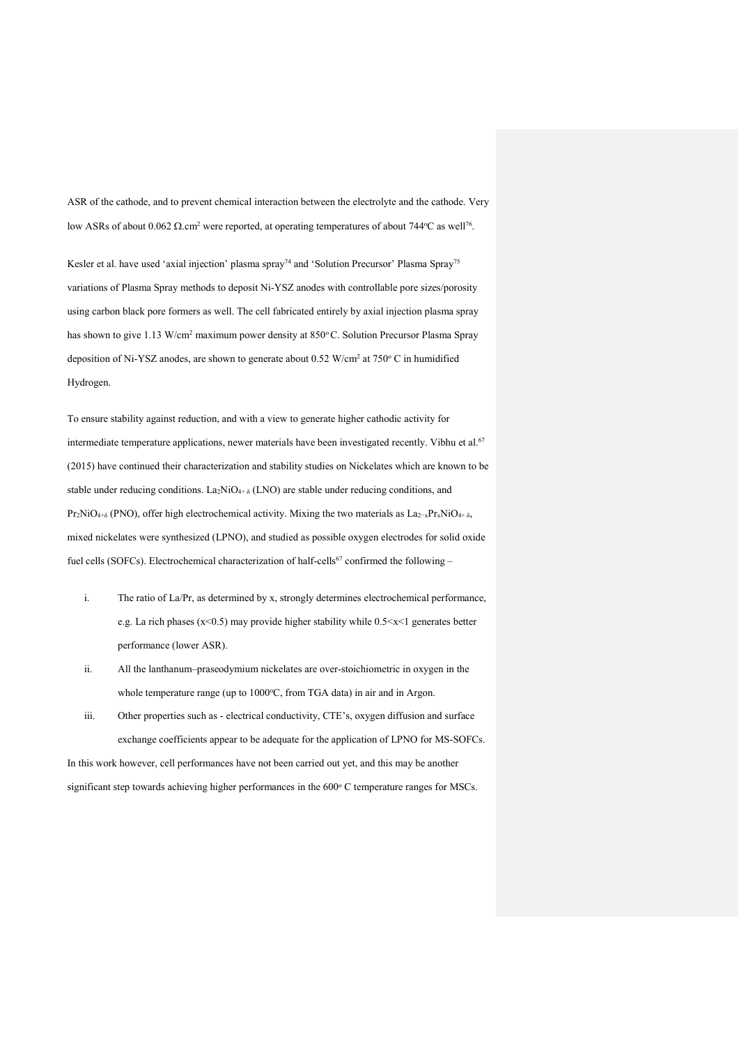ASR of the cathode, and to prevent chemical interaction between the electrolyte and the cathode. Very low ASRs of about 0.062 Ω.cm$^2$ were reported, at operating temperatures of about 744°C as well[76].

Kesler et al. have used 'axial injection' plasma spray[74] and 'Solution Precursor' Plasma Spray[75] variations of Plasma Spray methods to deposit Ni-YSZ anodes with controllable pore sizes/porosity using carbon black pore formers as well. The cell fabricated entirely by axial injection plasma spray has shown to give 1.13 W/cm$^2$ maximum power density at 850° C. Solution Precursor Plasma Spray deposition of Ni-YSZ anodes, are shown to generate about 0.52 W/cm$^2$ at 750° C in humidified Hydrogen.

To ensure stability against reduction, and with a view to generate higher cathodic activity for intermediate temperature applications, newer materials have been investigated recently. Vibhu et al.[67] (2015) have continued their characterization and stability studies on Nickelates which are known to be stable under reducing conditions. $La_2NiO_{4+\delta}$ (LNO) are stable under reducing conditions, and $Pr_2NiO_{4+\delta}$ (PNO), offer high electrochemical activity. Mixing the two materials as $La_{2-x}Pr_xNiO_{4+\delta}$, mixed nickelates were synthesized (LPNO), and studied as possible oxygen electrodes for solid oxide fuel cells (SOFCs). Electrochemical characterization of half-cells[67] confirmed the following –

i. The ratio of La/Pr, as determined by x, strongly determines electrochemical performance, e.g. La rich phases ($x<0.5$) may provide higher stability while $0.5<x<1$ generates better performance (lower ASR).
ii. All the lanthanum–praseodymium nickelates are over-stoichiometric in oxygen in the whole temperature range (up to 1000°C, from TGA data) in air and in Argon.
iii. Other properties such as - electrical conductivity, CTE's, oxygen diffusion and surface exchange coefficients appear to be adequate for the application of LPNO for MS-SOFCs.

In this work however, cell performances have not been carried out yet, and this may be another significant step towards achieving higher performances in the 600° C temperature ranges for MSCs.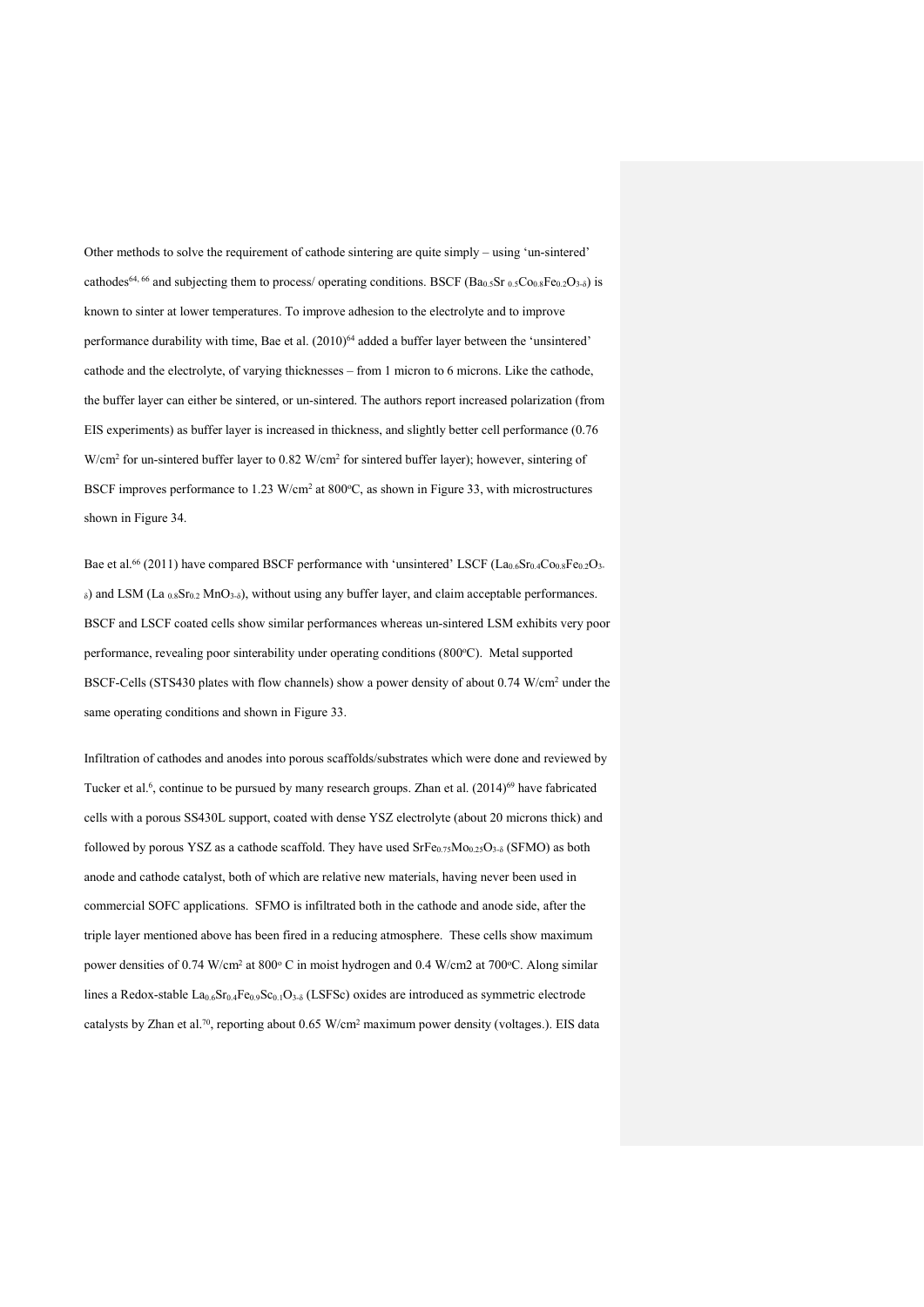Other methods to solve the requirement of cathode sintering are quite simply – using 'un-sintered' cathodes[64, 66] and subjecting them to process/ operating conditions. BSCF ($Ba_{0.5}Sr_{0.5}Co_{0.8}Fe_{0.2}O_{3-\delta}$) is known to sinter at lower temperatures. To improve adhesion to the electrolyte and to improve performance durability with time, Bae et al. (2010)[64] added a buffer layer between the 'unsintered' cathode and the electrolyte, of varying thicknesses – from 1 micron to 6 microns. Like the cathode, the buffer layer can either be sintered, or un-sintered. The authors report increased polarization (from EIS experiments) as buffer layer is increased in thickness, and slightly better cell performance (0.76 W/cm$^2$ for un-sintered buffer layer to 0.82 W/cm$^2$ for sintered buffer layer); however, sintering of BSCF improves performance to 1.23 W/cm$^2$ at 800$^o$C, as shown in Figure 33, with microstructures shown in Figure 34.

Bae et al.[66] (2011) have compared BSCF performance with 'unsintered' LSCF ($La_{0.6}Sr_{0.4}Co_{0.8}Fe_{0.2}O_{3-\delta}$) and LSM ($La_{0.8}Sr_{0.2}MnO_{3-\delta}$), without using any buffer layer, and claim acceptable performances. BSCF and LSCF coated cells show similar performances whereas un-sintered LSM exhibits very poor performance, revealing poor sinterability under operating conditions (800$^o$C). Metal supported BSCF-Cells (STS430 plates with flow channels) show a power density of about 0.74 W/cm$^2$ under the same operating conditions and shown in Figure 33.

Infiltration of cathodes and anodes into porous scaffolds/substrates which were done and reviewed by Tucker et al.[6], continue to be pursued by many research groups. Zhan et al. (2014)[69] have fabricated cells with a porous SS430L support, coated with dense YSZ electrolyte (about 20 microns thick) and followed by porous YSZ as a cathode scaffold. They have used $SrFe_{0.75}Mo_{0.25}O_{3-\delta}$ (SFMO) as both anode and cathode catalyst, both of which are relative new materials, having never been used in commercial SOFC applications. SFMO is infiltrated both in the cathode and anode side, after the triple layer mentioned above has been fired in a reducing atmosphere. These cells show maximum power densities of 0.74 W/cm$^2$ at 800$^o$ C in moist hydrogen and 0.4 W/cm2 at 700$^o$C. Along similar lines a Redox-stable $La_{0.6}Sr_{0.4}Fe_{0.9}Sc_{0.1}O_{3-\delta}$ (LSFSc) oxides are introduced as symmetric electrode catalysts by Zhan et al.[70], reporting about 0.65 W/cm$^2$ maximum power density (voltages.). EIS data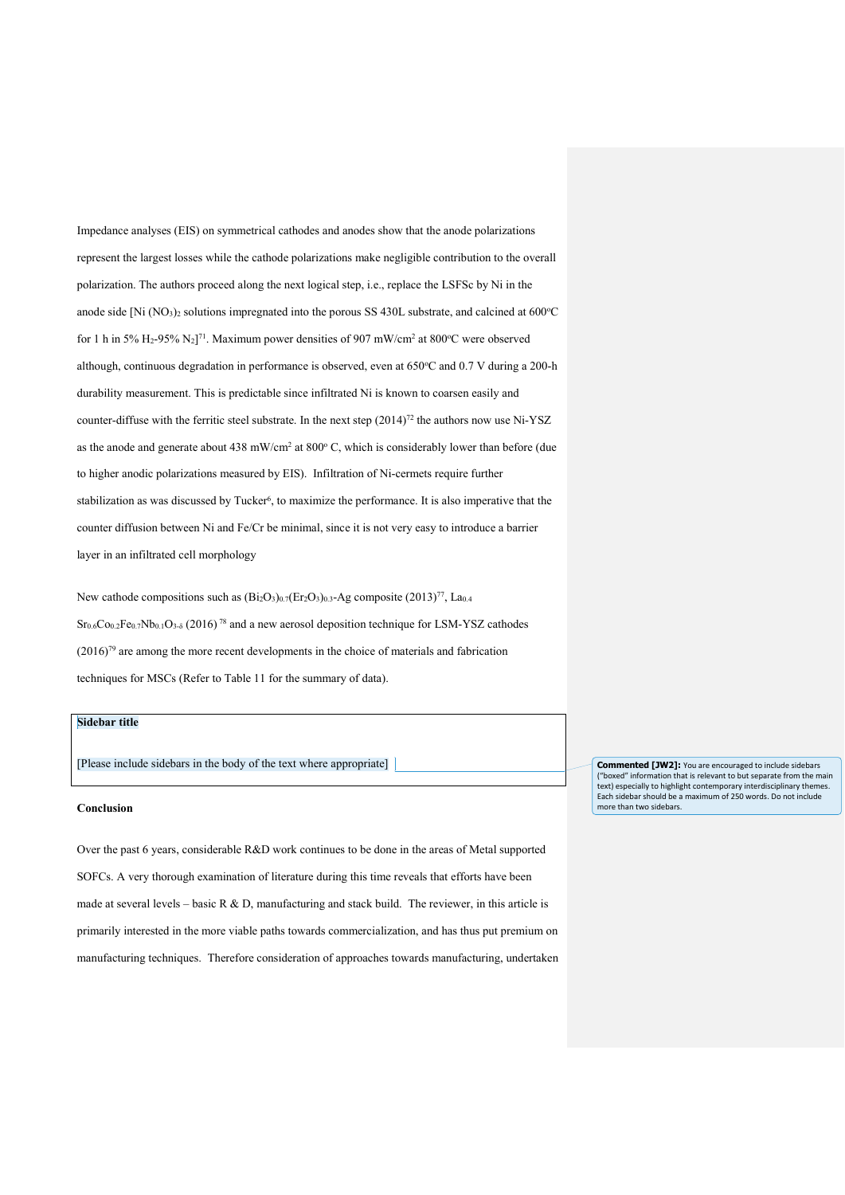Impedance analyses (EIS) on symmetrical cathodes and anodes show that the anode polarizations represent the largest losses while the cathode polarizations make negligible contribution to the overall polarization. The authors proceed along the next logical step, i.e., replace the LSFSc by Ni in the anode side [Ni $(NO_3)_2$ solutions impregnated into the porous SS 430L substrate, and calcined at 600°C for 1 h in 5% $H_2$-95% $N_2$][71]. Maximum power densities of 907 mW/cm$^2$ at 800°C were observed although, continuous degradation in performance is observed, even at 650°C and 0.7 V during a 200-h durability measurement. This is predictable since infiltrated Ni is known to coarsen easily and counter-diffuse with the ferritic steel substrate. In the next step (2014)[72] the authors now use Ni-YSZ as the anode and generate about 438 mW/cm$^2$ at 800° C, which is considerably lower than before (due to higher anodic polarizations measured by EIS). Infiltration of Ni-cermets require further stabilization as was discussed by Tucker[6], to maximize the performance. It is also imperative that the counter diffusion between Ni and Fe/Cr be minimal, since it is not very easy to introduce a barrier layer in an infiltrated cell morphology

New cathode compositions such as $(Bi_2O_3)_{0.7}(Er_2O_3)_{0.3}$-Ag composite (2013)[77], $La_{0.4}Sr_{0.6}Co_{0.2}Fe_{0.7}Nb_{0.1}O_{3-\delta}$ (2016)[78] and a new aerosol deposition technique for LSM-YSZ cathodes (2016)[79] are among the more recent developments in the choice of materials and fabrication techniques for MSCs (Refer to Table 11 for the summary of data).

**Sidebar title**

[Please include sidebars in the body of the text where appropriate]

**Commented [JW2]:** You are encouraged to include sidebars ("boxed" information that is relevant to but separate from the main text) especially to highlight contemporary interdisciplinary themes. Each sidebar should be a maximum of 250 words. Do not include more than two sidebars.

**Conclusion**

Over the past 6 years, considerable R&D work continues to be done in the areas of Metal supported SOFCs. A very thorough examination of literature during this time reveals that efforts have been made at several levels – basic R & D, manufacturing and stack build. The reviewer, in this article is primarily interested in the more viable paths towards commercialization, and has thus put premium on manufacturing techniques. Therefore consideration of approaches towards manufacturing, undertaken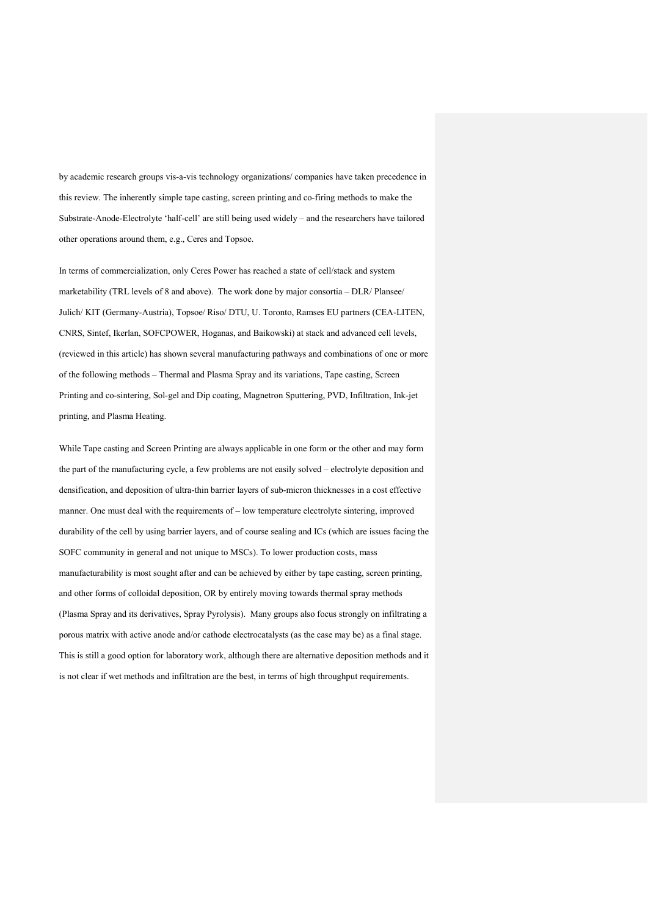by academic research groups vis-a-vis technology organizations/ companies have taken precedence in this review. The inherently simple tape casting, screen printing and co-firing methods to make the Substrate-Anode-Electrolyte 'half-cell' are still being used widely – and the researchers have tailored other operations around them, e.g., Ceres and Topsoe.

In terms of commercialization, only Ceres Power has reached a state of cell/stack and system marketability (TRL levels of 8 and above). The work done by major consortia – DLR/ Plansee/ Julich/ KIT (Germany-Austria), Topsoe/ Riso/ DTU, U. Toronto, Ramses EU partners (CEA-LITEN, CNRS, Sintef, Ikerlan, SOFCPOWER, Hoganas, and Baikowski) at stack and advanced cell levels, (reviewed in this article) has shown several manufacturing pathways and combinations of one or more of the following methods – Thermal and Plasma Spray and its variations, Tape casting, Screen Printing and co-sintering, Sol-gel and Dip coating, Magnetron Sputtering, PVD, Infiltration, Ink-jet printing, and Plasma Heating.

While Tape casting and Screen Printing are always applicable in one form or the other and may form the part of the manufacturing cycle, a few problems are not easily solved – electrolyte deposition and densification, and deposition of ultra-thin barrier layers of sub-micron thicknesses in a cost effective manner. One must deal with the requirements of – low temperature electrolyte sintering, improved durability of the cell by using barrier layers, and of course sealing and ICs (which are issues facing the SOFC community in general and not unique to MSCs). To lower production costs, mass manufacturability is most sought after and can be achieved by either by tape casting, screen printing, and other forms of colloidal deposition, OR by entirely moving towards thermal spray methods (Plasma Spray and its derivatives, Spray Pyrolysis). Many groups also focus strongly on infiltrating a porous matrix with active anode and/or cathode electrocatalysts (as the case may be) as a final stage. This is still a good option for laboratory work, although there are alternative deposition methods and it is not clear if wet methods and infiltration are the best, in terms of high throughput requirements.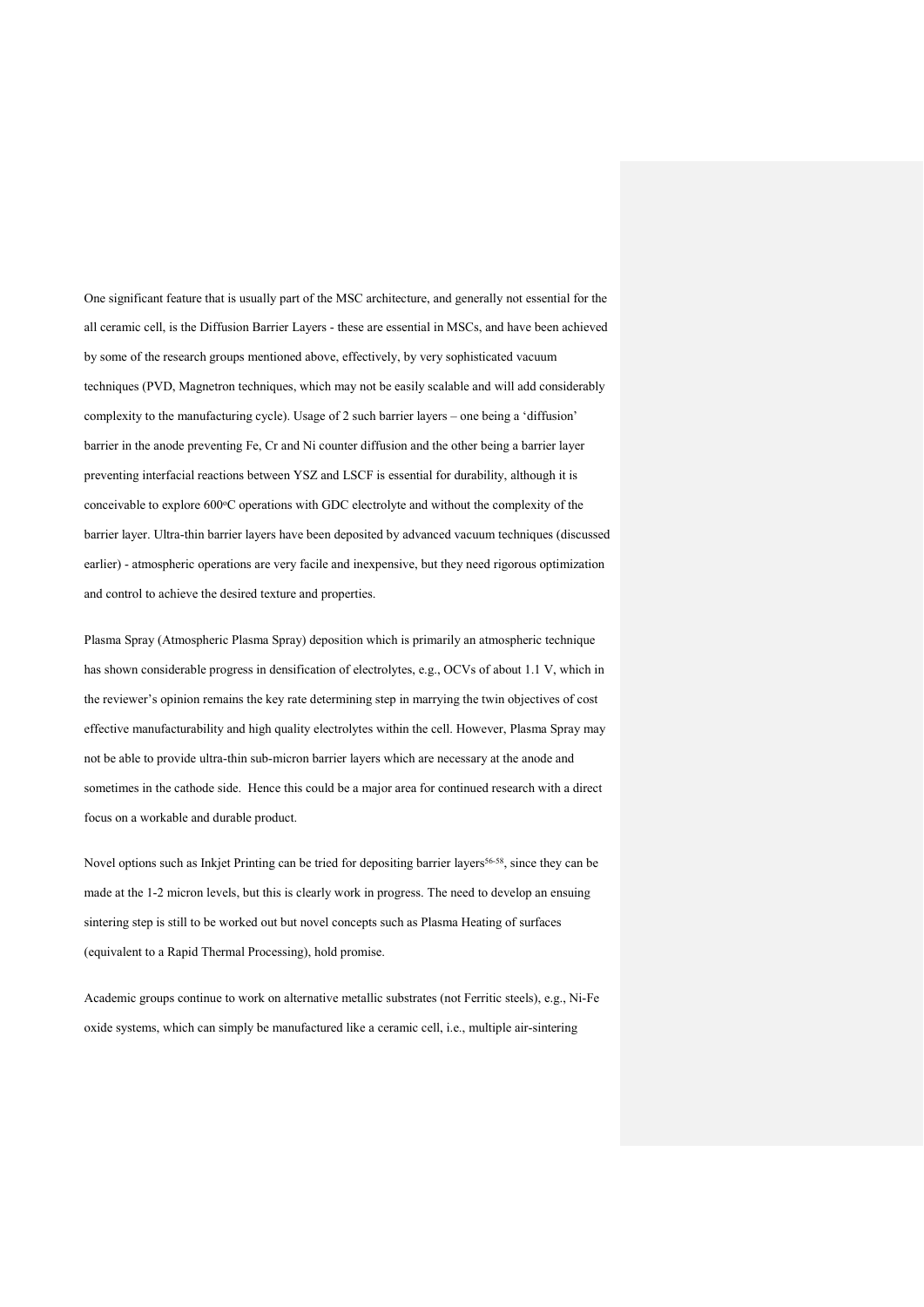One significant feature that is usually part of the MSC architecture, and generally not essential for the all ceramic cell, is the Diffusion Barrier Layers - these are essential in MSCs, and have been achieved by some of the research groups mentioned above, effectively, by very sophisticated vacuum techniques (PVD, Magnetron techniques, which may not be easily scalable and will add considerably complexity to the manufacturing cycle). Usage of 2 such barrier layers – one being a 'diffusion' barrier in the anode preventing Fe, Cr and Ni counter diffusion and the other being a barrier layer preventing interfacial reactions between YSZ and LSCF is essential for durability, although it is conceivable to explore 600$^{o}$C operations with GDC electrolyte and without the complexity of the barrier layer. Ultra-thin barrier layers have been deposited by advanced vacuum techniques (discussed earlier) - atmospheric operations are very facile and inexpensive, but they need rigorous optimization and control to achieve the desired texture and properties.

Plasma Spray (Atmospheric Plasma Spray) deposition which is primarily an atmospheric technique has shown considerable progress in densification of electrolytes, e.g., OCVs of about 1.1 V, which in the reviewer's opinion remains the key rate determining step in marrying the twin objectives of cost effective manufacturability and high quality electrolytes within the cell. However, Plasma Spray may not be able to provide ultra-thin sub-micron barrier layers which are necessary at the anode and sometimes in the cathode side. Hence this could be a major area for continued research with a direct focus on a workable and durable product.

Novel options such as Inkjet Printing can be tried for depositing barrier layers[56-58], since they can be made at the 1-2 micron levels, but this is clearly work in progress. The need to develop an ensuing sintering step is still to be worked out but novel concepts such as Plasma Heating of surfaces (equivalent to a Rapid Thermal Processing), hold promise.

Academic groups continue to work on alternative metallic substrates (not Ferritic steels), e.g., Ni-Fe oxide systems, which can simply be manufactured like a ceramic cell, i.e., multiple air-sintering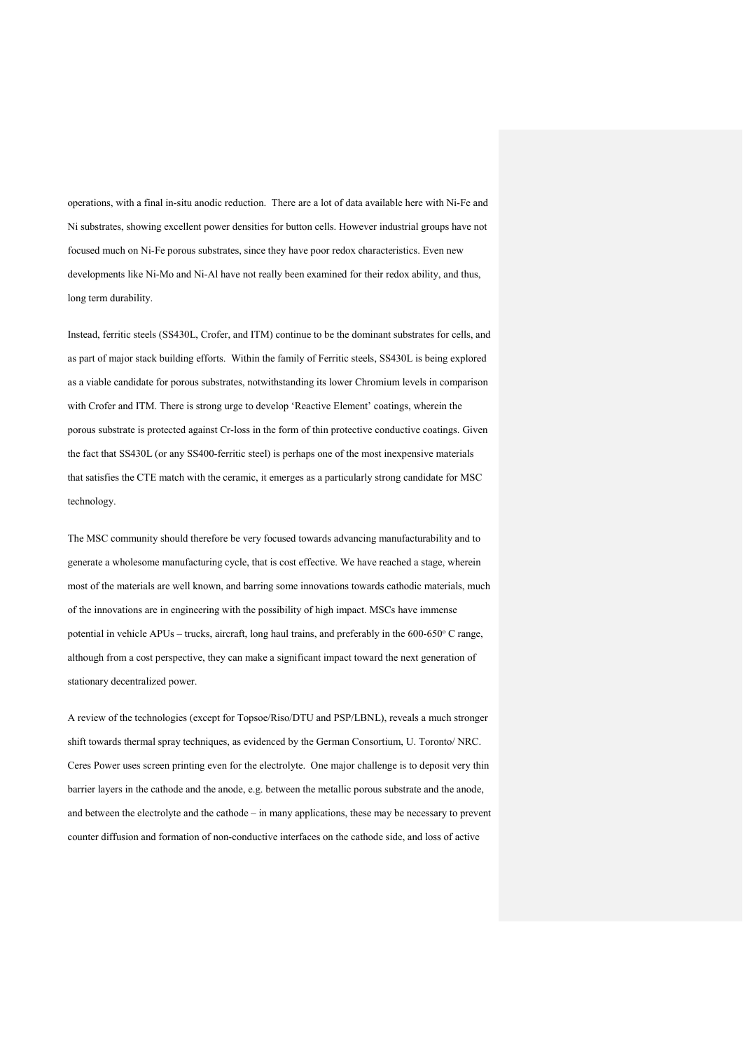operations, with a final in-situ anodic reduction. There are a lot of data available here with Ni-Fe and Ni substrates, showing excellent power densities for button cells. However industrial groups have not focused much on Ni-Fe porous substrates, since they have poor redox characteristics. Even new developments like Ni-Mo and Ni-Al have not really been examined for their redox ability, and thus, long term durability.

Instead, ferritic steels (SS430L, Crofer, and ITM) continue to be the dominant substrates for cells, and as part of major stack building efforts. Within the family of Ferritic steels, SS430L is being explored as a viable candidate for porous substrates, notwithstanding its lower Chromium levels in comparison with Crofer and ITM. There is strong urge to develop 'Reactive Element' coatings, wherein the porous substrate is protected against Cr-loss in the form of thin protective conductive coatings. Given the fact that SS430L (or any SS400-ferritic steel) is perhaps one of the most inexpensive materials that satisfies the CTE match with the ceramic, it emerges as a particularly strong candidate for MSC technology.

The MSC community should therefore be very focused towards advancing manufacturability and to generate a wholesome manufacturing cycle, that is cost effective. We have reached a stage, wherein most of the materials are well known, and barring some innovations towards cathodic materials, much of the innovations are in engineering with the possibility of high impact. MSCs have immense potential in vehicle APUs – trucks, aircraft, long haul trains, and preferably in the 600-650$^{o}$ C range, although from a cost perspective, they can make a significant impact toward the next generation of stationary decentralized power.

A review of the technologies (except for Topsoe/Riso/DTU and PSP/LBNL), reveals a much stronger shift towards thermal spray techniques, as evidenced by the German Consortium, U. Toronto/ NRC. Ceres Power uses screen printing even for the electrolyte. One major challenge is to deposit very thin barrier layers in the cathode and the anode, e.g. between the metallic porous substrate and the anode, and between the electrolyte and the cathode – in many applications, these may be necessary to prevent counter diffusion and formation of non-conductive interfaces on the cathode side, and loss of active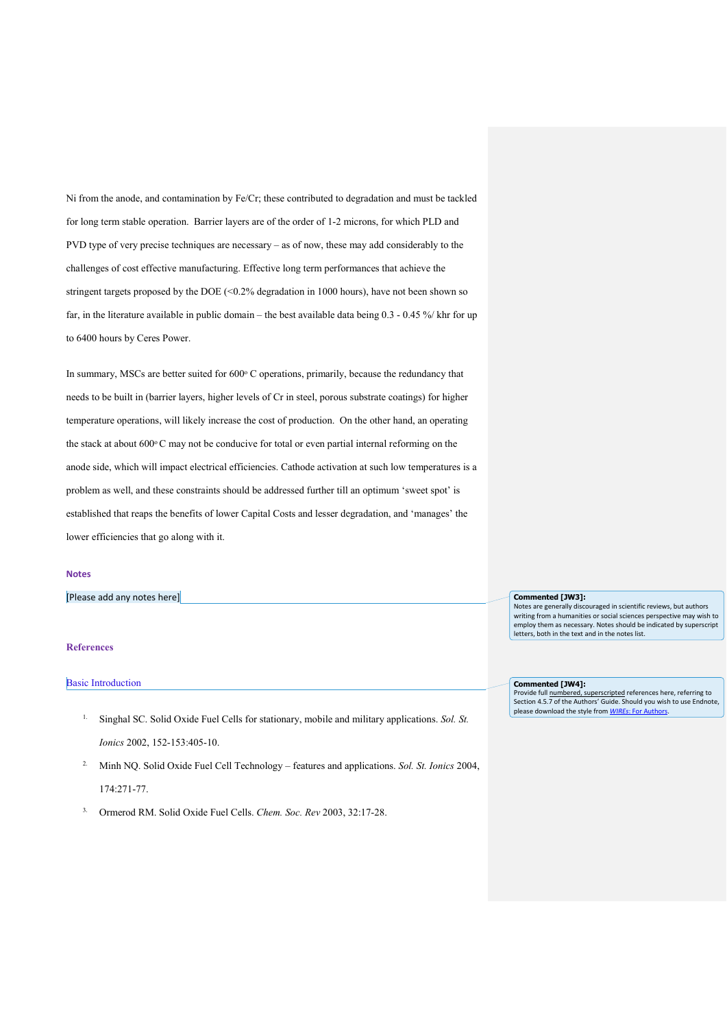Ni from the anode, and contamination by Fe/Cr; these contributed to degradation and must be tackled for long term stable operation. Barrier layers are of the order of 1-2 microns, for which PLD and PVD type of very precise techniques are necessary – as of now, these may add considerably to the challenges of cost effective manufacturing. Effective long term performances that achieve the stringent targets proposed by the DOE (<0.2% degradation in 1000 hours), have not been shown so far, in the literature available in public domain – the best available data being 0.3 - 0.45 %/ khr for up to 6400 hours by Ceres Power.

In summary, MSCs are better suited for 600° C operations, primarily, because the redundancy that needs to be built in (barrier layers, higher levels of Cr in steel, porous substrate coatings) for higher temperature operations, will likely increase the cost of production. On the other hand, an operating the stack at about 600° C may not be conducive for total or even partial internal reforming on the anode side, which will impact electrical efficiencies. Cathode activation at such low temperatures is a problem as well, and these constraints should be addressed further till an optimum 'sweet spot' is established that reaps the benefits of lower Capital Costs and lesser degradation, and 'manages' the lower efficiencies that go along with it.

## Notes

[Please add any notes here]

> Commented [JW3]: Notes are generally discouraged in scientific reviews, but authors writing from a humanities or social sciences perspective may wish to employ them as necessary. Notes should be indicated by superscript letters, both in the text and in the notes list.

## References

### Basic Introduction

> Commented [JW4]: Provide full numbered, superscripted references here, referring to Section 4.5.7 of the Authors' Guide. Should you wish to use Endnote, please download the style from *WIREs: For Authors*.

1. Singhal SC. Solid Oxide Fuel Cells for stationary, mobile and military applications. *Sol. St. Ionics* 2002, 152-153:405-10.
2. Minh NQ. Solid Oxide Fuel Cell Technology – features and applications. *Sol. St. Ionics* 2004, 174:271-77.
3. Ormerod RM. Solid Oxide Fuel Cells. *Chem. Soc. Rev* 2003, 32:17-28.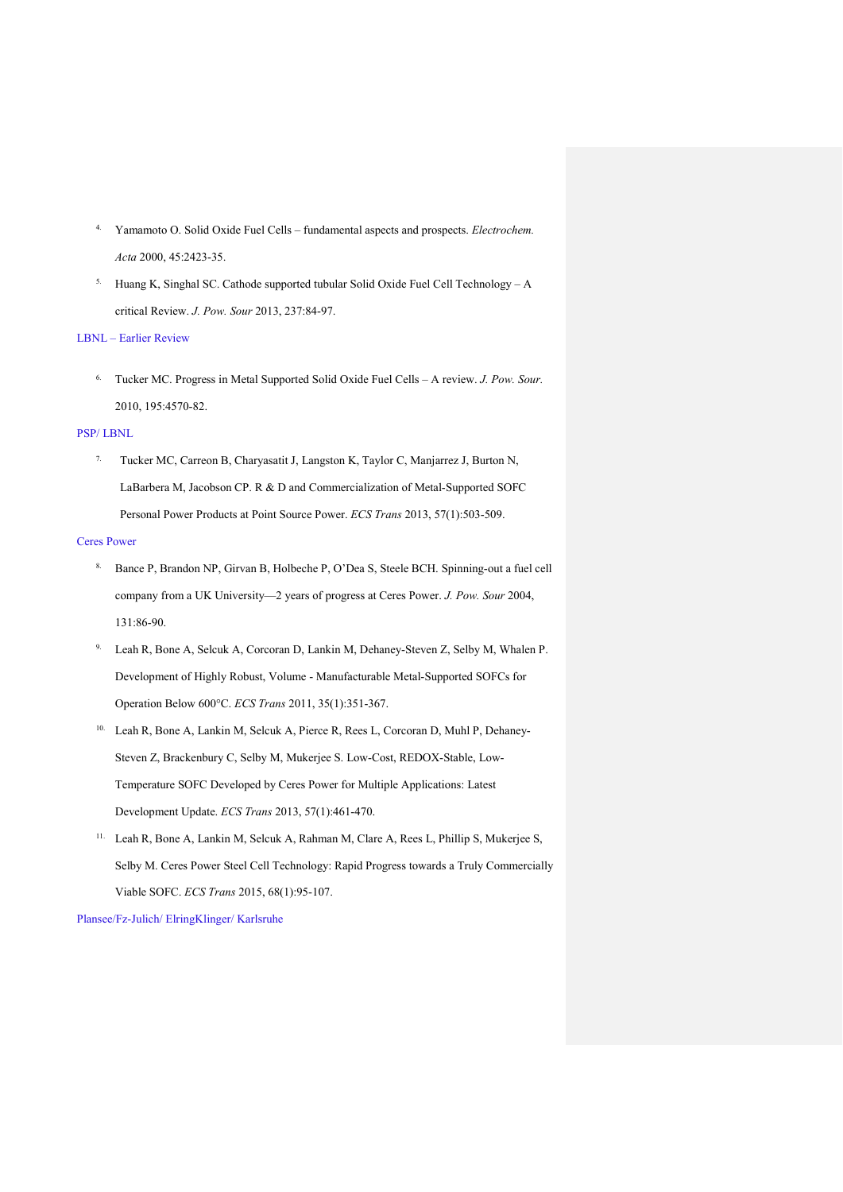4. Yamamoto O. Solid Oxide Fuel Cells – fundamental aspects and prospects. *Electrochem. Acta* 2000, 45:2423-35.
5. Huang K, Singhal SC. Cathode supported tubular Solid Oxide Fuel Cell Technology – A critical Review. *J. Pow. Sour* 2013, 237:84-97.

LBNL – Earlier Review

6. Tucker MC. Progress in Metal Supported Solid Oxide Fuel Cells – A review. *J. Pow. Sour.* 2010, 195:4570-82.

PSP/ LBNL

7. Tucker MC, Carreon B, Charyasatit J, Langston K, Taylor C, Manjarrez J, Burton N, LaBarbera M, Jacobson CP. R & D and Commercialization of Metal-Supported SOFC Personal Power Products at Point Source Power. *ECS Trans* 2013, 57(1):503-509.

Ceres Power

8. Bance P, Brandon NP, Girvan B, Holbeche P, O'Dea S, Steele BCH. Spinning-out a fuel cell company from a UK University—2 years of progress at Ceres Power. *J. Pow. Sour* 2004, 131:86-90.
9. Leah R, Bone A, Selcuk A, Corcoran D, Lankin M, Dehaney-Steven Z, Selby M, Whalen P. Development of Highly Robust, Volume - Manufacturable Metal-Supported SOFCs for Operation Below 600°C. *ECS Trans* 2011, 35(1):351-367.
10. Leah R, Bone A, Lankin M, Selcuk A, Pierce R, Rees L, Corcoran D, Muhl P, Dehaney-Steven Z, Brackenbury C, Selby M, Mukerjee S. Low-Cost, REDOX-Stable, Low-Temperature SOFC Developed by Ceres Power for Multiple Applications: Latest Development Update. *ECS Trans* 2013, 57(1):461-470.
11. Leah R, Bone A, Lankin M, Selcuk A, Rahman M, Clare A, Rees L, Phillip S, Mukerjee S, Selby M. Ceres Power Steel Cell Technology: Rapid Progress towards a Truly Commercially Viable SOFC. *ECS Trans* 2015, 68(1):95-107.

Plansee/Fz-Julich/ ElringKlinger/ Karlsruhe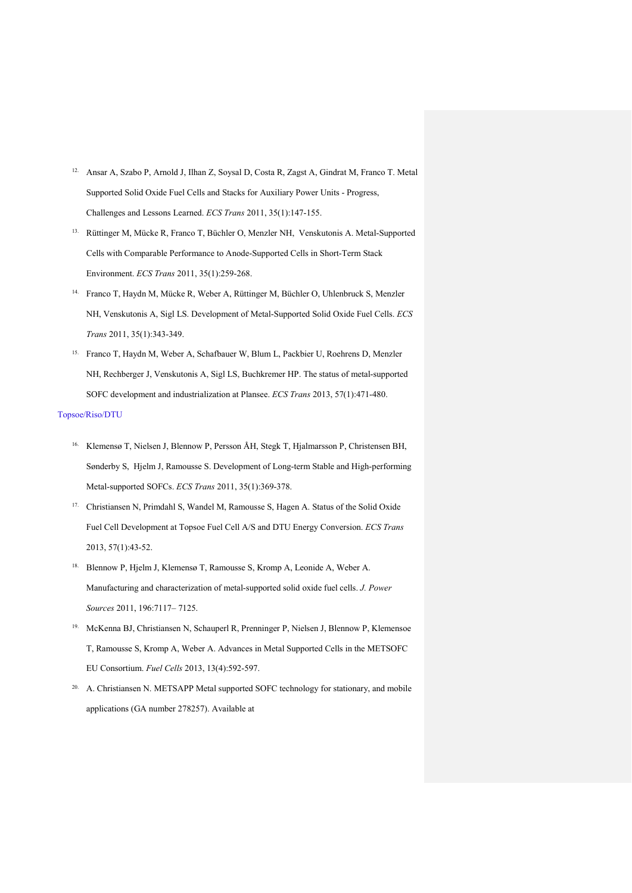12. Ansar A, Szabo P, Arnold J, Ilhan Z, Soysal D, Costa R, Zagst A, Gindrat M, Franco T. Metal Supported Solid Oxide Fuel Cells and Stacks for Auxiliary Power Units - Progress, Challenges and Lessons Learned. *ECS Trans* 2011, 35(1):147-155.
13. Rüttinger M, Mücke R, Franco T, Büchler O, Menzler NH, Venskutonis A. Metal-Supported Cells with Comparable Performance to Anode-Supported Cells in Short-Term Stack Environment. *ECS Trans* 2011, 35(1):259-268.
14. Franco T, Haydn M, Mücke R, Weber A, Rüttinger M, Büchler O, Uhlenbruck S, Menzler NH, Venskutonis A, Sigl LS. Development of Metal-Supported Solid Oxide Fuel Cells. *ECS Trans* 2011, 35(1):343-349.
15. Franco T, Haydn M, Weber A, Schafbauer W, Blum L, Packbier U, Roehrens D, Menzler NH, Rechberger J, Venskutonis A, Sigl LS, Buchkremer HP. The status of metal-supported SOFC development and industrialization at Plansee. *ECS Trans* 2013, 57(1):471-480.

Topsoe/Riso/DTU

16. Klemensø T, Nielsen J, Blennow P, Persson ÅH, Stegk T, Hjalmarsson P, Christensen BH, Sønderby S, Hjelm J, Ramousse S. Development of Long-term Stable and High-performing Metal-supported SOFCs. *ECS Trans* 2011, 35(1):369-378.
17. Christiansen N, Primdahl S, Wandel M, Ramousse S, Hagen A. Status of the Solid Oxide Fuel Cell Development at Topsoe Fuel Cell A/S and DTU Energy Conversion. *ECS Trans* 2013, 57(1):43-52.
18. Blennow P, Hjelm J, Klemensø T, Ramousse S, Kromp A, Leonide A, Weber A. Manufacturing and characterization of metal-supported solid oxide fuel cells. *J. Power Sources* 2011, 196:7117– 7125.
19. McKenna BJ, Christiansen N, Schauperl R, Prenninger P, Nielsen J, Blennow P, Klemensoe T, Ramousse S, Kromp A, Weber A. Advances in Metal Supported Cells in the METSOFC EU Consortium. *Fuel Cells* 2013, 13(4):592-597.
20. A. Christiansen N. METSAPP Metal supported SOFC technology for stationary, and mobile applications (GA number 278257). Available at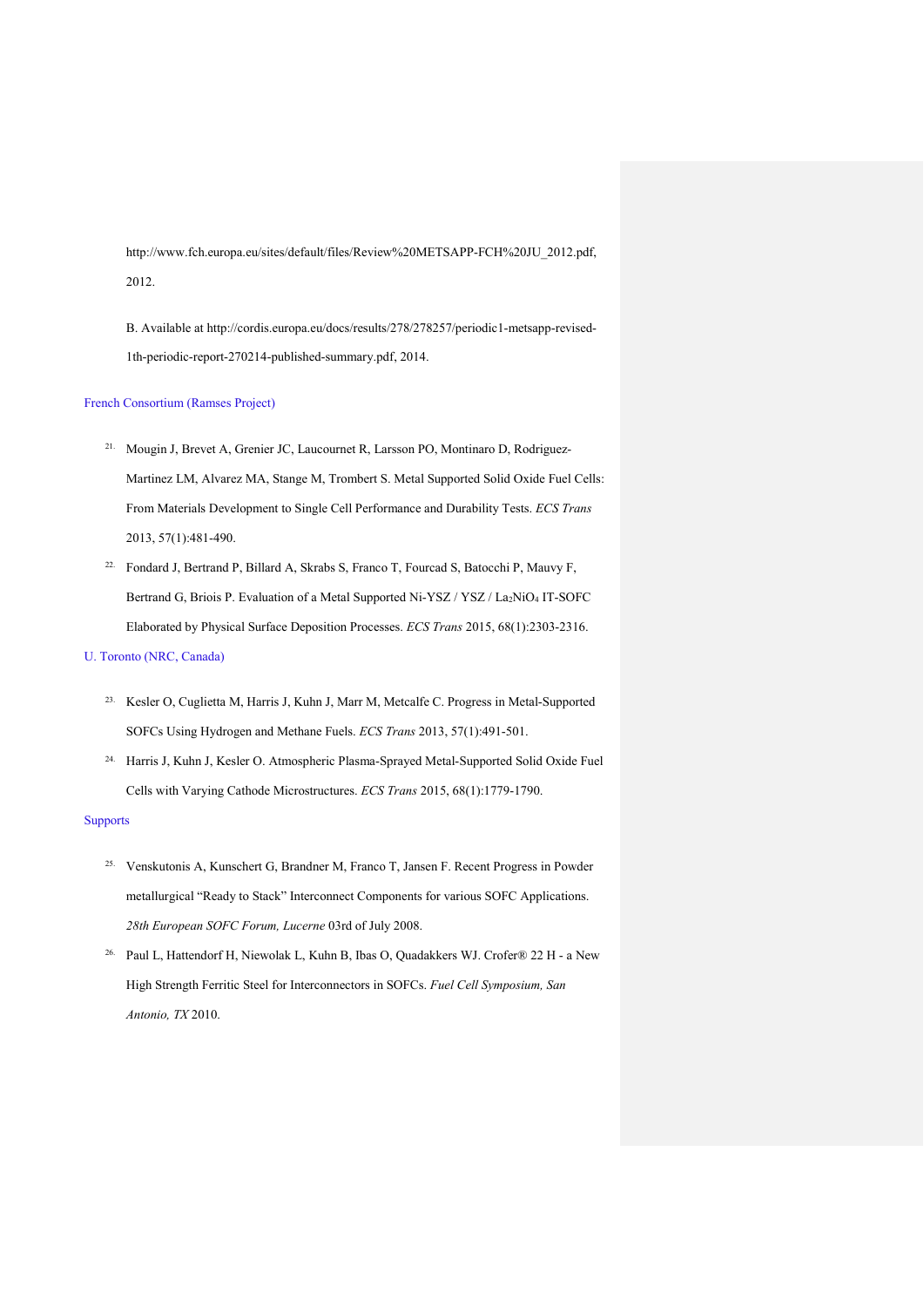http://www.fch.europa.eu/sites/default/files/Review%20METSAPP-FCH%20JU_2012.pdf, 2012.

B. Available at http://cordis.europa.eu/docs/results/278/278257/periodic1-metsapp-revised-1th-periodic-report-270214-published-summary.pdf, 2014.

French Consortium (Ramses Project)

21. Mougin J, Brevet A, Grenier JC, Laucournet R, Larsson PO, Montinaro D, Rodriguez-Martinez LM, Alvarez MA, Stange M, Trombert S. Metal Supported Solid Oxide Fuel Cells: From Materials Development to Single Cell Performance and Durability Tests. *ECS Trans* 2013, 57(1):481-490.
22. Fondard J, Bertrand P, Billard A, Skrabs S, Franco T, Fourcad S, Batocchi P, Mauvy F, Bertrand G, Briois P. Evaluation of a Metal Supported Ni-YSZ / YSZ / $La_2NiO_4$ IT-SOFC Elaborated by Physical Surface Deposition Processes. *ECS Trans* 2015, 68(1):2303-2316.

U. Toronto (NRC, Canada)

23. Kesler O, Cuglietta M, Harris J, Kuhn J, Marr M, Metcalfe C. Progress in Metal-Supported SOFCs Using Hydrogen and Methane Fuels. *ECS Trans* 2013, 57(1):491-501.
24. Harris J, Kuhn J, Kesler O. Atmospheric Plasma-Sprayed Metal-Supported Solid Oxide Fuel Cells with Varying Cathode Microstructures. *ECS Trans* 2015, 68(1):1779-1790.

Supports

25. Venskutonis A, Kunschert G, Brandner M, Franco T, Jansen F. Recent Progress in Powder metallurgical "Ready to Stack" Interconnect Components for various SOFC Applications. *28th European SOFC Forum, Lucerne* 03rd of July 2008.
26. Paul L, Hattendorf H, Niewolak L, Kuhn B, Ibas O, Quadakkers WJ. Crofer® 22 H - a New High Strength Ferritic Steel for Interconnectors in SOFCs. *Fuel Cell Symposium, San Antonio, TX* 2010.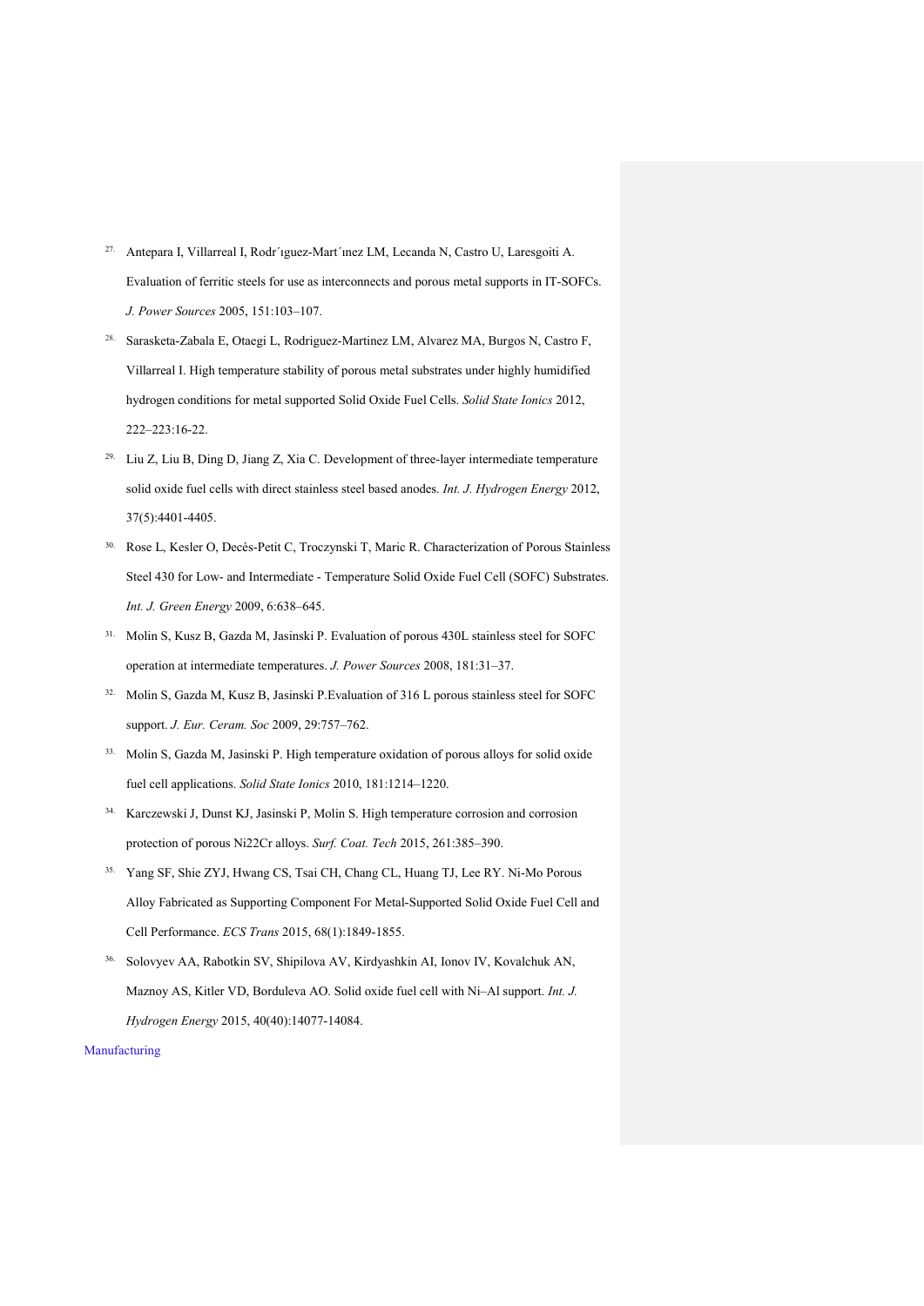27. Antepara I, Villarreal I, Rodr´ıguez-Mart´ınez LM, Lecanda N, Castro U, Laresgoiti A. Evaluation of ferritic steels for use as interconnects and porous metal supports in IT-SOFCs. *J. Power Sources* 2005, 151:103–107.

28. Sarasketa-Zabala E, Otaegi L, Rodriguez-Martinez LM, Alvarez MA, Burgos N, Castro F, Villarreal I. High temperature stability of porous metal substrates under highly humidified hydrogen conditions for metal supported Solid Oxide Fuel Cells. *Solid State Ionics* 2012, 222–223:16-22.

29. Liu Z, Liu B, Ding D, Jiang Z, Xia C. Development of three-layer intermediate temperature solid oxide fuel cells with direct stainless steel based anodes. *Int. J. Hydrogen Energy* 2012, 37(5):4401-4405.

30. Rose L, Kesler O, Decès-Petit C, Troczynski T, Maric R. Characterization of Porous Stainless Steel 430 for Low- and Intermediate - Temperature Solid Oxide Fuel Cell (SOFC) Substrates. *Int. J. Green Energy* 2009, 6:638–645.

31. Molin S, Kusz B, Gazda M, Jasinski P. Evaluation of porous 430L stainless steel for SOFC operation at intermediate temperatures. *J. Power Sources* 2008, 181:31–37.

32. Molin S, Gazda M, Kusz B, Jasinski P.Evaluation of 316 L porous stainless steel for SOFC support. *J. Eur. Ceram. Soc* 2009, 29:757–762.

33. Molin S, Gazda M, Jasinski P. High temperature oxidation of porous alloys for solid oxide fuel cell applications. *Solid State Ionics* 2010, 181:1214–1220.

34. Karczewski J, Dunst KJ, Jasinski P, Molin S. High temperature corrosion and corrosion protection of porous Ni22Cr alloys. *Surf. Coat. Tech* 2015, 261:385–390.

35. Yang SF, Shie ZYJ, Hwang CS, Tsai CH, Chang CL, Huang TJ, Lee RY. Ni-Mo Porous Alloy Fabricated as Supporting Component For Metal-Supported Solid Oxide Fuel Cell and Cell Performance. *ECS Trans* 2015, 68(1):1849-1855.

36. Solovyev AA, Rabotkin SV, Shipilova AV, Kirdyashkin AI, Ionov IV, Kovalchuk AN, Maznoy AS, Kitler VD, Borduleva AO. Solid oxide fuel cell with Ni–Al support. *Int. J. Hydrogen Energy* 2015, 40(40):14077-14084.

Manufacturing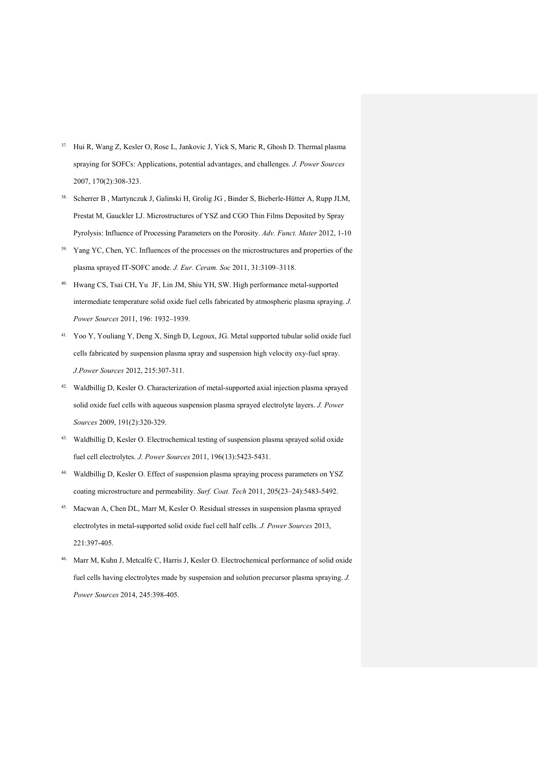37. Hui R, Wang Z, Kesler O, Rose L, Jankovic J, Yick S, Maric R, Ghosh D. Thermal plasma spraying for SOFCs: Applications, potential advantages, and challenges. *J. Power Sources* 2007, 170(2):308-323.
38. Scherrer B , Martynczuk J, Galinski H, Grolig JG , Binder S, Bieberle-Hütter A, Rupp JLM, Prestat M, Gauckler LJ. Microstructures of YSZ and CGO Thin Films Deposited by Spray Pyrolysis: Influence of Processing Parameters on the Porosity. *Adv. Funct. Mater* 2012, 1-10
39. Yang YC, Chen, YC. Influences of the processes on the microstructures and properties of the plasma sprayed IT-SOFC anode. *J. Eur. Ceram. Soc* 2011, 31:3109–3118.
40. Hwang CS, Tsai CH, Yu JF, Lin JM, Shiu YH, SW. High performance metal-supported intermediate temperature solid oxide fuel cells fabricated by atmospheric plasma spraying. *J. Power Sources* 2011, 196: 1932–1939.
41. Yoo Y, Youliang Y, Deng X, Singh D, Legoux, JG. Metal supported tubular solid oxide fuel cells fabricated by suspension plasma spray and suspension high velocity oxy-fuel spray. *J.Power Sources* 2012, 215:307-311.
42. Waldbillig D, Kesler O. Characterization of metal-supported axial injection plasma sprayed solid oxide fuel cells with aqueous suspension plasma sprayed electrolyte layers. *J. Power Sources* 2009, 191(2):320-329.
43. Waldbillig D, Kesler O. Electrochemical testing of suspension plasma sprayed solid oxide fuel cell electrolytes. *J. Power Sources* 2011, 196(13):5423-5431.
44. Waldbillig D, Kesler O. Effect of suspension plasma spraying process parameters on YSZ coating microstructure and permeability. *Surf. Coat. Tech* 2011, 205(23–24):5483-5492.
45. Macwan A, Chen DL, Marr M, Kesler O. Residual stresses in suspension plasma sprayed electrolytes in metal-supported solid oxide fuel cell half cells. *J. Power Sources* 2013, 221:397-405.
46. Marr M, Kuhn J, Metcalfe C, Harris J, Kesler O. Electrochemical performance of solid oxide fuel cells having electrolytes made by suspension and solution precursor plasma spraying. *J. Power Sources* 2014, 245:398-405.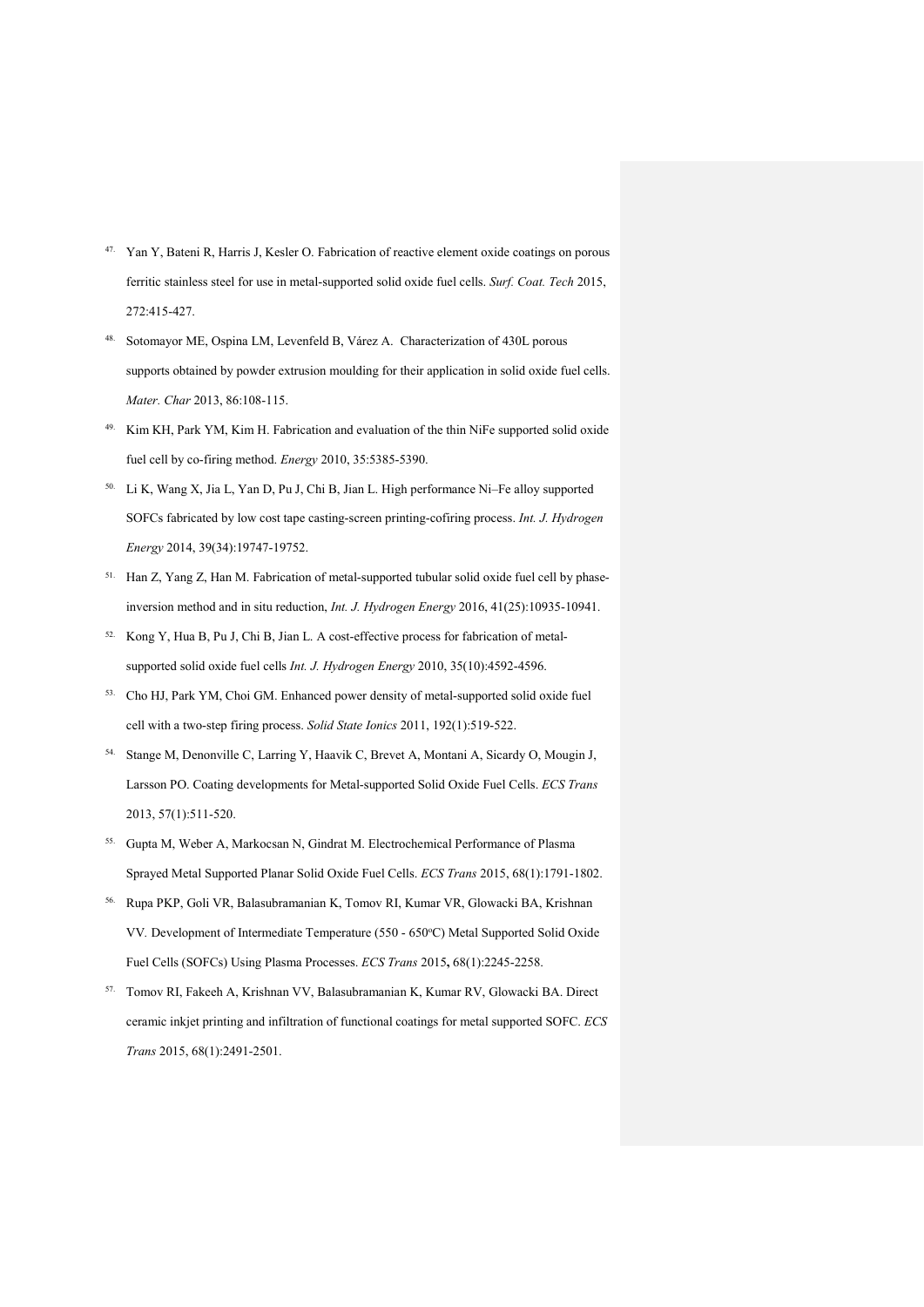47. Yan Y, Bateni R, Harris J, Kesler O. Fabrication of reactive element oxide coatings on porous ferritic stainless steel for use in metal-supported solid oxide fuel cells. *Surf. Coat. Tech* 2015, 272:415-427.

48. Sotomayor ME, Ospina LM, Levenfeld B, Várez A. Characterization of 430L porous supports obtained by powder extrusion moulding for their application in solid oxide fuel cells. *Mater. Char* 2013, 86:108-115.

49. Kim KH, Park YM, Kim H. Fabrication and evaluation of the thin NiFe supported solid oxide fuel cell by co-firing method. *Energy* 2010, 35:5385-5390.

50. Li K, Wang X, Jia L, Yan D, Pu J, Chi B, Jian L. High performance Ni–Fe alloy supported SOFCs fabricated by low cost tape casting-screen printing-cofiring process. *Int. J. Hydrogen Energy* 2014, 39(34):19747-19752.

51. Han Z, Yang Z, Han M. Fabrication of metal-supported tubular solid oxide fuel cell by phase-inversion method and in situ reduction, *Int. J. Hydrogen Energy* 2016, 41(25):10935-10941.

52. Kong Y, Hua B, Pu J, Chi B, Jian L. A cost-effective process for fabrication of metal-supported solid oxide fuel cells *Int. J. Hydrogen Energy* 2010, 35(10):4592-4596.

53. Cho HJ, Park YM, Choi GM. Enhanced power density of metal-supported solid oxide fuel cell with a two-step firing process. *Solid State Ionics* 2011, 192(1):519-522.

54. Stange M, Denonville C, Larring Y, Haavik C, Brevet A, Montani A, Sicardy O, Mougin J, Larsson PO. Coating developments for Metal-supported Solid Oxide Fuel Cells. *ECS Trans* 2013, 57(1):511-520.

55. Gupta M, Weber A, Markocsan N, Gindrat M. Electrochemical Performance of Plasma Sprayed Metal Supported Planar Solid Oxide Fuel Cells. *ECS Trans* 2015, 68(1):1791-1802.

56. Rupa PKP, Goli VR, Balasubramanian K, Tomov RI, Kumar VR, Glowacki BA, Krishnan VV. Development of Intermediate Temperature (550 - 650°C) Metal Supported Solid Oxide Fuel Cells (SOFCs) Using Plasma Processes. *ECS Trans* 2015**,** 68(1):2245-2258.

57. Tomov RI, Fakeeh A, Krishnan VV, Balasubramanian K, Kumar RV, Glowacki BA. Direct ceramic inkjet printing and infiltration of functional coatings for metal supported SOFC. *ECS Trans* 2015, 68(1):2491-2501.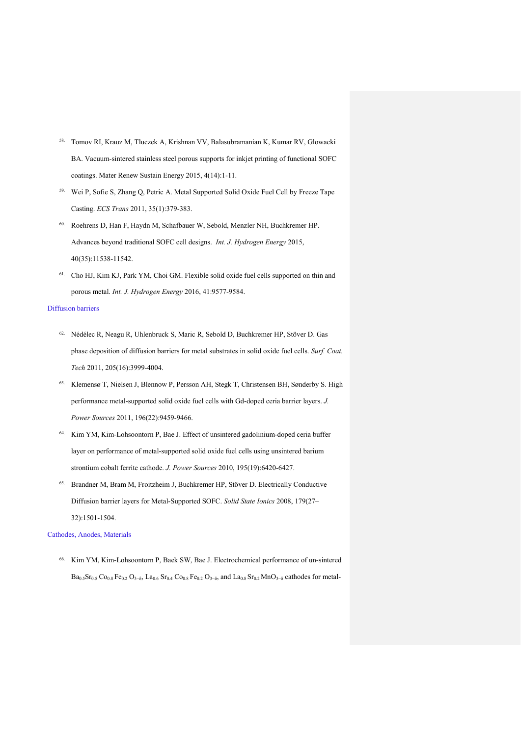58. Tomov RI, Krauz M, Tluczek A, Krishnan VV, Balasubramanian K, Kumar RV, Glowacki BA. Vacuum-sintered stainless steel porous supports for inkjet printing of functional SOFC coatings. Mater Renew Sustain Energy 2015, 4(14):1-11.
59. Wei P, Sofie S, Zhang Q, Petric A. Metal Supported Solid Oxide Fuel Cell by Freeze Tape Casting. *ECS Trans* 2011, 35(1):379-383.
60. Roehrens D, Han F, Haydn M, Schafbauer W, Sebold, Menzler NH, Buchkremer HP. Advances beyond traditional SOFC cell designs. *Int. J. Hydrogen Energy* 2015, 40(35):11538-11542.
61. Cho HJ, Kim KJ, Park YM, Choi GM. Flexible solid oxide fuel cells supported on thin and porous metal. *Int. J. Hydrogen Energy* 2016, 41:9577-9584.

Diffusion barriers

62. Nédélec R, Neagu R, Uhlenbruck S, Maric R, Sebold D, Buchkremer HP, Stöver D. Gas phase deposition of diffusion barriers for metal substrates in solid oxide fuel cells. *Surf. Coat. Tech* 2011, 205(16):3999-4004.
63. Klemensø T, Nielsen J, Blennow P, Persson AH, Stegk T, Christensen BH, Sønderby S. High performance metal-supported solid oxide fuel cells with Gd-doped ceria barrier layers. *J. Power Sources* 2011, 196(22):9459-9466.
64. Kim YM, Kim-Lohsoontorn P, Bae J. Effect of unsintered gadolinium-doped ceria buffer layer on performance of metal-supported solid oxide fuel cells using unsintered barium strontium cobalt ferrite cathode. *J. Power Sources* 2010, 195(19):6420-6427.
65. Brandner M, Bram M, Froitzheim J, Buchkremer HP, Stöver D. Electrically Conductive Diffusion barrier layers for Metal-Supported SOFC. *Solid State Ionics* 2008, 179(27–32):1501-1504.

Cathodes, Anodes, Materials

66. Kim YM, Kim-Lohsoontorn P, Baek SW, Bae J. Electrochemical performance of un-sintered $Ba_{0.5}Sr_{0.5}Co_{0.8}Fe_{0.2}O_{3-\delta}$, $La_{0.6}Sr_{0.4}Co_{0.8}Fe_{0.2}O_{3-\delta}$, and $La_{0.8}Sr_{0.2}MnO_{3-\delta}$ cathodes for metal-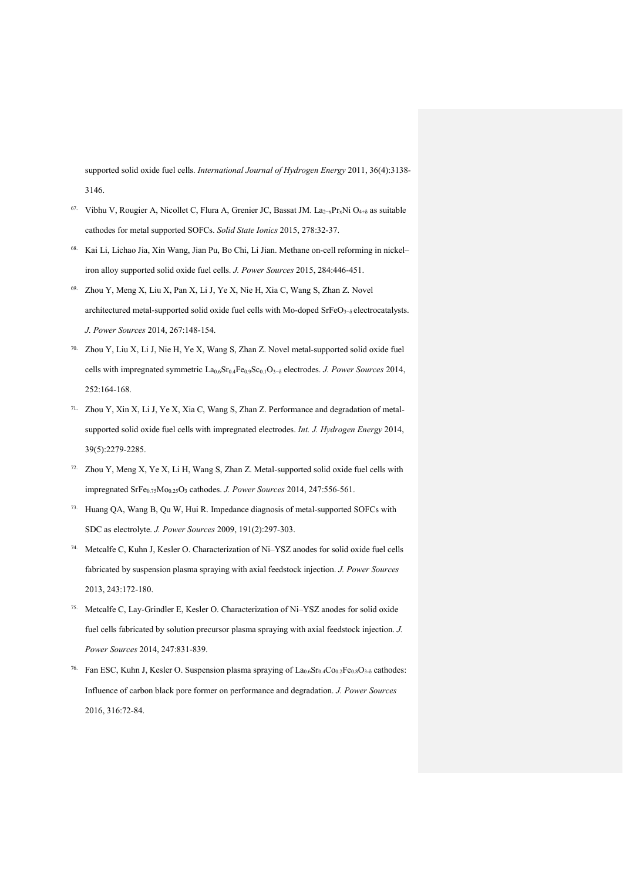supported solid oxide fuel cells. *International Journal of Hydrogen Energy* 2011, 36(4):3138-3146.

67. Vibhu V, Rougier A, Nicollet C, Flura A, Grenier JC, Bassat JM. $La_{2-x}Pr_xNi\ O_{4+\delta}$ as suitable cathodes for metal supported SOFCs. *Solid State Ionics* 2015, 278:32-37.

68. Kai Li, Lichao Jia, Xin Wang, Jian Pu, Bo Chi, Li Jian. Methane on-cell reforming in nickel–iron alloy supported solid oxide fuel cells. *J. Power Sources* 2015, 284:446-451.

69. Zhou Y, Meng X, Liu X, Pan X, Li J, Ye X, Nie H, Xia C, Wang S, Zhan Z. Novel architectured metal-supported solid oxide fuel cells with Mo-doped $SrFeO_{3-\delta}$ electrocatalysts. *J. Power Sources* 2014, 267:148-154.

70. Zhou Y, Liu X, Li J, Nie H, Ye X, Wang S, Zhan Z. Novel metal-supported solid oxide fuel cells with impregnated symmetric $La_{0.6}Sr_{0.4}Fe_{0.9}Sc_{0.1}O_{3-\delta}$ electrodes. *J. Power Sources* 2014, 252:164-168.

71. Zhou Y, Xin X, Li J, Ye X, Xia C, Wang S, Zhan Z. Performance and degradation of metal-supported solid oxide fuel cells with impregnated electrodes. *Int. J. Hydrogen Energy* 2014, 39(5):2279-2285.

72. Zhou Y, Meng X, Ye X, Li H, Wang S, Zhan Z. Metal-supported solid oxide fuel cells with impregnated $SrFe_{0.75}Mo_{0.25}O_3$ cathodes. *J. Power Sources* 2014, 247:556-561.

73. Huang QA, Wang B, Qu W, Hui R. Impedance diagnosis of metal-supported SOFCs with SDC as electrolyte. *J. Power Sources* 2009, 191(2):297-303.

74. Metcalfe C, Kuhn J, Kesler O. Characterization of Ni–YSZ anodes for solid oxide fuel cells fabricated by suspension plasma spraying with axial feedstock injection. *J. Power Sources* 2013, 243:172-180.

75. Metcalfe C, Lay-Grindler E, Kesler O. Characterization of Ni–YSZ anodes for solid oxide fuel cells fabricated by solution precursor plasma spraying with axial feedstock injection. *J. Power Sources* 2014, 247:831-839.

76. Fan ESC, Kuhn J, Kesler O. Suspension plasma spraying of $La_{0.6}Sr_{0.4}Co_{0.2}Fe_{0.8}O_{3-\delta}$ cathodes: Influence of carbon black pore former on performance and degradation. *J. Power Sources* 2016, 316:72-84.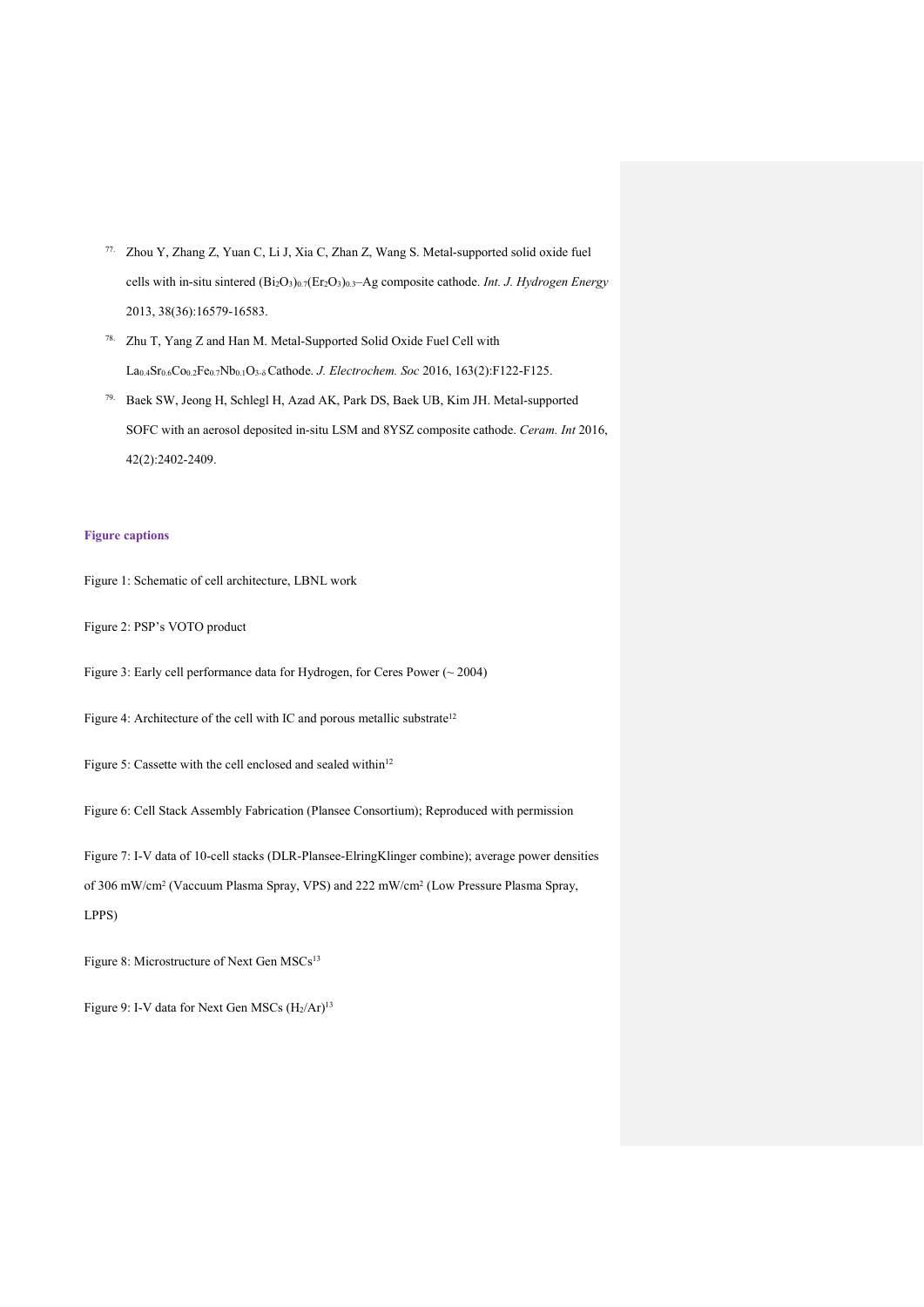77. Zhou Y, Zhang Z, Yuan C, Li J, Xia C, Zhan Z, Wang S. Metal-supported solid oxide fuel cells with in-situ sintered $(Bi_2O_3)_{0.7}(Er_2O_3)_{0.3}$–Ag composite cathode. *Int. J. Hydrogen Energy* 2013, 38(36):16579-16583.
78. Zhu T, Yang Z and Han M. Metal-Supported Solid Oxide Fuel Cell with $La_{0.4}Sr_{0.6}Co_{0.2}Fe_{0.7}Nb_{0.1}O_{3-\delta}$ Cathode. *J. Electrochem. Soc* 2016, 163(2):F122-F125.
79. Baek SW, Jeong H, Schlegl H, Azad AK, Park DS, Baek UB, Kim JH. Metal-supported SOFC with an aerosol deposited in-situ LSM and 8YSZ composite cathode. *Ceram. Int* 2016, 42(2):2402-2409.

**Figure captions**

Figure 1: Schematic of cell architecture, LBNL work

Figure 2: PSP's VOTO product

Figure 3: Early cell performance data for Hydrogen, for Ceres Power (~ 2004)

Figure 4: Architecture of the cell with IC and porous metallic substrate[12]

Figure 5: Cassette with the cell enclosed and sealed within[12]

Figure 6: Cell Stack Assembly Fabrication (Plansee Consortium); Reproduced with permission

Figure 7: I-V data of 10-cell stacks (DLR-Plansee-ElringKlinger combine); average power densities of 306 mW/cm$^2$ (Vaccuum Plasma Spray, VPS) and 222 mW/cm$^2$ (Low Pressure Plasma Spray, LPPS)

Figure 8: Microstructure of Next Gen MSCs[13]

Figure 9: I-V data for Next Gen MSCs ($H_2$/Ar)[13]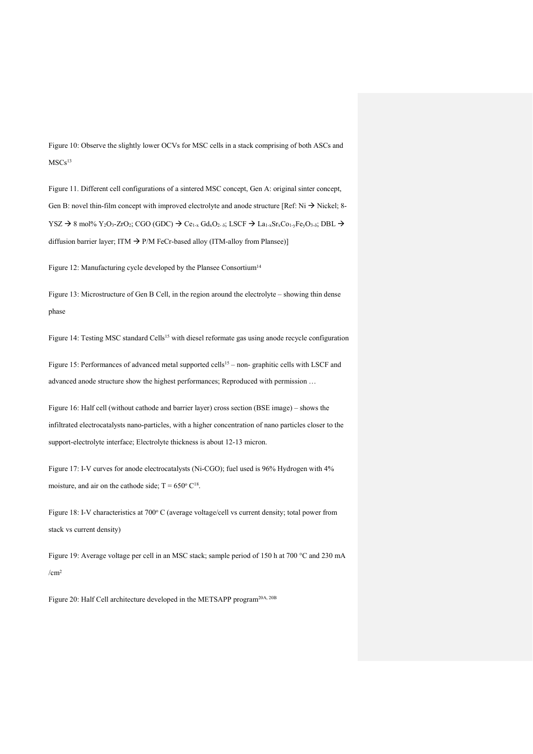Figure 10: Observe the slightly lower OCVs for MSC cells in a stack comprising of both ASCs and MSCs[13]

Figure 11. Different cell configurations of a sintered MSC concept, Gen A: original sinter concept, Gen B: novel thin-film concept with improved electrolyte and anode structure [Ref: Ni → Nickel; 8-YSZ → 8 mol% $Y_2O_3$-$ZrO_2$; CGO (GDC) → $Ce_{1-x}Gd_xO_{2-\delta}$; LSCF → $La_{1-x}Sr_xCo_{1-y}Fe_yO_{3-\delta}$; DBL → diffusion barrier layer; ITM → P/M FeCr-based alloy (ITM-alloy from Plansee)]

Figure 12: Manufacturing cycle developed by the Plansee Consortium[14]

Figure 13: Microstructure of Gen B Cell, in the region around the electrolyte – showing thin dense phase

Figure 14: Testing MSC standard Cells[15] with diesel reformate gas using anode recycle configuration

Figure 15: Performances of advanced metal supported cells[15] – non- graphitic cells with LSCF and advanced anode structure show the highest performances; Reproduced with permission …

Figure 16: Half cell (without cathode and barrier layer) cross section (BSE image) – shows the infiltrated electrocatalysts nano-particles, with a higher concentration of nano particles closer to the support-electrolyte interface; Electrolyte thickness is about 12-13 micron.

Figure 17: I-V curves for anode electrocatalysts (Ni-CGO); fuel used is 96% Hydrogen with 4% moisture, and air on the cathode side; $T = 650^{o}$ C[18].

Figure 18: I-V characteristics at $700^{o}$ C (average voltage/cell vs current density; total power from stack vs current density)

Figure 19: Average voltage per cell in an MSC stack; sample period of 150 h at 700 °C and 230 mA /$cm^2$

Figure 20: Half Cell architecture developed in the METSAPP program[20A, 20B]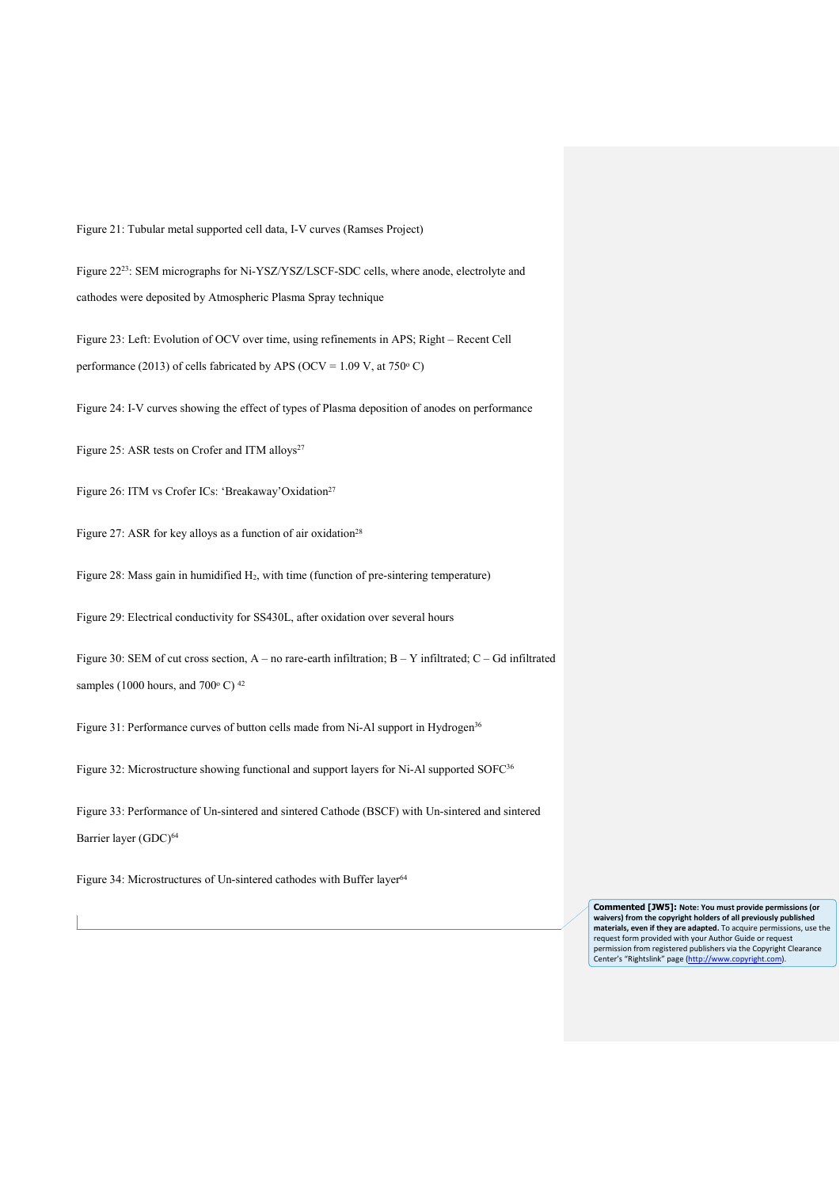Figure 21: Tubular metal supported cell data, I-V curves (Ramses Project)

Figure 22[23]: SEM micrographs for Ni-YSZ/YSZ/LSCF-SDC cells, where anode, electrolyte and cathodes were deposited by Atmospheric Plasma Spray technique

Figure 23: Left: Evolution of OCV over time, using refinements in APS; Right – Recent Cell performance (2013) of cells fabricated by APS (OCV = 1.09 V, at 750$^{o}$ C)

Figure 24: I-V curves showing the effect of types of Plasma deposition of anodes on performance

Figure 25: ASR tests on Crofer and ITM alloys[27]

Figure 26: ITM vs Crofer ICs: 'Breakaway'Oxidation[27]

Figure 27: ASR for key alloys as a function of air oxidation[28]

Figure 28: Mass gain in humidified $H_2$, with time (function of pre-sintering temperature)

Figure 29: Electrical conductivity for SS430L, after oxidation over several hours

Figure 30: SEM of cut cross section, A – no rare-earth infiltration; B – Y infiltrated; C – Gd infiltrated samples (1000 hours, and 700$^{o}$ C) [42]

Figure 31: Performance curves of button cells made from Ni-Al support in Hydrogen[36]

Figure 32: Microstructure showing functional and support layers for Ni-Al supported SOFC[36]

Figure 33: Performance of Un-sintered and sintered Cathode (BSCF) with Un-sintered and sintered Barrier layer (GDC)[64]

Figure 34: Microstructures of Un-sintered cathodes with Buffer layer[64]

**Commented [JW5]:** **Note: You must provide permissions (or waivers) from the copyright holders of all previously published materials, even if they are adapted.** To acquire permissions, use the request form provided with your Author Guide or request permission from registered publishers via the Copyright Clearance Center's "Rightslink" page (http://www.copyright.com).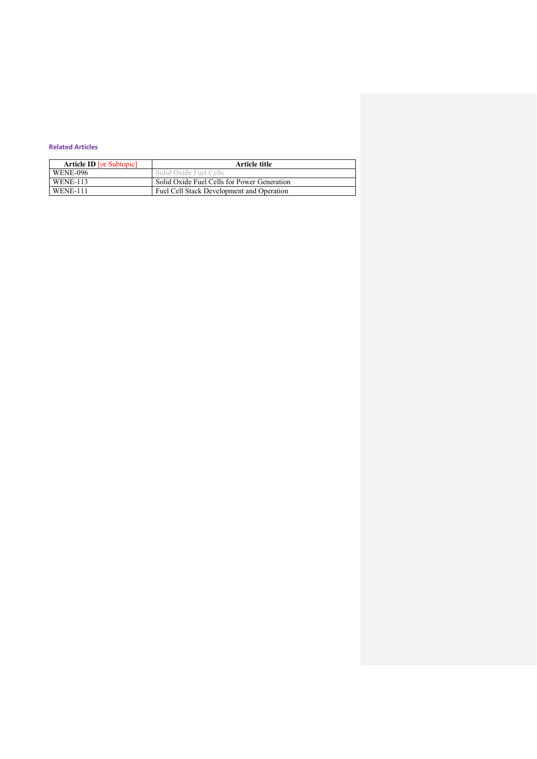### Related Articles

| Article ID [or Subtopic] | Article title |
| --- | --- |
| WENE-096 | Solid Oxide Fuel Cells |
| WENE-113 | Solid Oxide Fuel Cells for Power Generation |
| WENE-111 | Fuel Cell Stack Development and Operation |